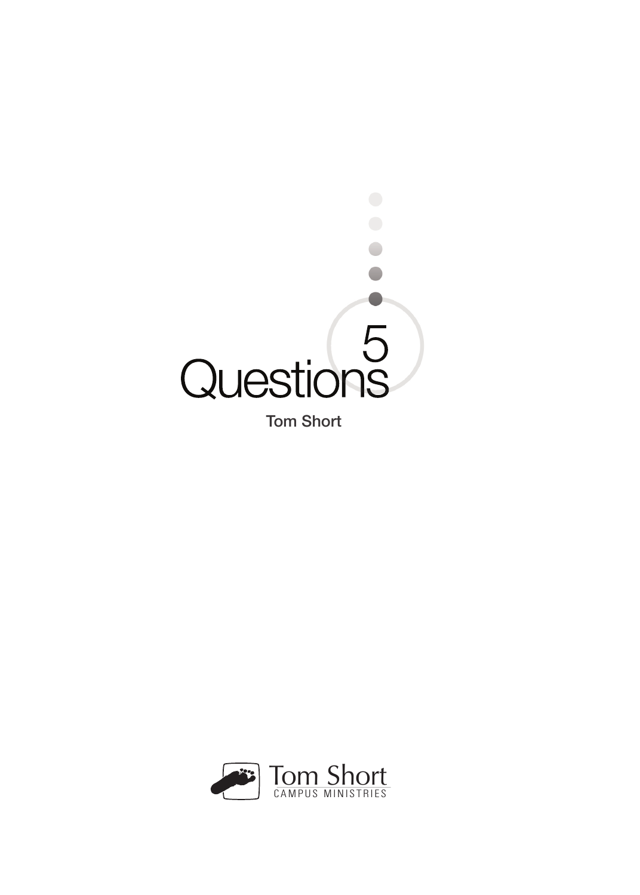# 5 Questions

**Tom Short**

Tom Short
CAMPUS MINISTRIES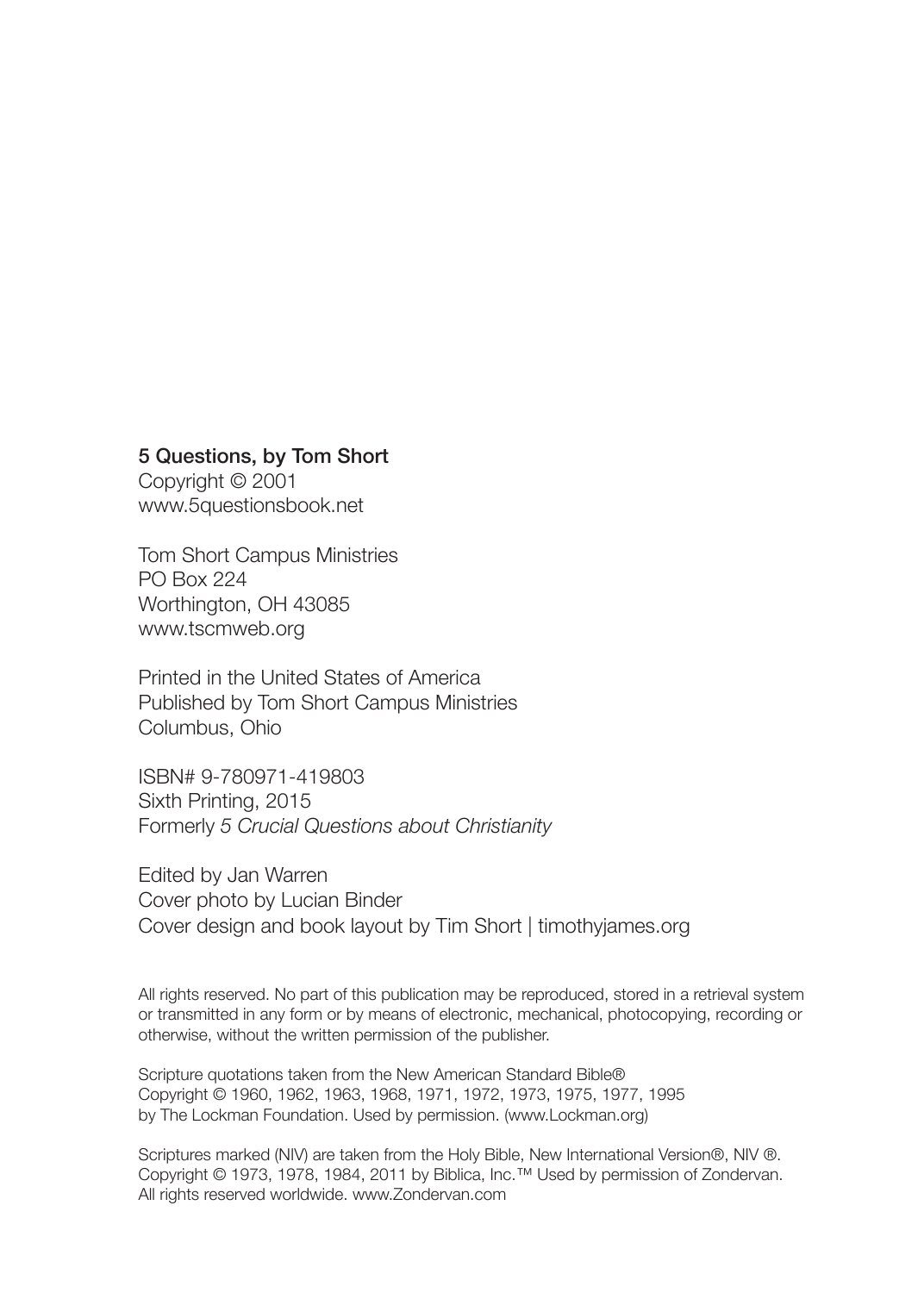**5 Questions, by Tom Short**
Copyright © 2001
www.5questionsbook.net

Tom Short Campus Ministries
PO Box 224
Worthington, OH 43085
www.tscmweb.org

Printed in the United States of America
Published by Tom Short Campus Ministries
Columbus, Ohio

ISBN# 9-780971-419803
Sixth Printing, 2015
Formerly *5 Crucial Questions about Christianity*

Edited by Jan Warren
Cover photo by Lucian Binder
Cover design and book layout by Tim Short | timothyjames.org

All rights reserved. No part of this publication may be reproduced, stored in a retrieval system or transmitted in any form or by means of electronic, mechanical, photocopying, recording or otherwise, without the written permission of the publisher.

Scripture quotations taken from the New American Standard Bible®
Copyright © 1960, 1962, 1963, 1968, 1971, 1972, 1973, 1975, 1977, 1995
by The Lockman Foundation. Used by permission. (www.Lockman.org)

Scriptures marked (NIV) are taken from the Holy Bible, New International Version®, NIV ®.
Copyright © 1973, 1978, 1984, 2011 by Biblica, Inc.™ Used by permission of Zondervan.
All rights reserved worldwide. www.Zondervan.com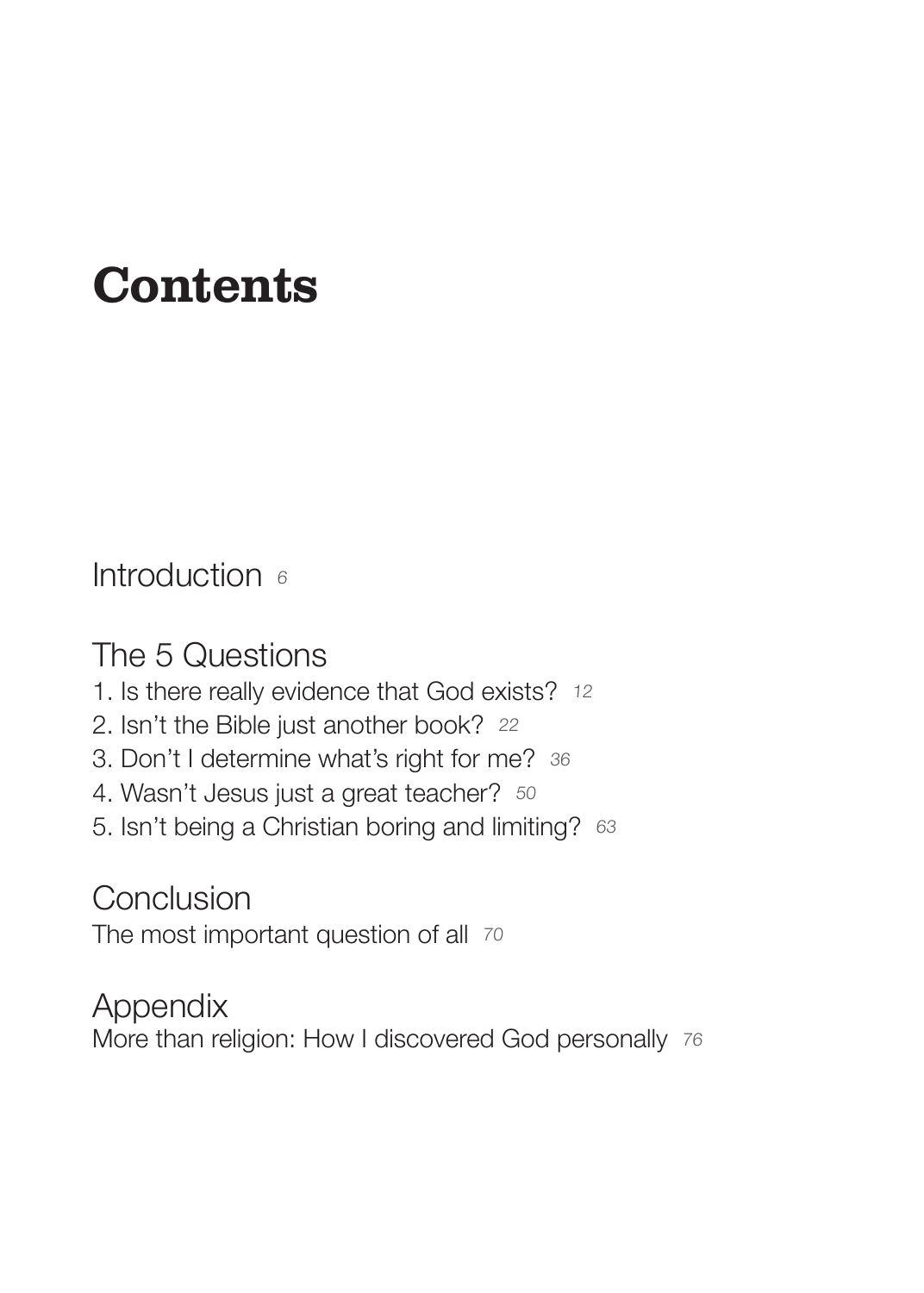# Contents

Introduction *6*

## The 5 Questions

1. Is there really evidence that God exists? *12*
2. Isn't the Bible just another book? *22*
3. Don't I determine what's right for me? *36*
4. Wasn't Jesus just a great teacher? *50*
5. Isn't being a Christian boring and limiting? *63*

## Conclusion

The most important question of all *70*

## Appendix

More than religion: How I discovered God personally *76*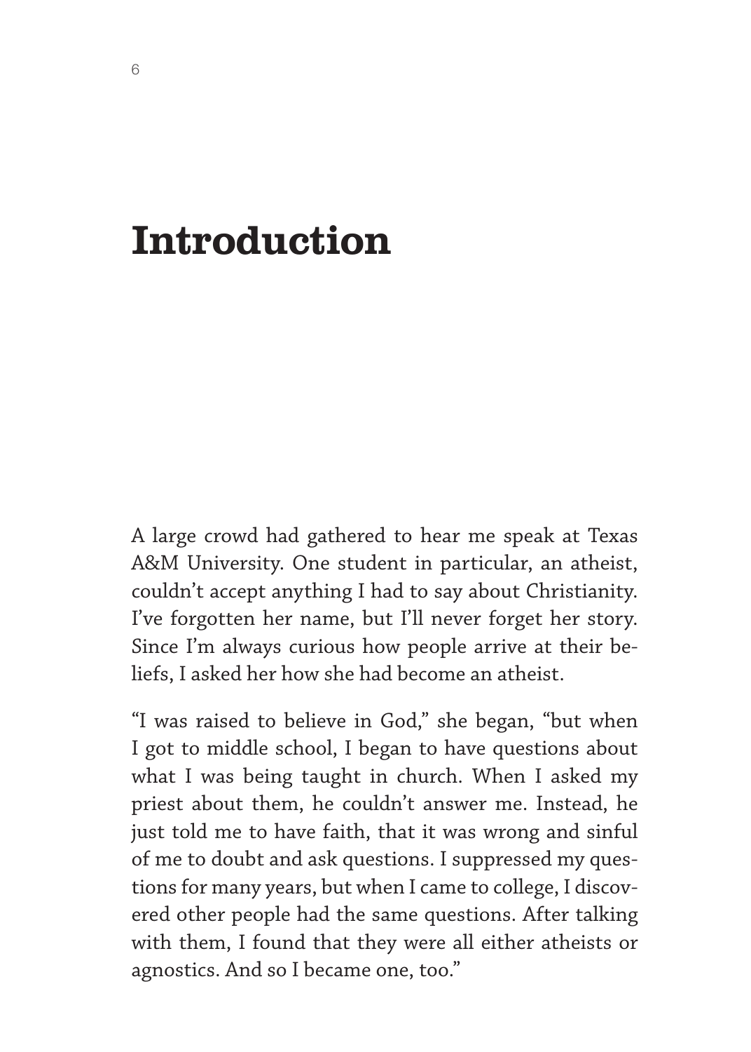# Introduction

A large crowd had gathered to hear me speak at Texas A&M University. One student in particular, an atheist, couldn't accept anything I had to say about Christianity. I've forgotten her name, but I'll never forget her story. Since I'm always curious how people arrive at their beliefs, I asked her how she had become an atheist.

"I was raised to believe in God," she began, "but when I got to middle school, I began to have questions about what I was being taught in church. When I asked my priest about them, he couldn't answer me. Instead, he just told me to have faith, that it was wrong and sinful of me to doubt and ask questions. I suppressed my questions for many years, but when I came to college, I discovered other people had the same questions. After talking with them, I found that they were all either atheists or agnostics. And so I became one, too."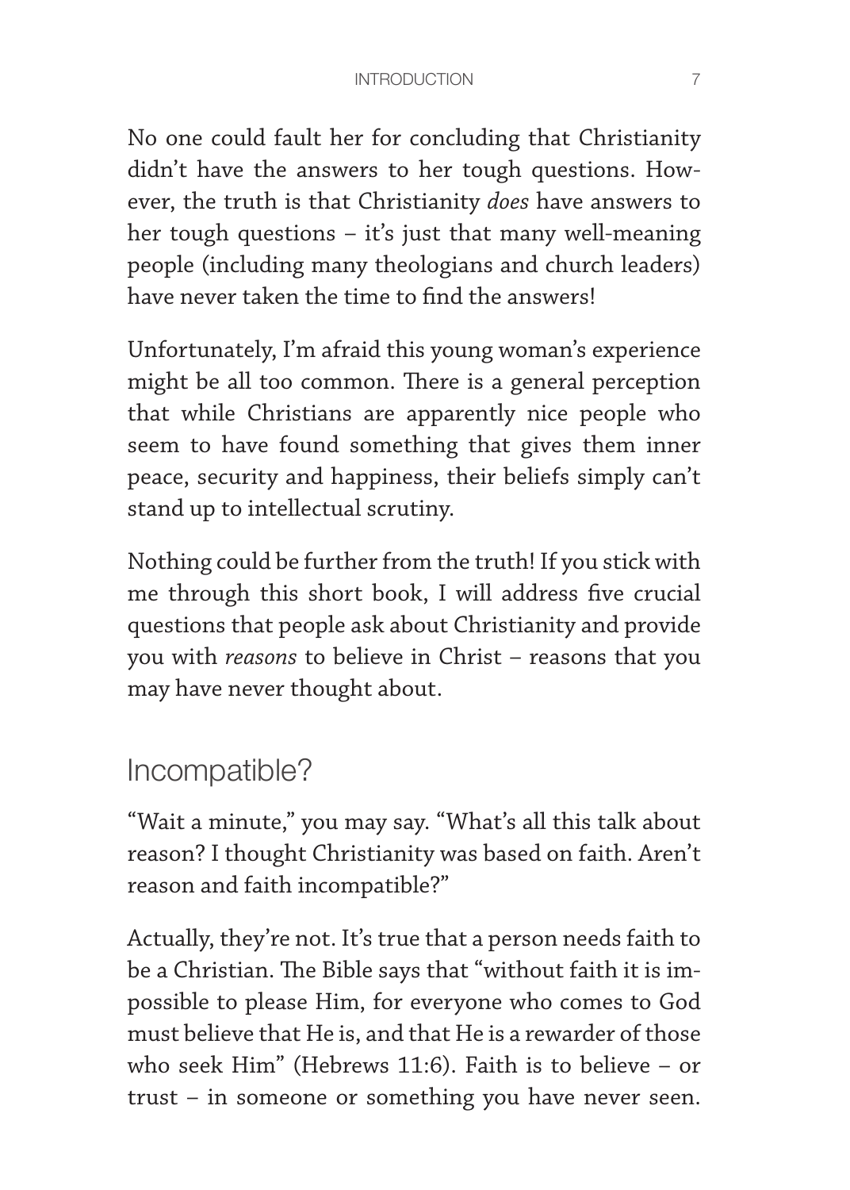No one could fault her for concluding that Christianity didn't have the answers to her tough questions. However, the truth is that Christianity *does* have answers to her tough questions – it's just that many well-meaning people (including many theologians and church leaders) have never taken the time to find the answers!

Unfortunately, I'm afraid this young woman's experience might be all too common. There is a general perception that while Christians are apparently nice people who seem to have found something that gives them inner peace, security and happiness, their beliefs simply can't stand up to intellectual scrutiny.

Nothing could be further from the truth! If you stick with me through this short book, I will address five crucial questions that people ask about Christianity and provide you with *reasons* to believe in Christ – reasons that you may have never thought about.

## Incompatible?

"Wait a minute," you may say. "What's all this talk about reason? I thought Christianity was based on faith. Aren't reason and faith incompatible?"

Actually, they're not. It's true that a person needs faith to be a Christian. The Bible says that "without faith it is impossible to please Him, for everyone who comes to God must believe that He is, and that He is a rewarder of those who seek Him" (Hebrews 11:6). Faith is to believe – or trust – in someone or something you have never seen.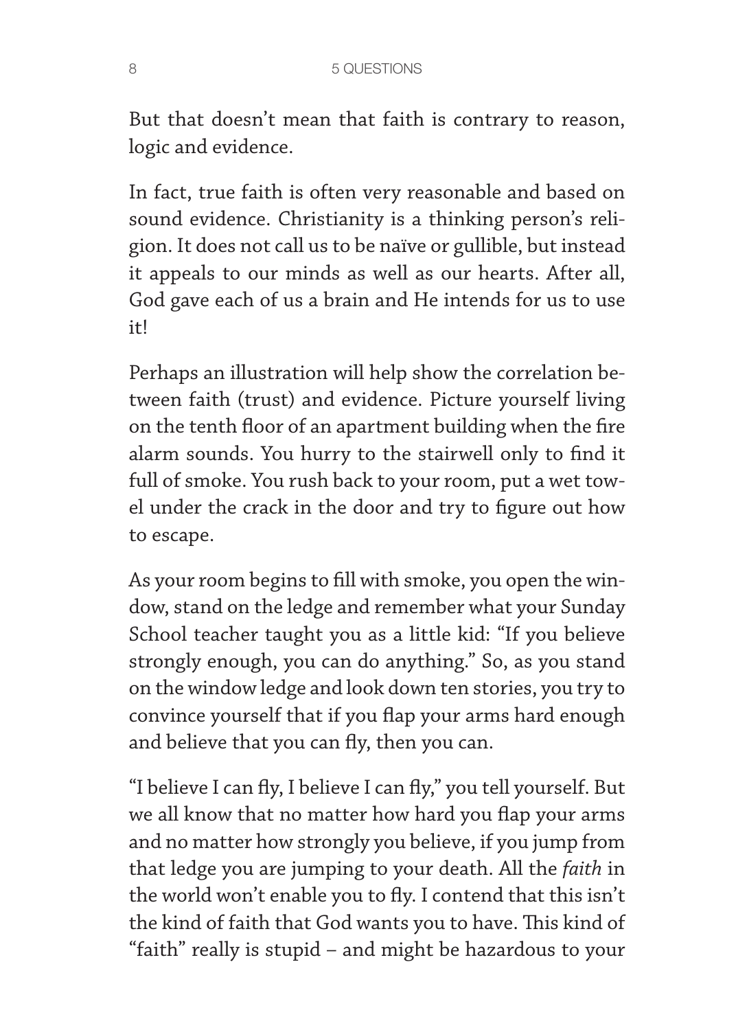But that doesn't mean that faith is contrary to reason, logic and evidence.

In fact, true faith is often very reasonable and based on sound evidence. Christianity is a thinking person's religion. It does not call us to be naïve or gullible, but instead it appeals to our minds as well as our hearts. After all, God gave each of us a brain and He intends for us to use it!

Perhaps an illustration will help show the correlation between faith (trust) and evidence. Picture yourself living on the tenth floor of an apartment building when the fire alarm sounds. You hurry to the stairwell only to find it full of smoke. You rush back to your room, put a wet towel under the crack in the door and try to figure out how to escape.

As your room begins to fill with smoke, you open the window, stand on the ledge and remember what your Sunday School teacher taught you as a little kid: "If you believe strongly enough, you can do anything." So, as you stand on the window ledge and look down ten stories, you try to convince yourself that if you flap your arms hard enough and believe that you can fly, then you can.

"I believe I can fly, I believe I can fly," you tell yourself. But we all know that no matter how hard you flap your arms and no matter how strongly you believe, if you jump from that ledge you are jumping to your death. All the *faith* in the world won't enable you to fly. I contend that this isn't the kind of faith that God wants you to have. This kind of "faith" really is stupid – and might be hazardous to your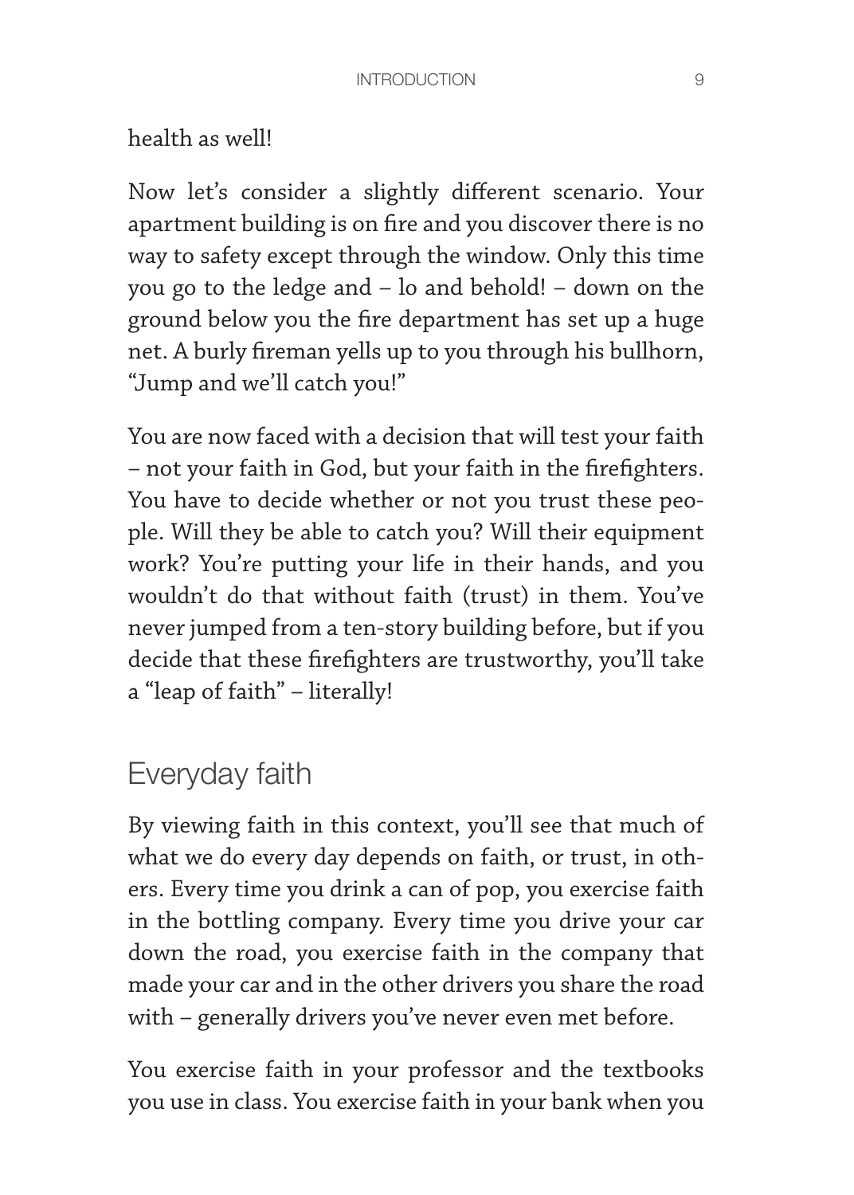health as well!

Now let's consider a slightly different scenario. Your apartment building is on fire and you discover there is no way to safety except through the window. Only this time you go to the ledge and – lo and behold! – down on the ground below you the fire department has set up a huge net. A burly fireman yells up to you through his bullhorn, "Jump and we'll catch you!"

You are now faced with a decision that will test your faith – not your faith in God, but your faith in the firefighters. You have to decide whether or not you trust these people. Will they be able to catch you? Will their equipment work? You're putting your life in their hands, and you wouldn't do that without faith (trust) in them. You've never jumped from a ten-story building before, but if you decide that these firefighters are trustworthy, you'll take a "leap of faith" – literally!

## Everyday faith

By viewing faith in this context, you'll see that much of what we do every day depends on faith, or trust, in others. Every time you drink a can of pop, you exercise faith in the bottling company. Every time you drive your car down the road, you exercise faith in the company that made your car and in the other drivers you share the road with – generally drivers you've never even met before.

You exercise faith in your professor and the textbooks you use in class. You exercise faith in your bank when you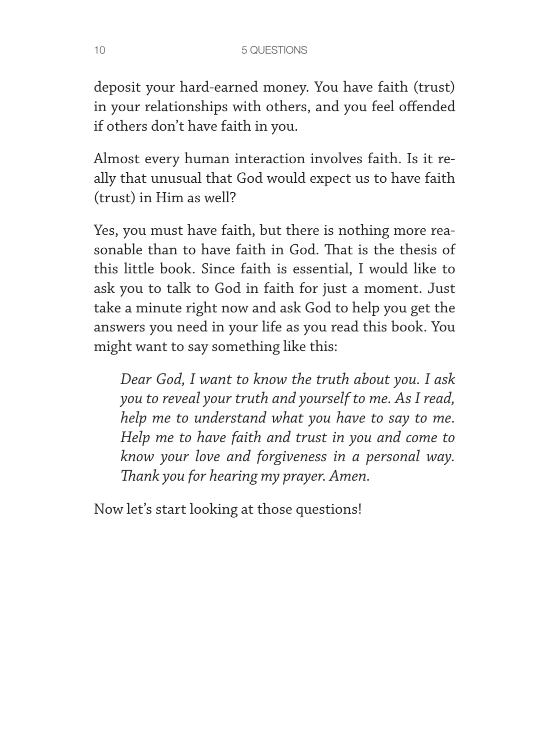deposit your hard-earned money. You have faith (trust) in your relationships with others, and you feel offended if others don't have faith in you.

Almost every human interaction involves faith. Is it really that unusual that God would expect us to have faith (trust) in Him as well?

Yes, you must have faith, but there is nothing more reasonable than to have faith in God. That is the thesis of this little book. Since faith is essential, I would like to ask you to talk to God in faith for just a moment. Just take a minute right now and ask God to help you get the answers you need in your life as you read this book. You might want to say something like this:

> *Dear God, I want to know the truth about you. I ask you to reveal your truth and yourself to me. As I read, help me to understand what you have to say to me. Help me to have faith and trust in you and come to know your love and forgiveness in a personal way. Thank you for hearing my prayer. Amen.*

Now let's start looking at those questions!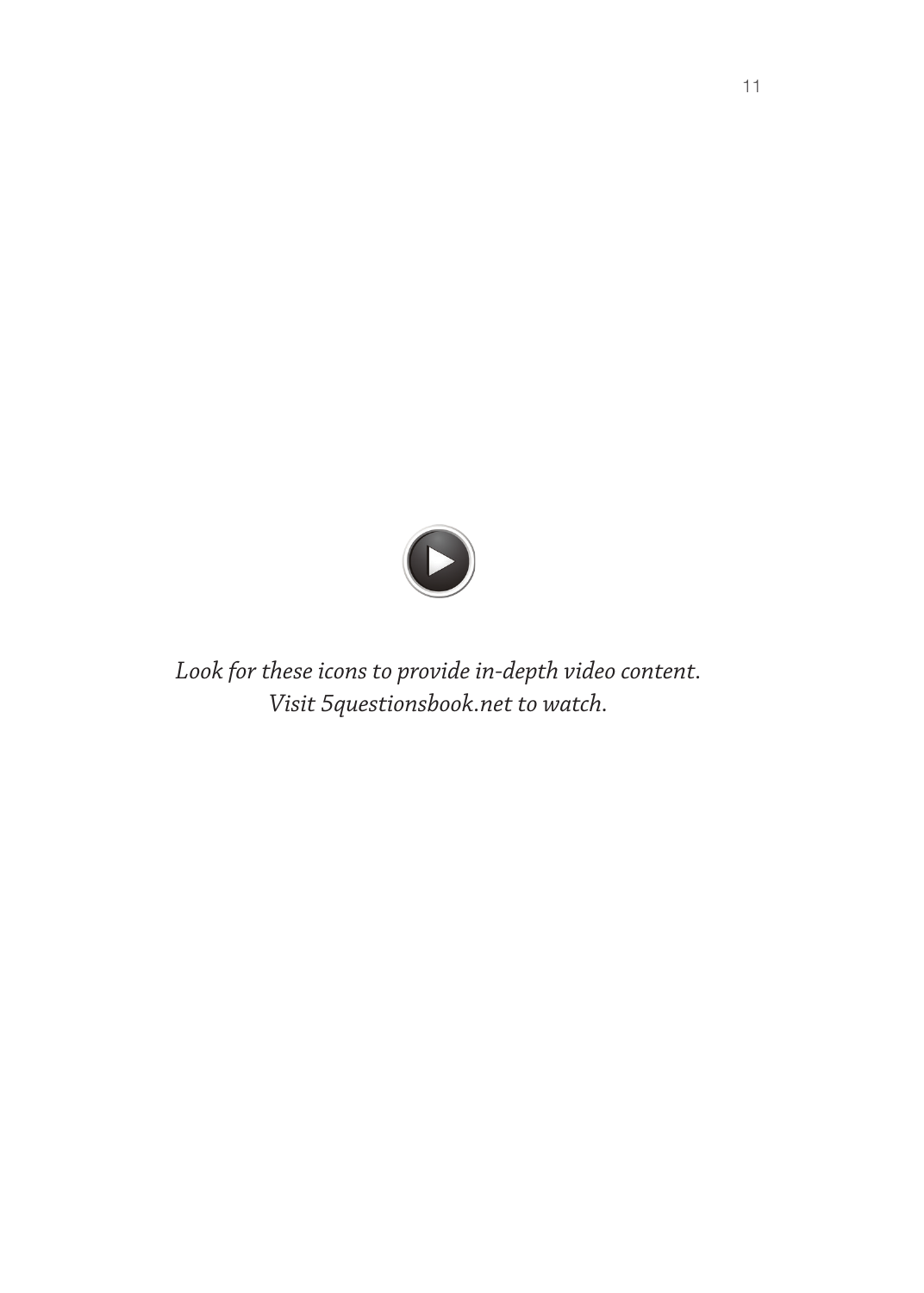*Look for these icons to provide in-depth video content.*
*Visit 5questionsbook.net to watch.*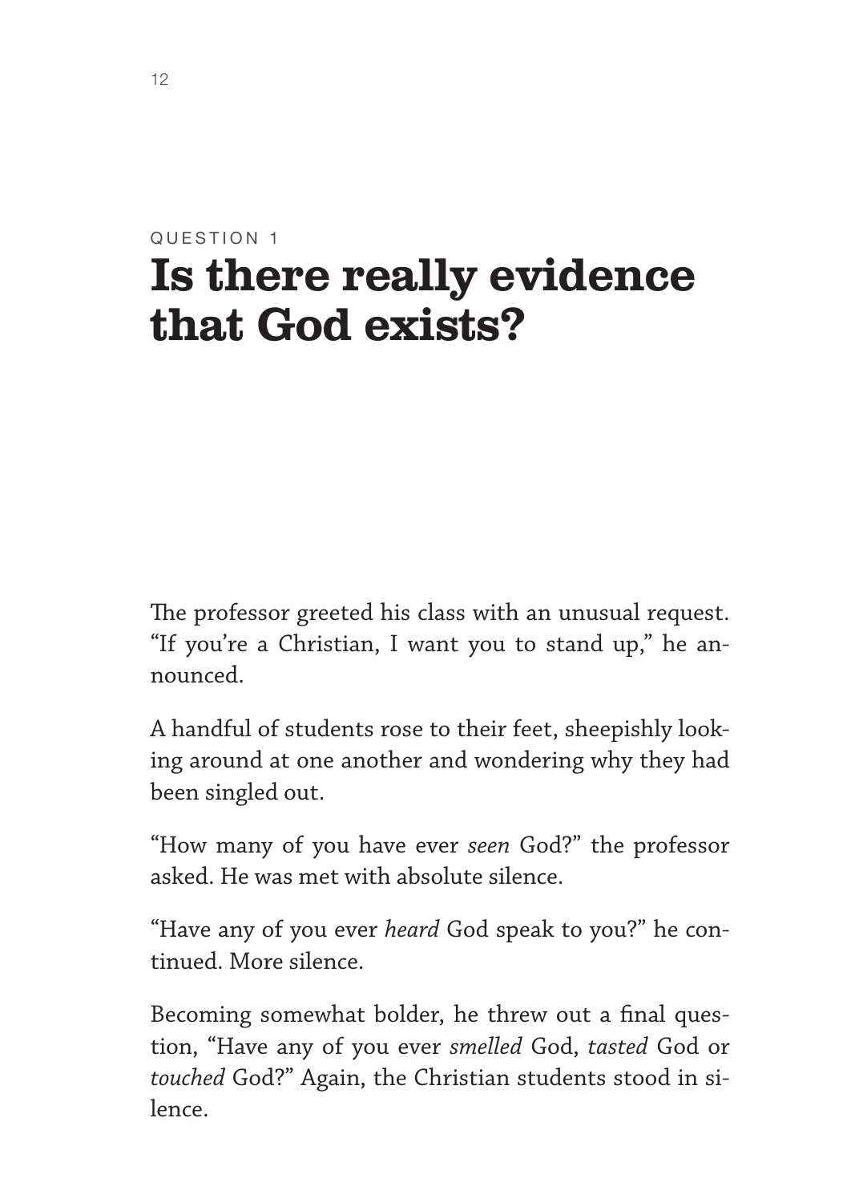QUESTION 1

# Is there really evidence that God exists?

The professor greeted his class with an unusual request. "If you're a Christian, I want you to stand up," he announced.

A handful of students rose to their feet, sheepishly looking around at one another and wondering why they had been singled out.

"How many of you have ever *seen* God?" the professor asked. He was met with absolute silence.

"Have any of you ever *heard* God speak to you?" he continued. More silence.

Becoming somewhat bolder, he threw out a final question, "Have any of you ever *smelled* God, *tasted* God or *touched* God?" Again, the Christian students stood in silence.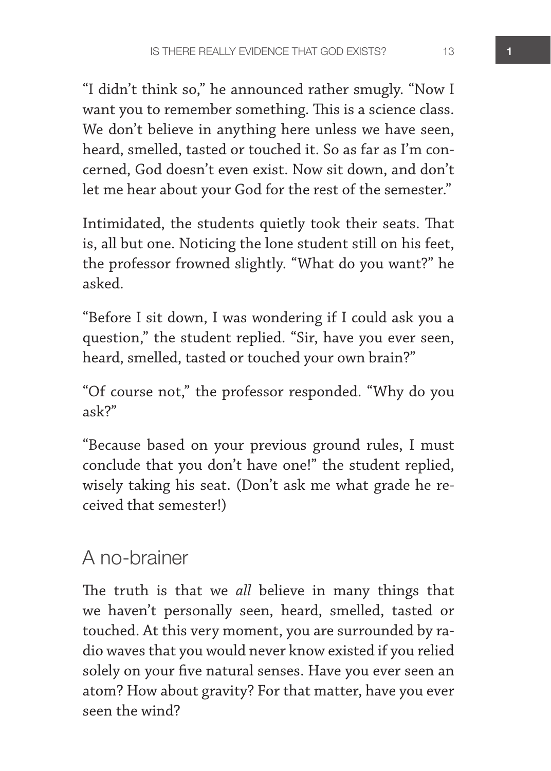"I didn't think so," he announced rather smugly. "Now I want you to remember something. This is a science class. We don't believe in anything here unless we have seen, heard, smelled, tasted or touched it. So as far as I'm concerned, God doesn't even exist. Now sit down, and don't let me hear about your God for the rest of the semester."

Intimidated, the students quietly took their seats. That is, all but one. Noticing the lone student still on his feet, the professor frowned slightly. "What do you want?" he asked.

"Before I sit down, I was wondering if I could ask you a question," the student replied. "Sir, have you ever seen, heard, smelled, tasted or touched your own brain?"

"Of course not," the professor responded. "Why do you ask?"

"Because based on your previous ground rules, I must conclude that you don't have one!" the student replied, wisely taking his seat. (Don't ask me what grade he received that semester!)

## A no-brainer

The truth is that we *all* believe in many things that we haven't personally seen, heard, smelled, tasted or touched. At this very moment, you are surrounded by radio waves that you would never know existed if you relied solely on your five natural senses. Have you ever seen an atom? How about gravity? For that matter, have you ever seen the wind?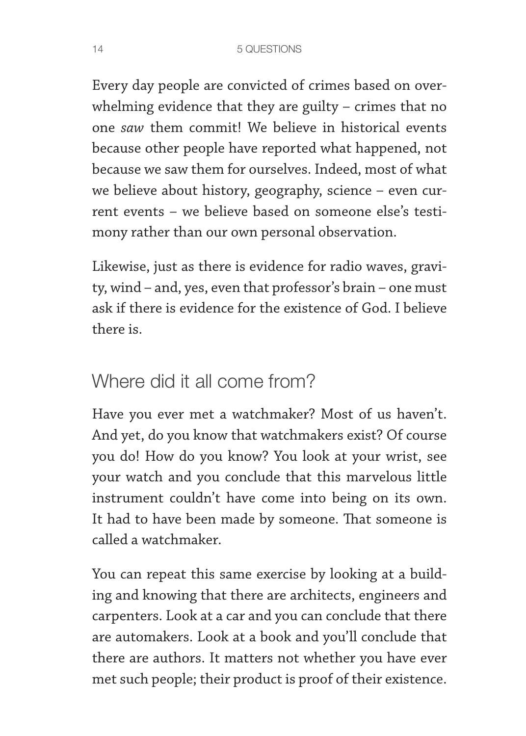Every day people are convicted of crimes based on overwhelming evidence that they are guilty – crimes that no one *saw* them commit! We believe in historical events because other people have reported what happened, not because we saw them for ourselves. Indeed, most of what we believe about history, geography, science – even current events – we believe based on someone else's testimony rather than our own personal observation.

Likewise, just as there is evidence for radio waves, gravity, wind – and, yes, even that professor's brain – one must ask if there is evidence for the existence of God. I believe there is.

## Where did it all come from?

Have you ever met a watchmaker? Most of us haven't. And yet, do you know that watchmakers exist? Of course you do! How do you know? You look at your wrist, see your watch and you conclude that this marvelous little instrument couldn't have come into being on its own. It had to have been made by someone. That someone is called a watchmaker.

You can repeat this same exercise by looking at a building and knowing that there are architects, engineers and carpenters. Look at a car and you can conclude that there are automakers. Look at a book and you'll conclude that there are authors. It matters not whether you have ever met such people; their product is proof of their existence.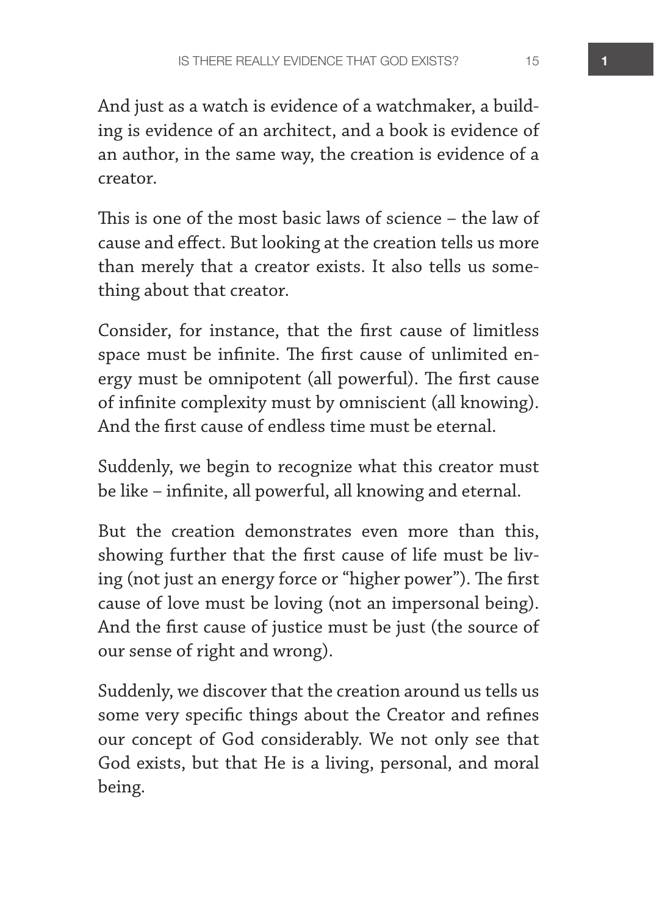And just as a watch is evidence of a watchmaker, a building is evidence of an architect, and a book is evidence of an author, in the same way, the creation is evidence of a creator.

This is one of the most basic laws of science – the law of cause and effect. But looking at the creation tells us more than merely that a creator exists. It also tells us something about that creator.

Consider, for instance, that the first cause of limitless space must be infinite. The first cause of unlimited energy must be omnipotent (all powerful). The first cause of infinite complexity must by omniscient (all knowing). And the first cause of endless time must be eternal.

Suddenly, we begin to recognize what this creator must be like – infinite, all powerful, all knowing and eternal.

But the creation demonstrates even more than this, showing further that the first cause of life must be living (not just an energy force or "higher power"). The first cause of love must be loving (not an impersonal being). And the first cause of justice must be just (the source of our sense of right and wrong).

Suddenly, we discover that the creation around us tells us some very specific things about the Creator and refines our concept of God considerably. We not only see that God exists, but that He is a living, personal, and moral being.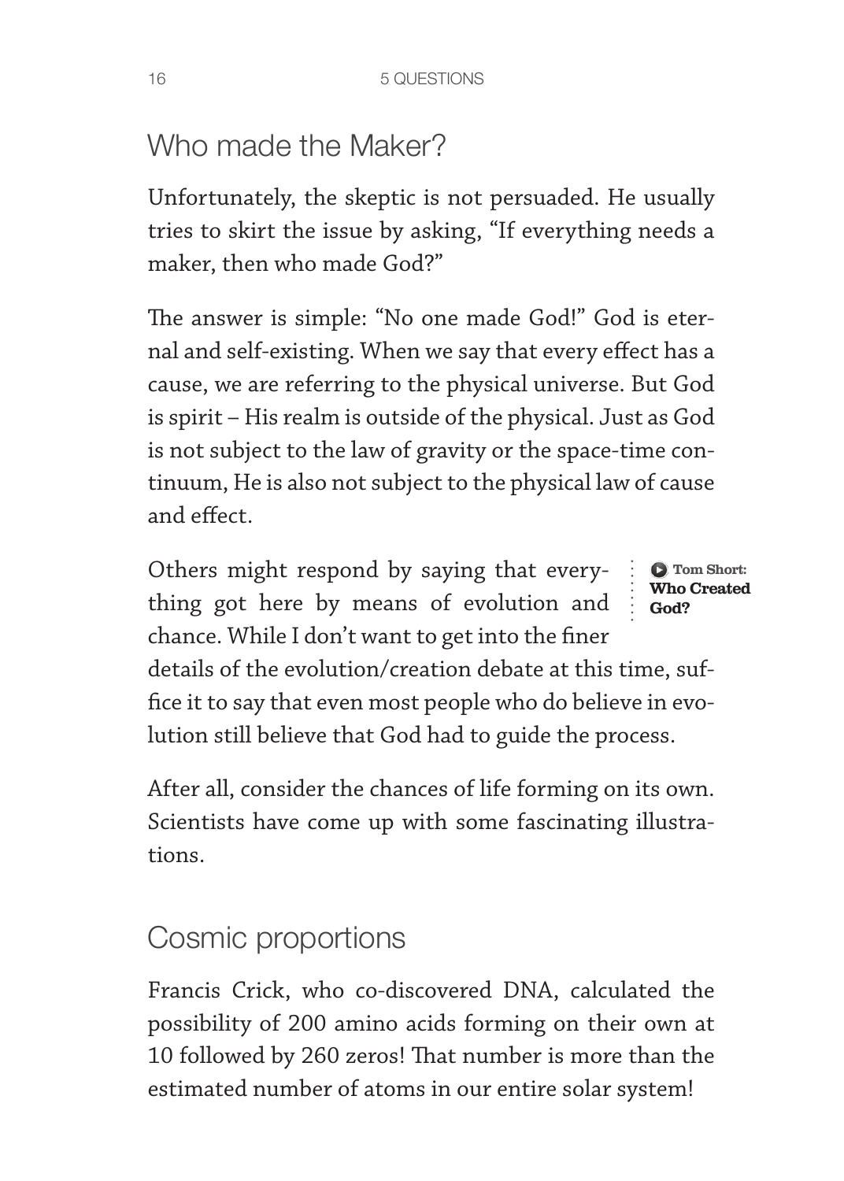## Who made the Maker?

Unfortunately, the skeptic is not persuaded. He usually tries to skirt the issue by asking, "If everything needs a maker, then who made God?"

The answer is simple: "No one made God!" God is eternal and self-existing. When we say that every effect has a cause, we are referring to the physical universe. But God is spirit – His realm is outside of the physical. Just as God is not subject to the law of gravity or the space-time continuum, He is also not subject to the physical law of cause and effect.

Others might respond by saying that everything got here by means of evolution and chance. While I don't want to get into the finer details of the evolution/creation debate at this time, suffice it to say that even most people who do believe in evolution still believe that God had to guide the process.

**Tom Short: Who Created God?**

After all, consider the chances of life forming on its own. Scientists have come up with some fascinating illustrations.

## Cosmic proportions

Francis Crick, who co-discovered DNA, calculated the possibility of 200 amino acids forming on their own at 10 followed by 260 zeros! That number is more than the estimated number of atoms in our entire solar system!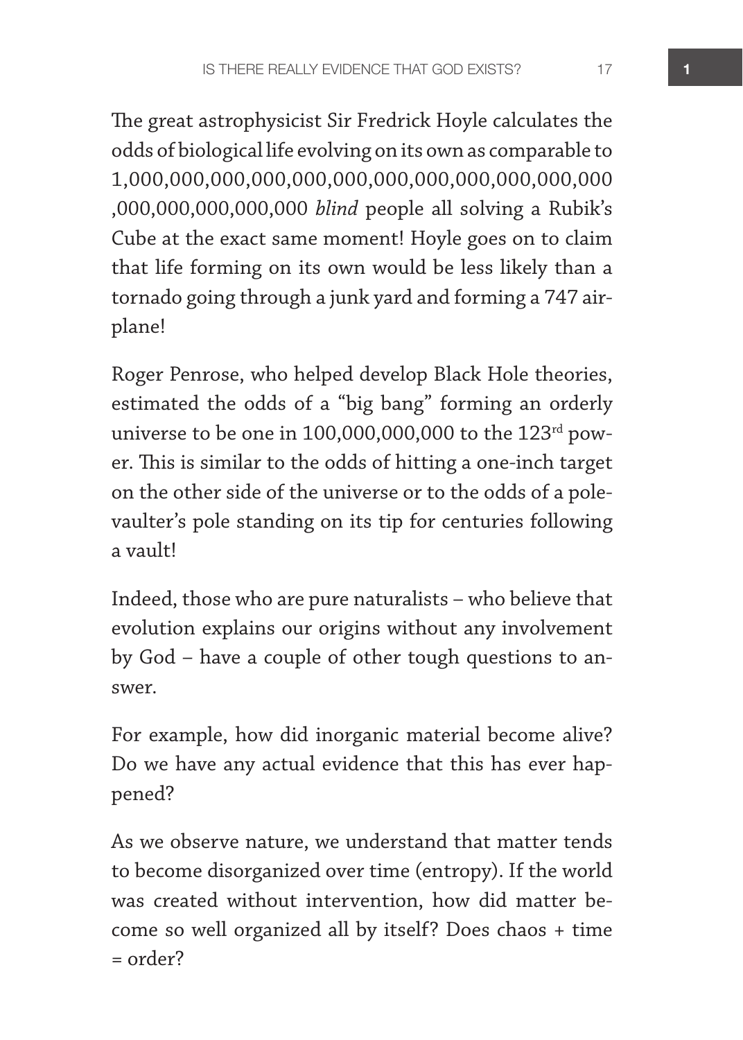The great astrophysicist Sir Fredrick Hoyle calculates the odds of biological life evolving on its own as comparable to 1,000,000,000,000,000,000,000,000,000,000,000,000,000,000,000,000,000 *blind* people all solving a Rubik's Cube at the exact same moment! Hoyle goes on to claim that life forming on its own would be less likely than a tornado going through a junk yard and forming a 747 airplane!

Roger Penrose, who helped develop Black Hole theories, estimated the odds of a "big bang" forming an orderly universe to be one in 100,000,000,000 to the 123$^{rd}$ power. This is similar to the odds of hitting a one-inch target on the other side of the universe or to the odds of a pole-vaulter's pole standing on its tip for centuries following a vault!

Indeed, those who are pure naturalists – who believe that evolution explains our origins without any involvement by God – have a couple of other tough questions to answer.

For example, how did inorganic material become alive? Do we have any actual evidence that this has ever happened?

As we observe nature, we understand that matter tends to become disorganized over time (entropy). If the world was created without intervention, how did matter become so well organized all by itself? Does chaos + time = order?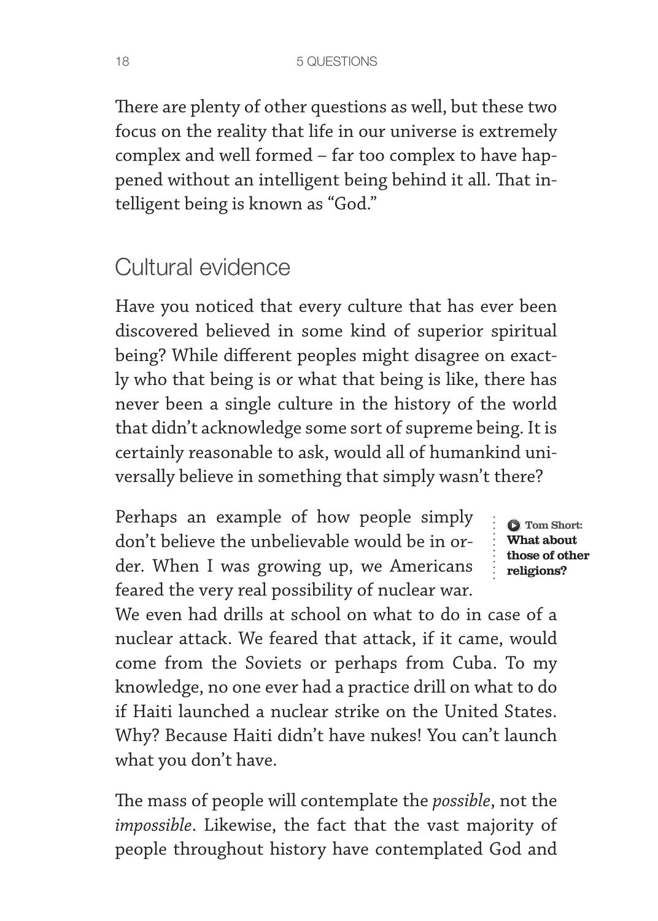There are plenty of other questions as well, but these two focus on the reality that life in our universe is extremely complex and well formed – far too complex to have happened without an intelligent being behind it all. That intelligent being is known as "God."

## Cultural evidence

Have you noticed that every culture that has ever been discovered believed in some kind of superior spiritual being? While different peoples might disagree on exactly who that being is or what that being is like, there has never been a single culture in the history of the world that didn't acknowledge some sort of supreme being. It is certainly reasonable to ask, would all of humankind universally believe in something that simply wasn't there?

Perhaps an example of how people simply don't believe the unbelievable would be in order. When I was growing up, we Americans feared the very real possibility of nuclear war. We even had drills at school on what to do in case of a nuclear attack. We feared that attack, if it came, would come from the Soviets or perhaps from Cuba. To my knowledge, no one ever had a practice drill on what to do if Haiti launched a nuclear strike on the United States. Why? Because Haiti didn't have nukes! You can't launch what you don't have.

**Tom Short: What about those of other religions?**

The mass of people will contemplate the *possible*, not the *impossible*. Likewise, the fact that the vast majority of people throughout history have contemplated God and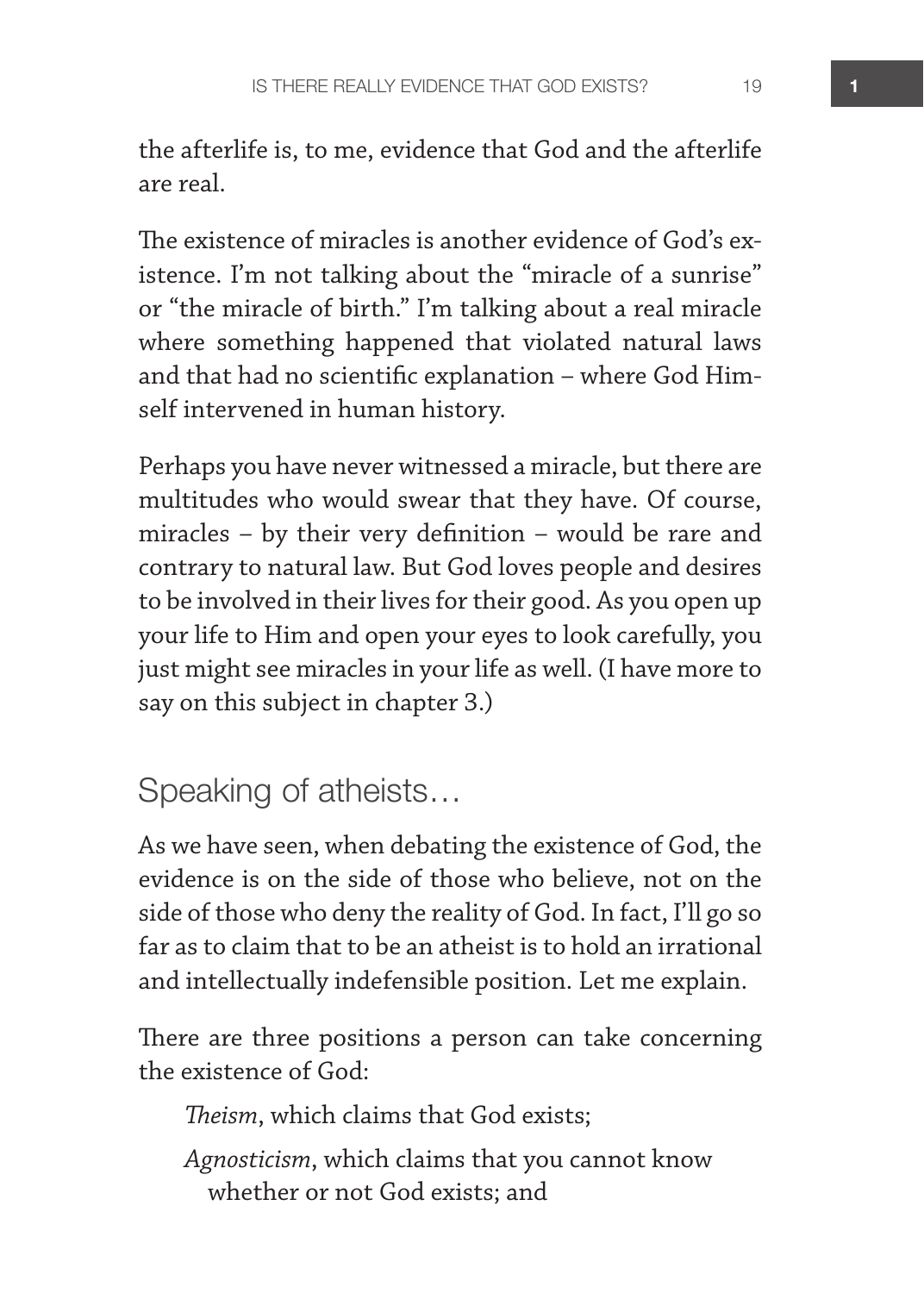the afterlife is, to me, evidence that God and the afterlife are real.

The existence of miracles is another evidence of God's existence. I'm not talking about the "miracle of a sunrise" or "the miracle of birth." I'm talking about a real miracle where something happened that violated natural laws and that had no scientific explanation – where God Himself intervened in human history.

Perhaps you have never witnessed a miracle, but there are multitudes who would swear that they have. Of course, miracles – by their very definition – would be rare and contrary to natural law. But God loves people and desires to be involved in their lives for their good. As you open up your life to Him and open your eyes to look carefully, you just might see miracles in your life as well. (I have more to say on this subject in chapter 3.)

## Speaking of atheists…

As we have seen, when debating the existence of God, the evidence is on the side of those who believe, not on the side of those who deny the reality of God. In fact, I'll go so far as to claim that to be an atheist is to hold an irrational and intellectually indefensible position. Let me explain.

There are three positions a person can take concerning the existence of God:

> *Theism*, which claims that God exists;
>
> *Agnosticism*, which claims that you cannot know whether or not God exists; and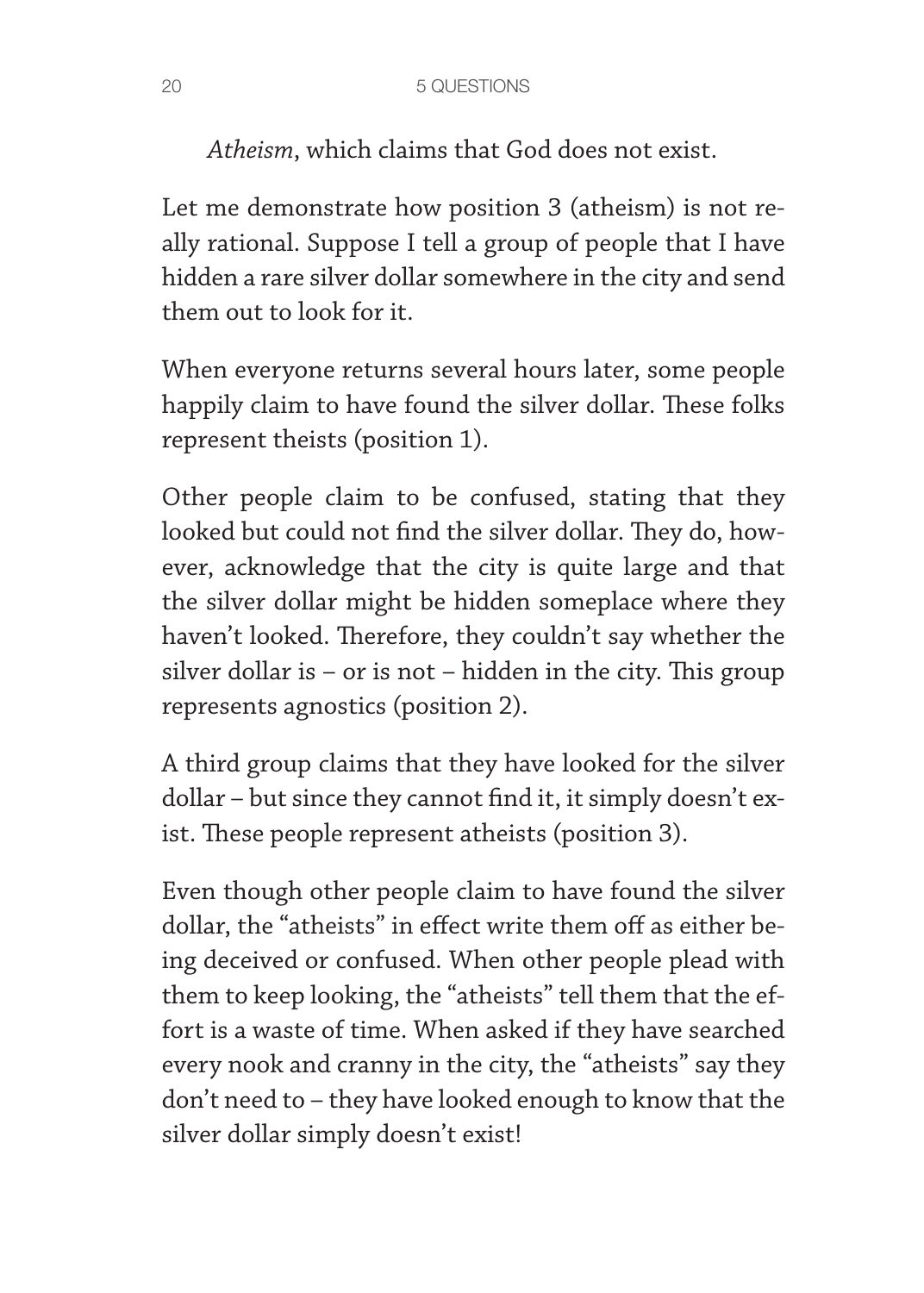*Atheism*, which claims that God does not exist.

Let me demonstrate how position 3 (atheism) is not really rational. Suppose I tell a group of people that I have hidden a rare silver dollar somewhere in the city and send them out to look for it.

When everyone returns several hours later, some people happily claim to have found the silver dollar. These folks represent theists (position 1).

Other people claim to be confused, stating that they looked but could not find the silver dollar. They do, however, acknowledge that the city is quite large and that the silver dollar might be hidden someplace where they haven't looked. Therefore, they couldn't say whether the silver dollar is – or is not – hidden in the city. This group represents agnostics (position 2).

A third group claims that they have looked for the silver dollar – but since they cannot find it, it simply doesn't exist. These people represent atheists (position 3).

Even though other people claim to have found the silver dollar, the "atheists" in effect write them off as either being deceived or confused. When other people plead with them to keep looking, the "atheists" tell them that the effort is a waste of time. When asked if they have searched every nook and cranny in the city, the "atheists" say they don't need to – they have looked enough to know that the silver dollar simply doesn't exist!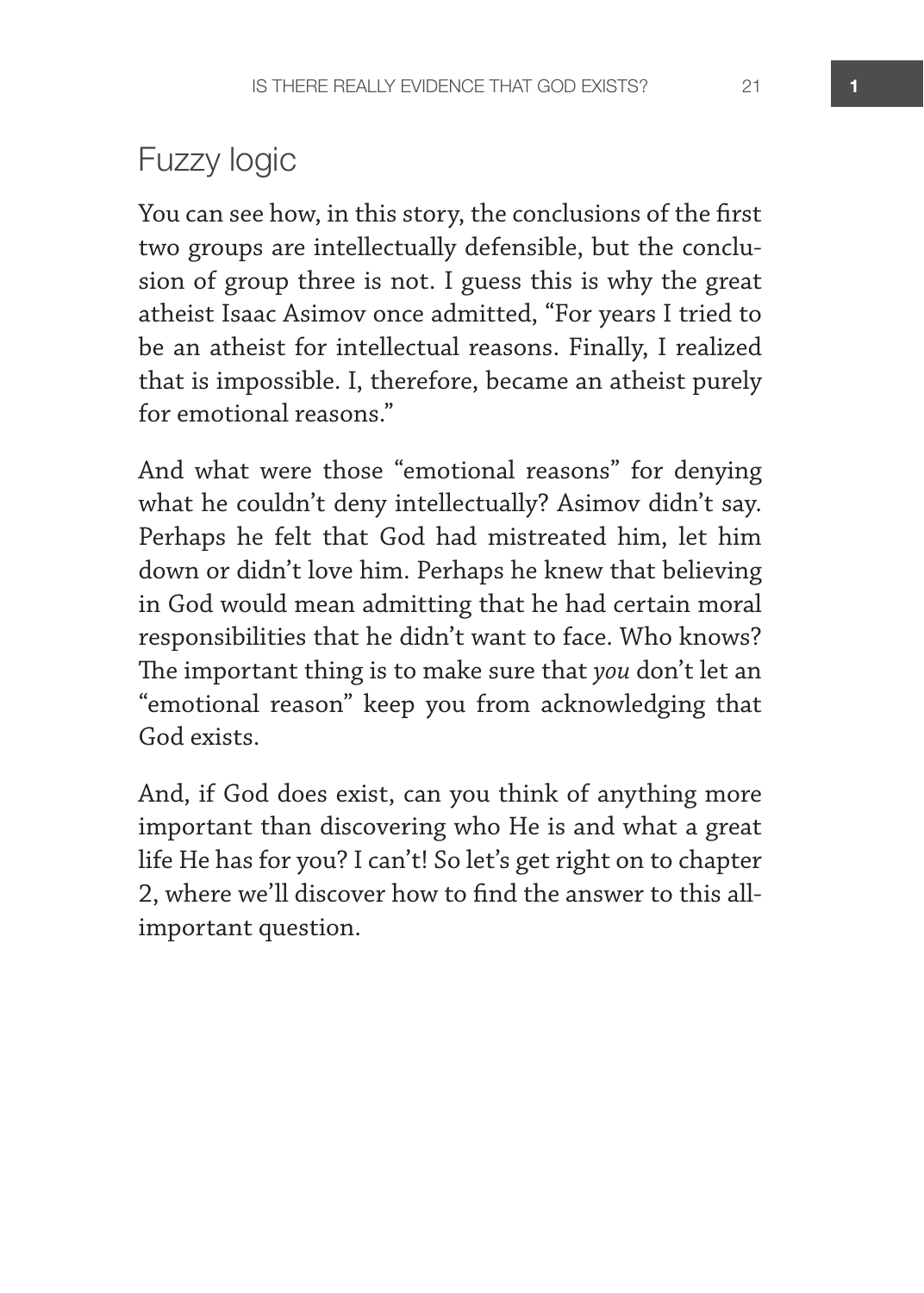## Fuzzy logic

You can see how, in this story, the conclusions of the first two groups are intellectually defensible, but the conclusion of group three is not. I guess this is why the great atheist Isaac Asimov once admitted, "For years I tried to be an atheist for intellectual reasons. Finally, I realized that is impossible. I, therefore, became an atheist purely for emotional reasons."

And what were those "emotional reasons" for denying what he couldn't deny intellectually? Asimov didn't say. Perhaps he felt that God had mistreated him, let him down or didn't love him. Perhaps he knew that believing in God would mean admitting that he had certain moral responsibilities that he didn't want to face. Who knows? The important thing is to make sure that *you* don't let an "emotional reason" keep you from acknowledging that God exists.

And, if God does exist, can you think of anything more important than discovering who He is and what a great life He has for you? I can't! So let's get right on to chapter 2, where we'll discover how to find the answer to this all-important question.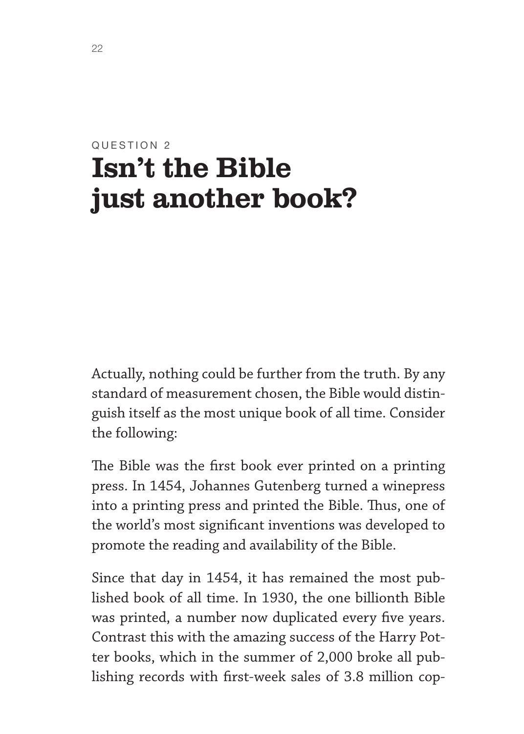QUESTION 2

# Isn't the Bible just another book?

Actually, nothing could be further from the truth. By any standard of measurement chosen, the Bible would distinguish itself as the most unique book of all time. Consider the following:

The Bible was the first book ever printed on a printing press. In 1454, Johannes Gutenberg turned a winepress into a printing press and printed the Bible. Thus, one of the world's most significant inventions was developed to promote the reading and availability of the Bible.

Since that day in 1454, it has remained the most published book of all time. In 1930, the one billionth Bible was printed, a number now duplicated every five years. Contrast this with the amazing success of the Harry Potter books, which in the summer of 2,000 broke all publishing records with first-week sales of 3.8 million cop-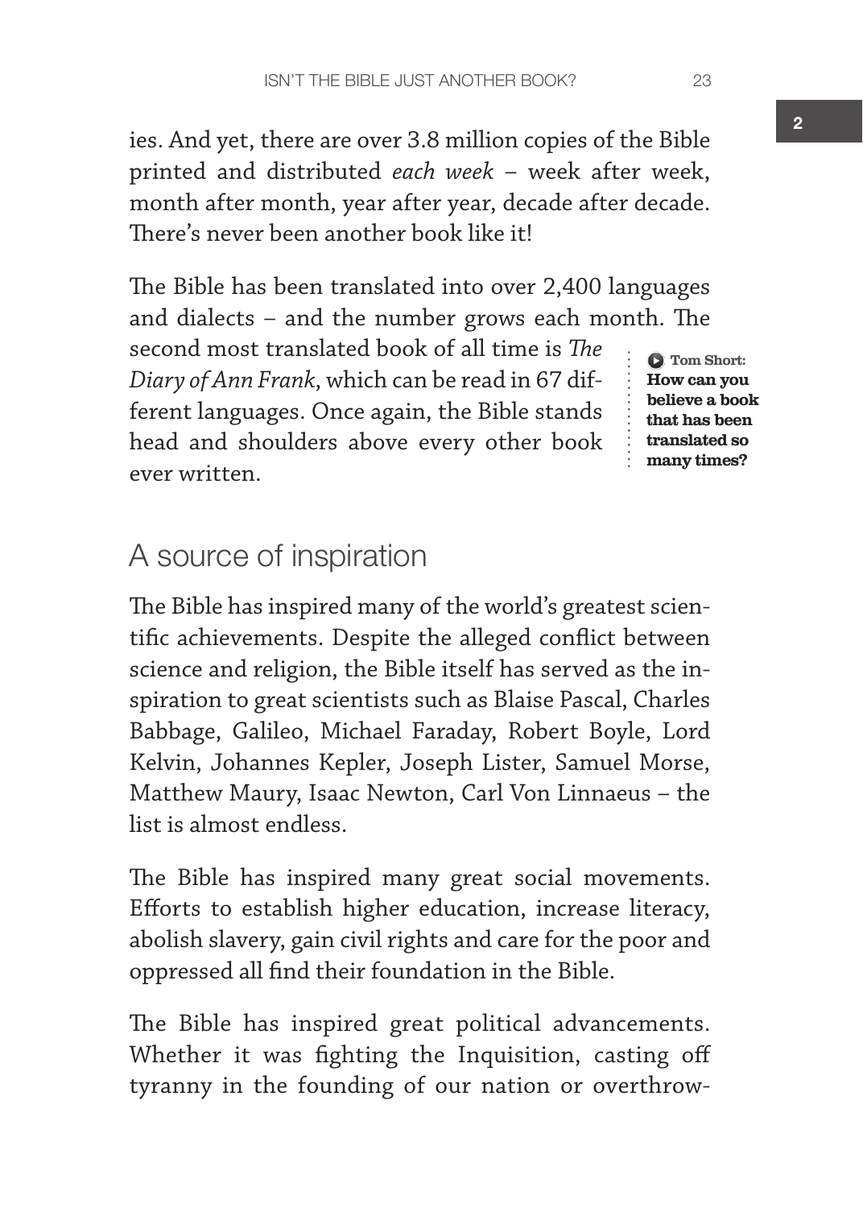ies. And yet, there are over 3.8 million copies of the Bible printed and distributed *each week* – week after week, month after month, year after year, decade after decade. There's never been another book like it!

The Bible has been translated into over 2,400 languages and dialects – and the number grows each month. The second most translated book of all time is *The Diary of Ann Frank*, which can be read in 67 different languages. Once again, the Bible stands head and shoulders above every other book ever written.

**Tom Short: How can you believe a book that has been translated so many times?**

## A source of inspiration

The Bible has inspired many of the world's greatest scientific achievements. Despite the alleged conflict between science and religion, the Bible itself has served as the inspiration to great scientists such as Blaise Pascal, Charles Babbage, Galileo, Michael Faraday, Robert Boyle, Lord Kelvin, Johannes Kepler, Joseph Lister, Samuel Morse, Matthew Maury, Isaac Newton, Carl Von Linnaeus – the list is almost endless.

The Bible has inspired many great social movements. Efforts to establish higher education, increase literacy, abolish slavery, gain civil rights and care for the poor and oppressed all find their foundation in the Bible.

The Bible has inspired great political advancements. Whether it was fighting the Inquisition, casting off tyranny in the founding of our nation or overthrow-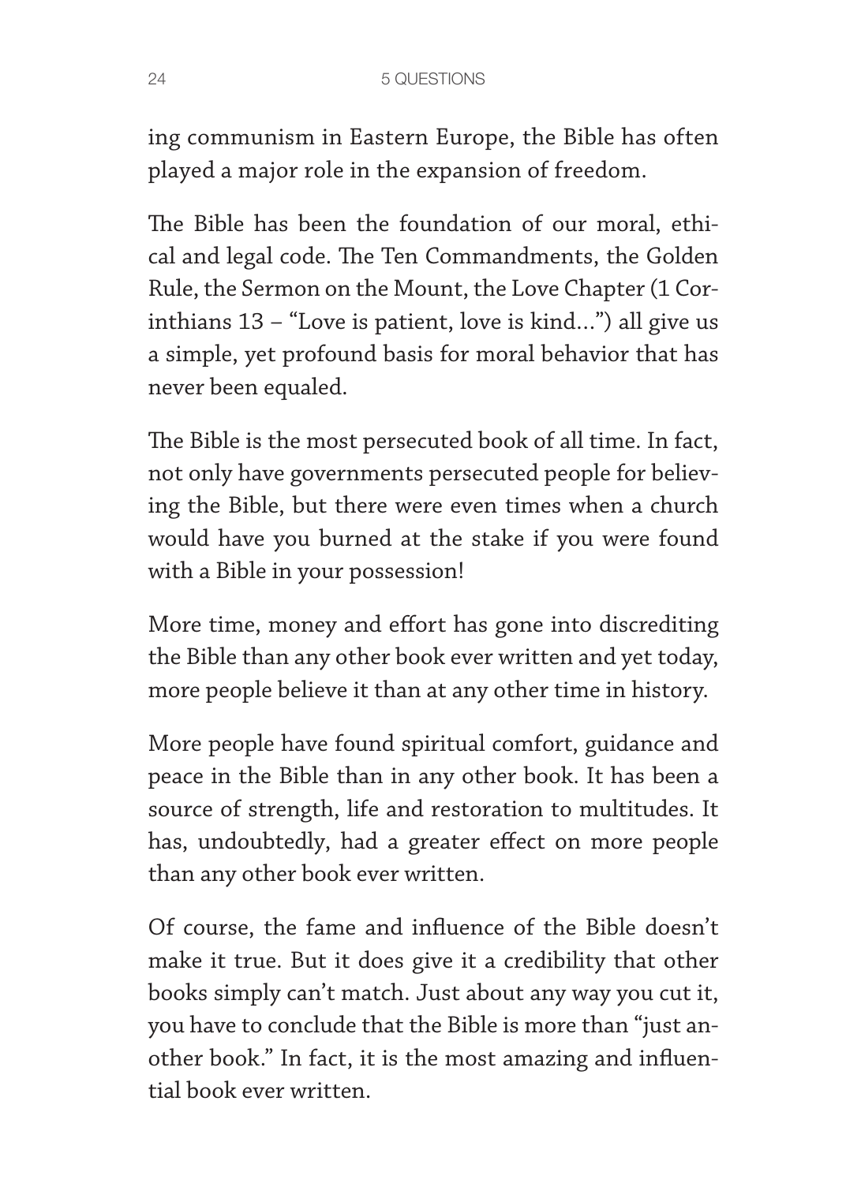ing communism in Eastern Europe, the Bible has often played a major role in the expansion of freedom.

The Bible has been the foundation of our moral, ethical and legal code. The Ten Commandments, the Golden Rule, the Sermon on the Mount, the Love Chapter (1 Corinthians 13 – "Love is patient, love is kind…") all give us a simple, yet profound basis for moral behavior that has never been equaled.

The Bible is the most persecuted book of all time. In fact, not only have governments persecuted people for believing the Bible, but there were even times when a church would have you burned at the stake if you were found with a Bible in your possession!

More time, money and effort has gone into discrediting the Bible than any other book ever written and yet today, more people believe it than at any other time in history.

More people have found spiritual comfort, guidance and peace in the Bible than in any other book. It has been a source of strength, life and restoration to multitudes. It has, undoubtedly, had a greater effect on more people than any other book ever written.

Of course, the fame and influence of the Bible doesn't make it true. But it does give it a credibility that other books simply can't match. Just about any way you cut it, you have to conclude that the Bible is more than "just another book." In fact, it is the most amazing and influential book ever written.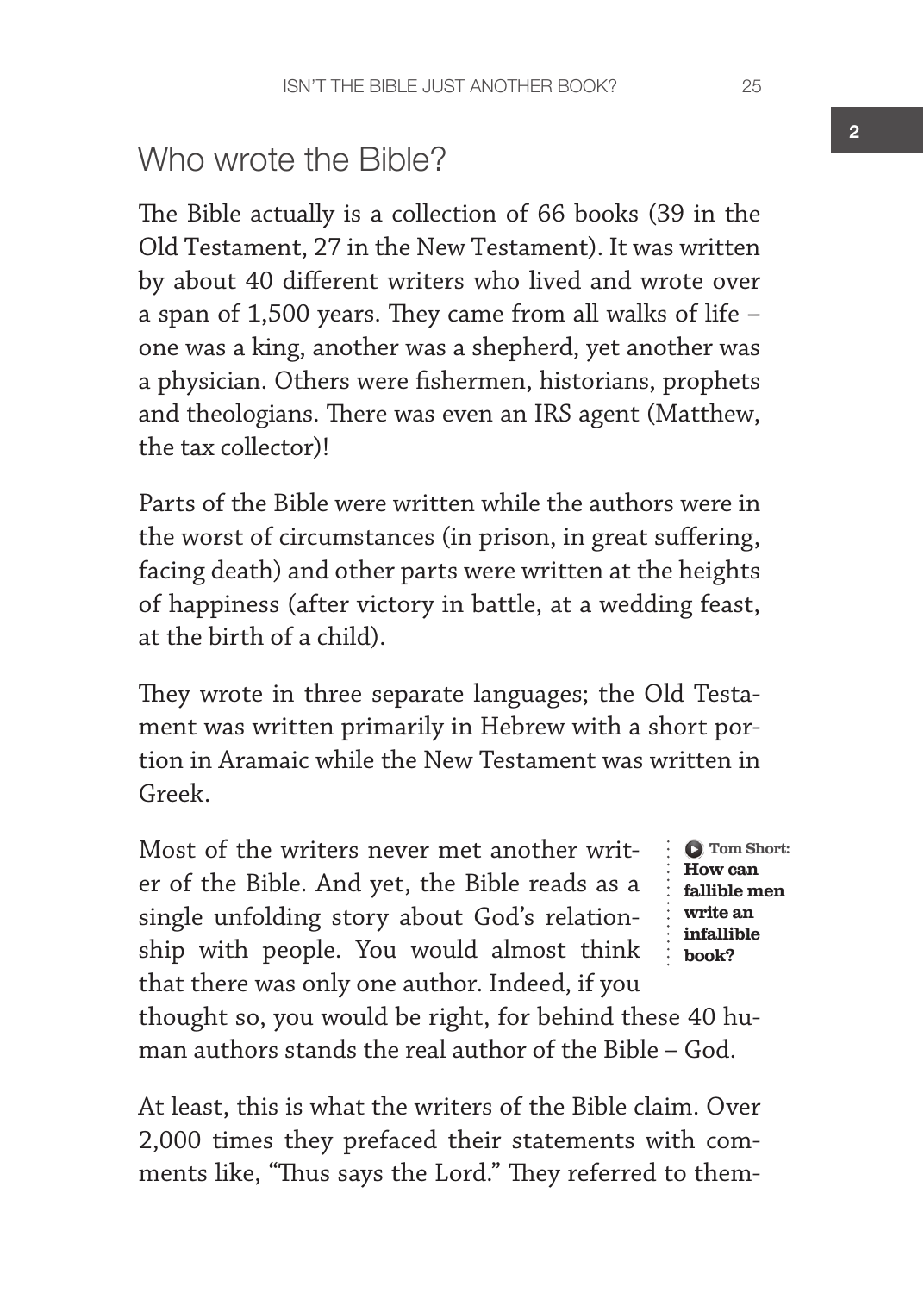## Who wrote the Bible?

The Bible actually is a collection of 66 books (39 in the Old Testament, 27 in the New Testament). It was written by about 40 different writers who lived and wrote over a span of 1,500 years. They came from all walks of life – one was a king, another was a shepherd, yet another was a physician. Others were fishermen, historians, prophets and theologians. There was even an IRS agent (Matthew, the tax collector)!

Parts of the Bible were written while the authors were in the worst of circumstances (in prison, in great suffering, facing death) and other parts were written at the heights of happiness (after victory in battle, at a wedding feast, at the birth of a child).

They wrote in three separate languages; the Old Testament was written primarily in Hebrew with a short portion in Aramaic while the New Testament was written in Greek.

Most of the writers never met another writer of the Bible. And yet, the Bible reads as a single unfolding story about God's relationship with people. You would almost think that there was only one author. Indeed, if you thought so, you would be right, for behind these 40 human authors stands the real author of the Bible – God.

> **Tom Short: How can fallible men write an infallible book?**

At least, this is what the writers of the Bible claim. Over 2,000 times they prefaced their statements with comments like, "Thus says the Lord." They referred to them-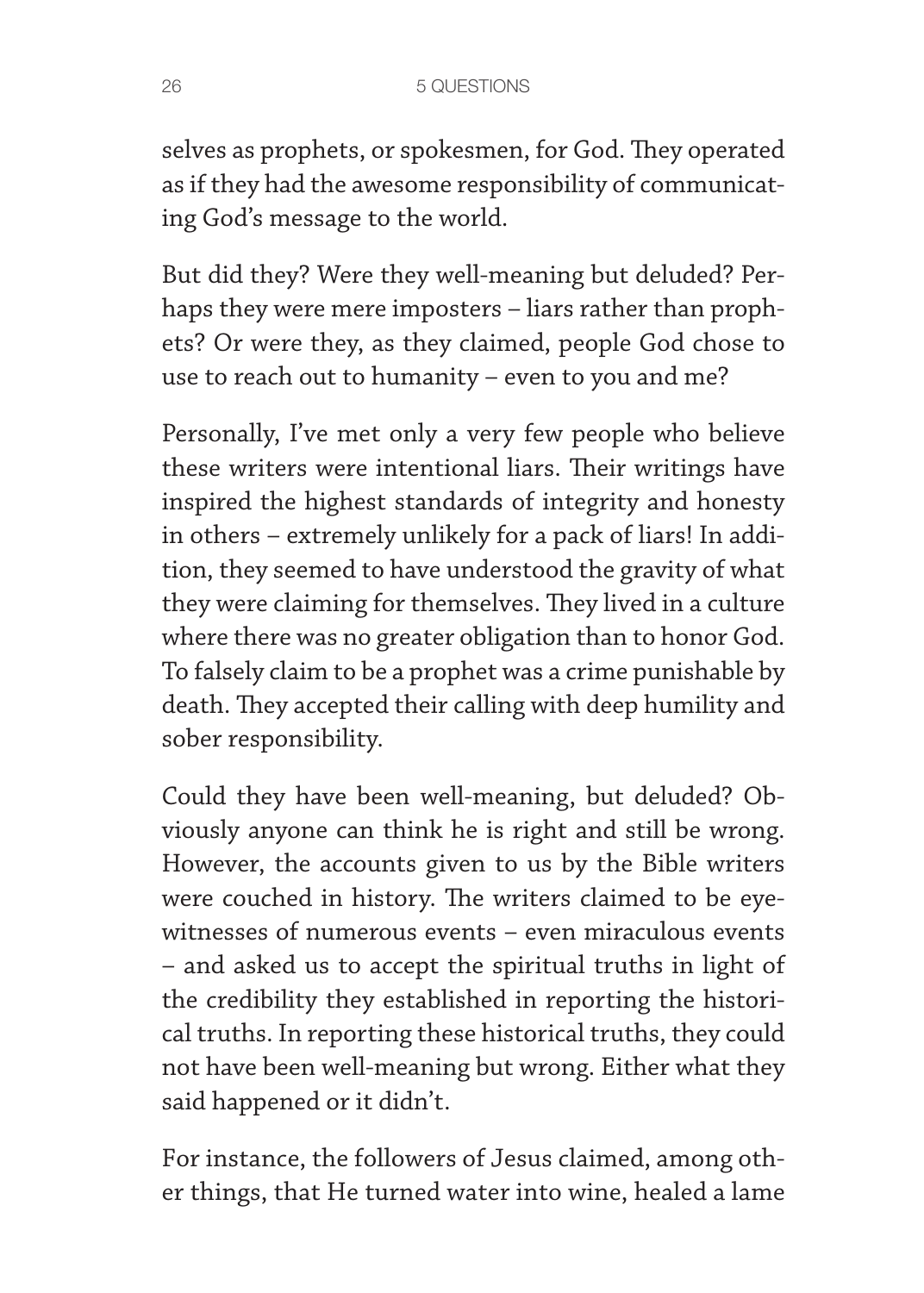selves as prophets, or spokesmen, for God. They operated as if they had the awesome responsibility of communicating God's message to the world.

But did they? Were they well-meaning but deluded? Perhaps they were mere imposters – liars rather than prophets? Or were they, as they claimed, people God chose to use to reach out to humanity – even to you and me?

Personally, I've met only a very few people who believe these writers were intentional liars. Their writings have inspired the highest standards of integrity and honesty in others – extremely unlikely for a pack of liars! In addition, they seemed to have understood the gravity of what they were claiming for themselves. They lived in a culture where there was no greater obligation than to honor God. To falsely claim to be a prophet was a crime punishable by death. They accepted their calling with deep humility and sober responsibility.

Could they have been well-meaning, but deluded? Obviously anyone can think he is right and still be wrong. However, the accounts given to us by the Bible writers were couched in history. The writers claimed to be eyewitnesses of numerous events – even miraculous events – and asked us to accept the spiritual truths in light of the credibility they established in reporting the historical truths. In reporting these historical truths, they could not have been well-meaning but wrong. Either what they said happened or it didn't.

For instance, the followers of Jesus claimed, among other things, that He turned water into wine, healed a lame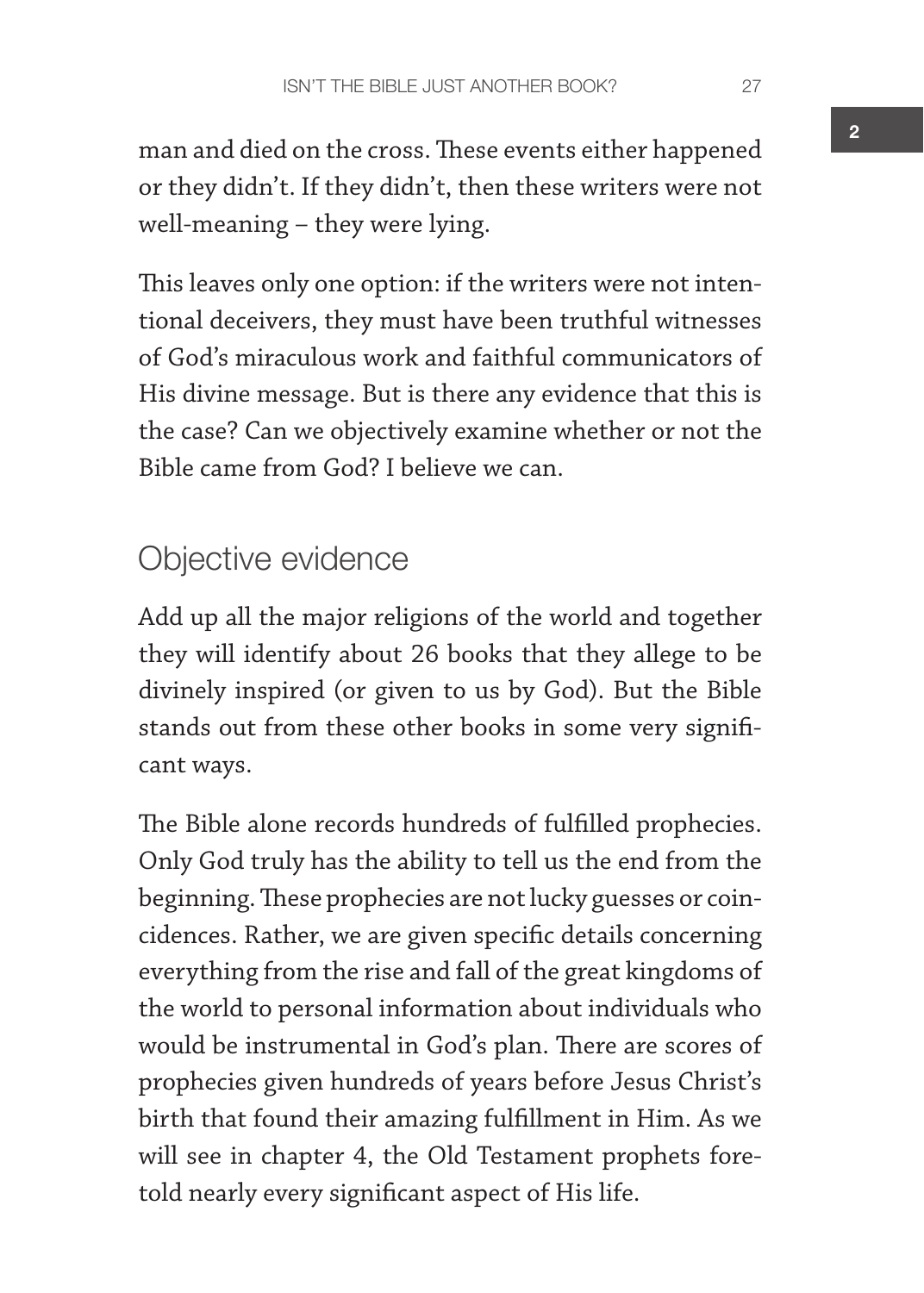man and died on the cross. These events either happened or they didn't. If they didn't, then these writers were not well-meaning – they were lying.

This leaves only one option: if the writers were not intentional deceivers, they must have been truthful witnesses of God's miraculous work and faithful communicators of His divine message. But is there any evidence that this is the case? Can we objectively examine whether or not the Bible came from God? I believe we can.

## Objective evidence

Add up all the major religions of the world and together they will identify about 26 books that they allege to be divinely inspired (or given to us by God). But the Bible stands out from these other books in some very significant ways.

The Bible alone records hundreds of fulfilled prophecies. Only God truly has the ability to tell us the end from the beginning. These prophecies are not lucky guesses or coincidences. Rather, we are given specific details concerning everything from the rise and fall of the great kingdoms of the world to personal information about individuals who would be instrumental in God's plan. There are scores of prophecies given hundreds of years before Jesus Christ's birth that found their amazing fulfillment in Him. As we will see in chapter 4, the Old Testament prophets foretold nearly every significant aspect of His life.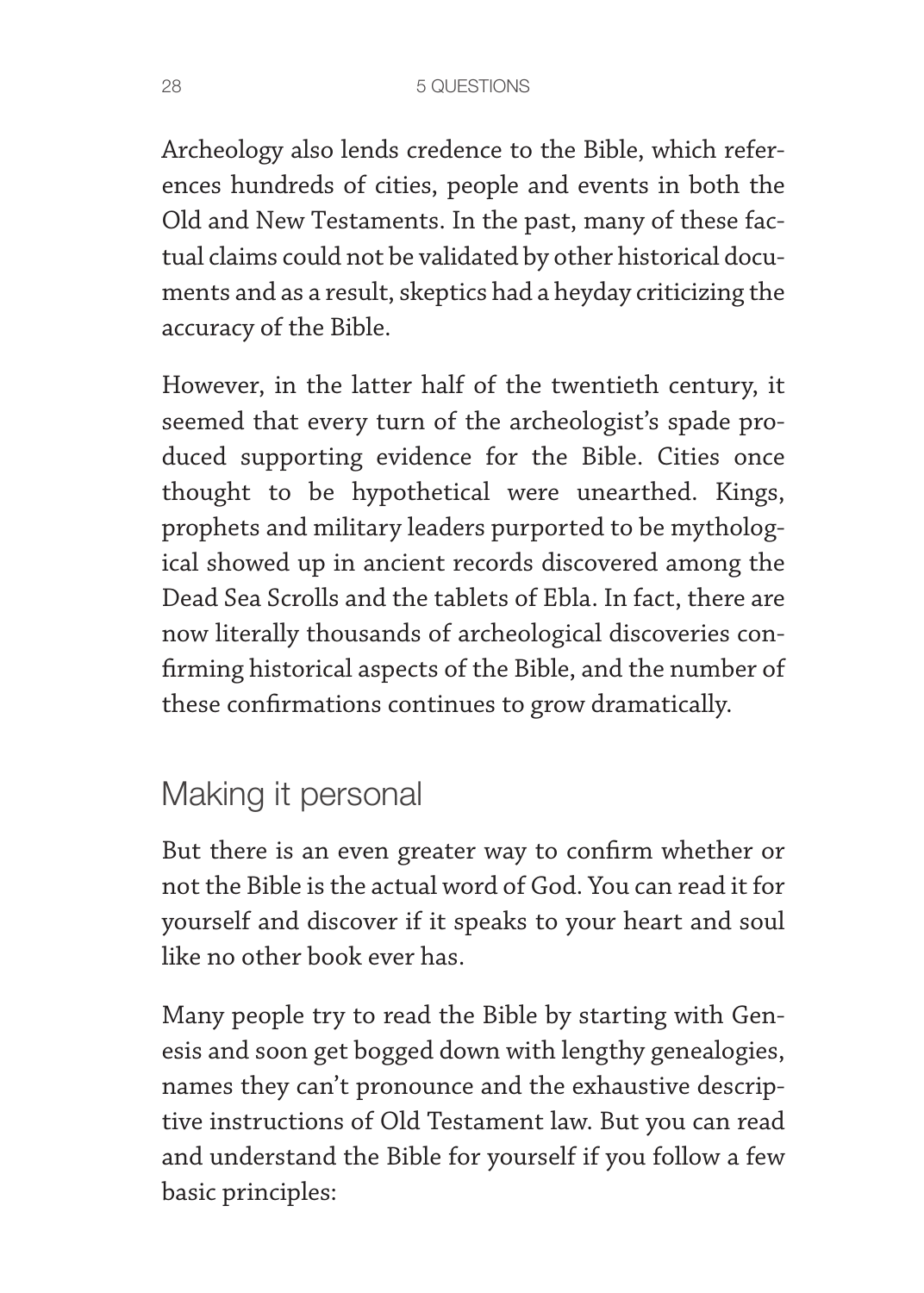Archeology also lends credence to the Bible, which references hundreds of cities, people and events in both the Old and New Testaments. In the past, many of these factual claims could not be validated by other historical documents and as a result, skeptics had a heyday criticizing the accuracy of the Bible.

However, in the latter half of the twentieth century, it seemed that every turn of the archeologist's spade produced supporting evidence for the Bible. Cities once thought to be hypothetical were unearthed. Kings, prophets and military leaders purported to be mythological showed up in ancient records discovered among the Dead Sea Scrolls and the tablets of Ebla. In fact, there are now literally thousands of archeological discoveries confirming historical aspects of the Bible, and the number of these confirmations continues to grow dramatically.

## Making it personal

But there is an even greater way to confirm whether or not the Bible is the actual word of God. You can read it for yourself and discover if it speaks to your heart and soul like no other book ever has.

Many people try to read the Bible by starting with Genesis and soon get bogged down with lengthy genealogies, names they can't pronounce and the exhaustive descriptive instructions of Old Testament law. But you can read and understand the Bible for yourself if you follow a few basic principles: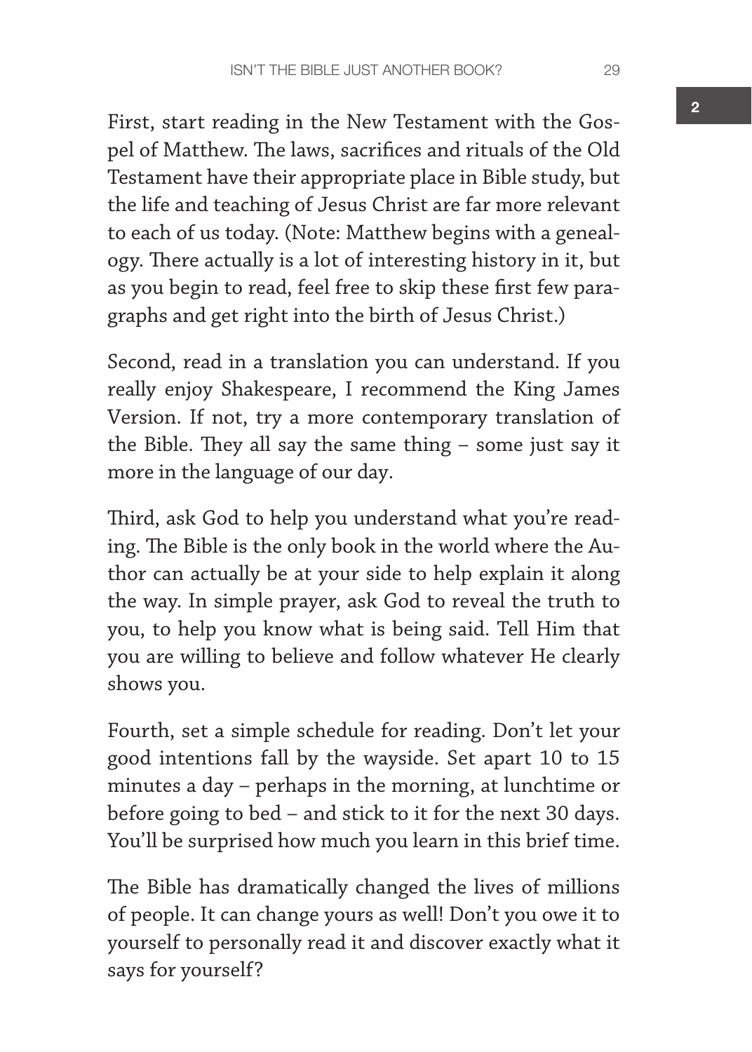First, start reading in the New Testament with the Gospel of Matthew. The laws, sacrifices and rituals of the Old Testament have their appropriate place in Bible study, but the life and teaching of Jesus Christ are far more relevant to each of us today. (Note: Matthew begins with a genealogy. There actually is a lot of interesting history in it, but as you begin to read, feel free to skip these first few paragraphs and get right into the birth of Jesus Christ.)

Second, read in a translation you can understand. If you really enjoy Shakespeare, I recommend the King James Version. If not, try a more contemporary translation of the Bible. They all say the same thing – some just say it more in the language of our day.

Third, ask God to help you understand what you're reading. The Bible is the only book in the world where the Author can actually be at your side to help explain it along the way. In simple prayer, ask God to reveal the truth to you, to help you know what is being said. Tell Him that you are willing to believe and follow whatever He clearly shows you.

Fourth, set a simple schedule for reading. Don't let your good intentions fall by the wayside. Set apart 10 to 15 minutes a day – perhaps in the morning, at lunchtime or before going to bed – and stick to it for the next 30 days. You'll be surprised how much you learn in this brief time.

The Bible has dramatically changed the lives of millions of people. It can change yours as well! Don't you owe it to yourself to personally read it and discover exactly what it says for yourself?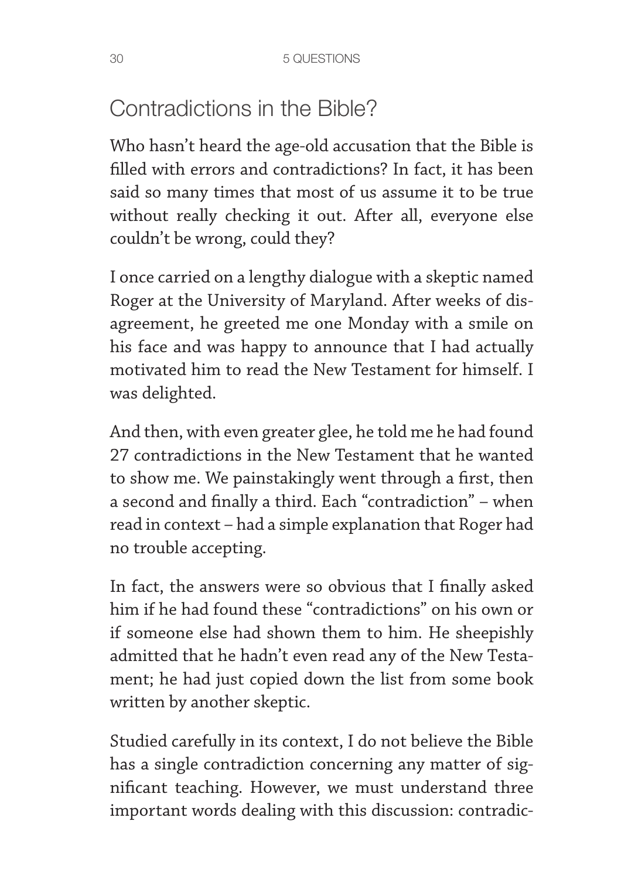## Contradictions in the Bible?

Who hasn't heard the age-old accusation that the Bible is filled with errors and contradictions? In fact, it has been said so many times that most of us assume it to be true without really checking it out. After all, everyone else couldn't be wrong, could they?

I once carried on a lengthy dialogue with a skeptic named Roger at the University of Maryland. After weeks of disagreement, he greeted me one Monday with a smile on his face and was happy to announce that I had actually motivated him to read the New Testament for himself. I was delighted.

And then, with even greater glee, he told me he had found 27 contradictions in the New Testament that he wanted to show me. We painstakingly went through a first, then a second and finally a third. Each "contradiction" – when read in context – had a simple explanation that Roger had no trouble accepting.

In fact, the answers were so obvious that I finally asked him if he had found these "contradictions" on his own or if someone else had shown them to him. He sheepishly admitted that he hadn't even read any of the New Testament; he had just copied down the list from some book written by another skeptic.

Studied carefully in its context, I do not believe the Bible has a single contradiction concerning any matter of significant teaching. However, we must understand three important words dealing with this discussion: contradic-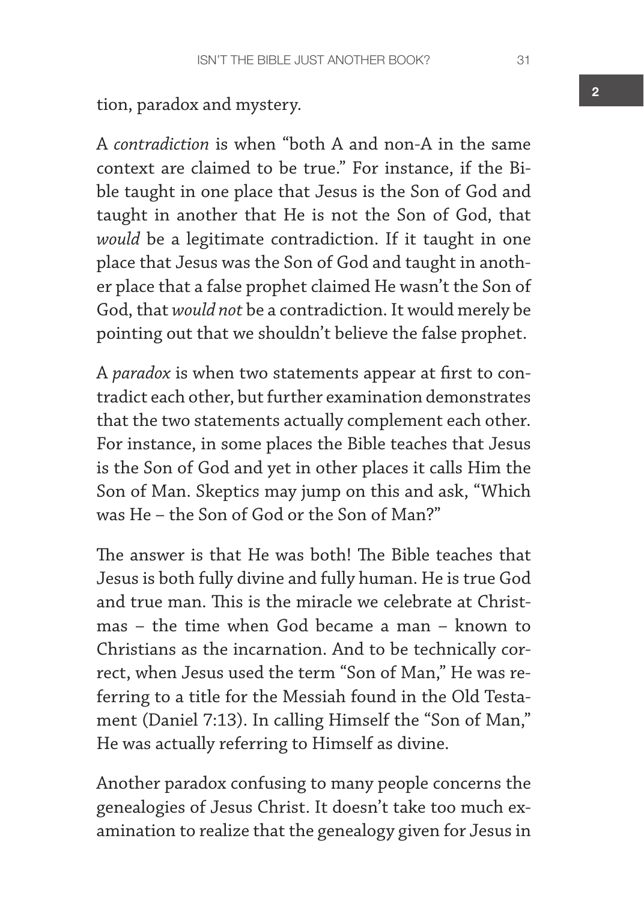tion, paradox and mystery.

A *contradiction* is when "both A and non-A in the same context are claimed to be true." For instance, if the Bible taught in one place that Jesus is the Son of God and taught in another that He is not the Son of God, that *would* be a legitimate contradiction. If it taught in one place that Jesus was the Son of God and taught in another place that a false prophet claimed He wasn't the Son of God, that *would not* be a contradiction. It would merely be pointing out that we shouldn't believe the false prophet.

A *paradox* is when two statements appear at first to contradict each other, but further examination demonstrates that the two statements actually complement each other. For instance, in some places the Bible teaches that Jesus is the Son of God and yet in other places it calls Him the Son of Man. Skeptics may jump on this and ask, "Which was He – the Son of God or the Son of Man?"

The answer is that He was both! The Bible teaches that Jesus is both fully divine and fully human. He is true God and true man. This is the miracle we celebrate at Christmas – the time when God became a man – known to Christians as the incarnation. And to be technically correct, when Jesus used the term "Son of Man," He was referring to a title for the Messiah found in the Old Testament (Daniel 7:13). In calling Himself the "Son of Man," He was actually referring to Himself as divine.

Another paradox confusing to many people concerns the genealogies of Jesus Christ. It doesn't take too much examination to realize that the genealogy given for Jesus in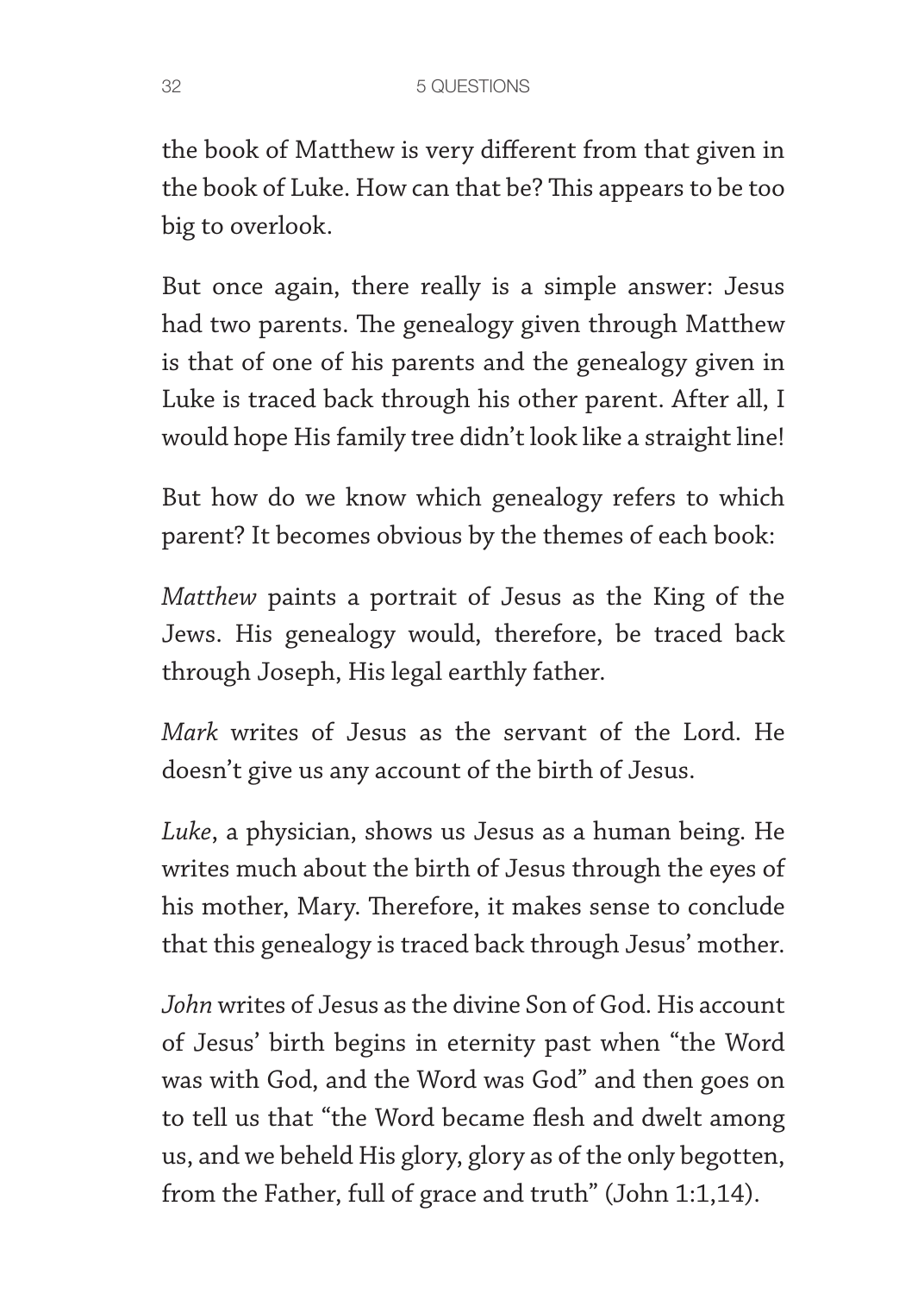the book of Matthew is very different from that given in the book of Luke. How can that be? This appears to be too big to overlook.

But once again, there really is a simple answer: Jesus had two parents. The genealogy given through Matthew is that of one of his parents and the genealogy given in Luke is traced back through his other parent. After all, I would hope His family tree didn't look like a straight line!

But how do we know which genealogy refers to which parent? It becomes obvious by the themes of each book:

*Matthew* paints a portrait of Jesus as the King of the Jews. His genealogy would, therefore, be traced back through Joseph, His legal earthly father.

*Mark* writes of Jesus as the servant of the Lord. He doesn't give us any account of the birth of Jesus.

*Luke*, a physician, shows us Jesus as a human being. He writes much about the birth of Jesus through the eyes of his mother, Mary. Therefore, it makes sense to conclude that this genealogy is traced back through Jesus' mother.

*John* writes of Jesus as the divine Son of God. His account of Jesus' birth begins in eternity past when "the Word was with God, and the Word was God" and then goes on to tell us that "the Word became flesh and dwelt among us, and we beheld His glory, glory as of the only begotten, from the Father, full of grace and truth" (John 1:1,14).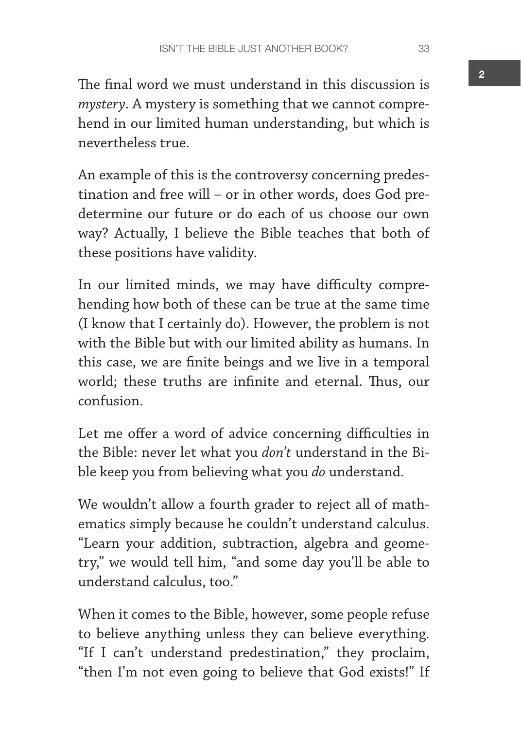The final word we must understand in this discussion is *mystery*. A mystery is something that we cannot comprehend in our limited human understanding, but which is nevertheless true.

An example of this is the controversy concerning predestination and free will – or in other words, does God predetermine our future or do each of us choose our own way? Actually, I believe the Bible teaches that both of these positions have validity.

In our limited minds, we may have difficulty comprehending how both of these can be true at the same time (I know that I certainly do). However, the problem is not with the Bible but with our limited ability as humans. In this case, we are finite beings and we live in a temporal world; these truths are infinite and eternal. Thus, our confusion.

Let me offer a word of advice concerning difficulties in the Bible: never let what you *don't* understand in the Bible keep you from believing what you *do* understand.

We wouldn't allow a fourth grader to reject all of mathematics simply because he couldn't understand calculus. "Learn your addition, subtraction, algebra and geometry," we would tell him, "and some day you'll be able to understand calculus, too."

When it comes to the Bible, however, some people refuse to believe anything unless they can believe everything. "If I can't understand predestination," they proclaim, "then I'm not even going to believe that God exists!" If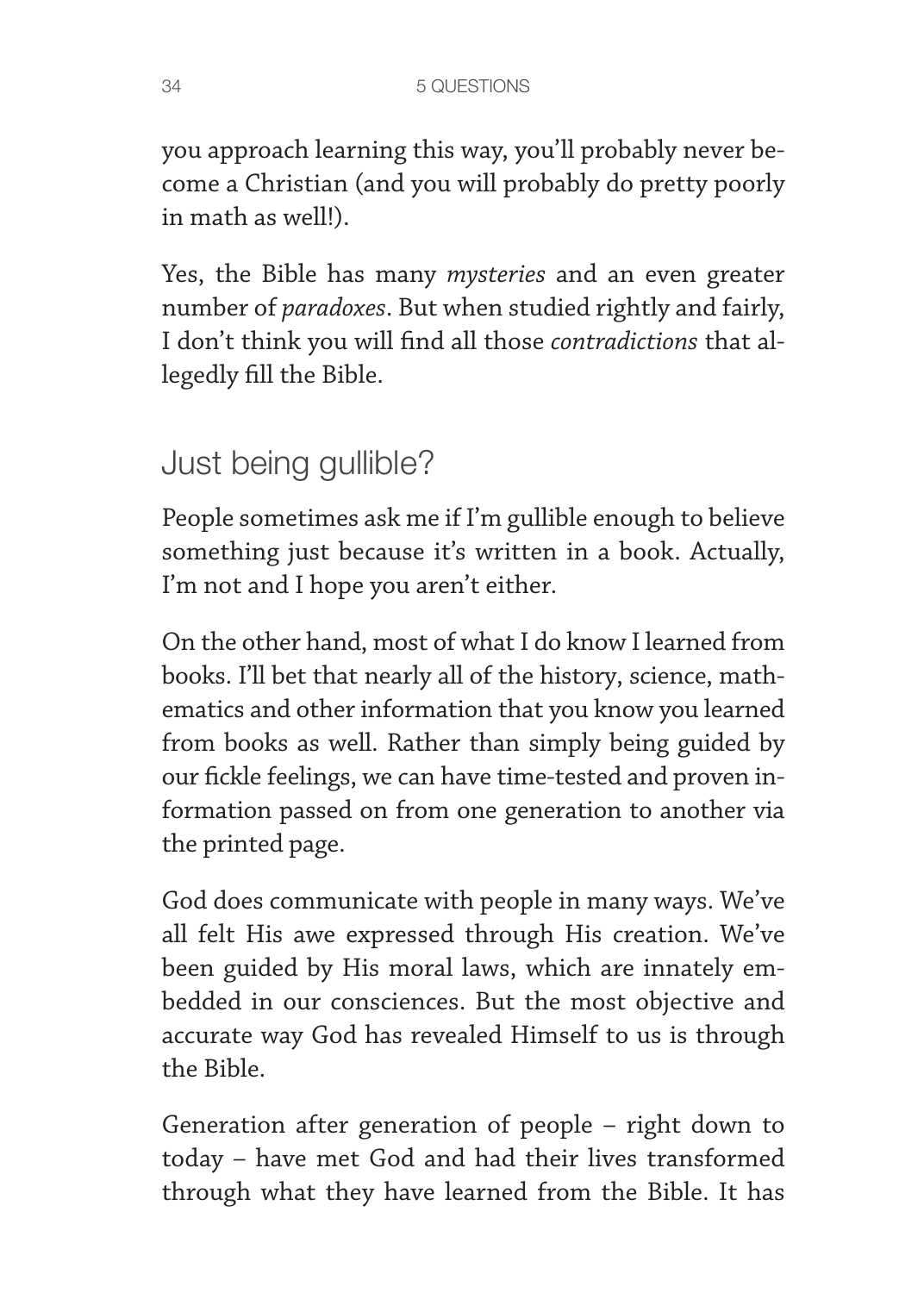you approach learning this way, you'll probably never become a Christian (and you will probably do pretty poorly in math as well!).

Yes, the Bible has many *mysteries* and an even greater number of *paradoxes*. But when studied rightly and fairly, I don't think you will find all those *contradictions* that allegedly fill the Bible.

## Just being gullible?

People sometimes ask me if I'm gullible enough to believe something just because it's written in a book. Actually, I'm not and I hope you aren't either.

On the other hand, most of what I do know I learned from books. I'll bet that nearly all of the history, science, mathematics and other information that you know you learned from books as well. Rather than simply being guided by our fickle feelings, we can have time-tested and proven information passed on from one generation to another via the printed page.

God does communicate with people in many ways. We've all felt His awe expressed through His creation. We've been guided by His moral laws, which are innately embedded in our consciences. But the most objective and accurate way God has revealed Himself to us is through the Bible.

Generation after generation of people – right down to today – have met God and had their lives transformed through what they have learned from the Bible. It has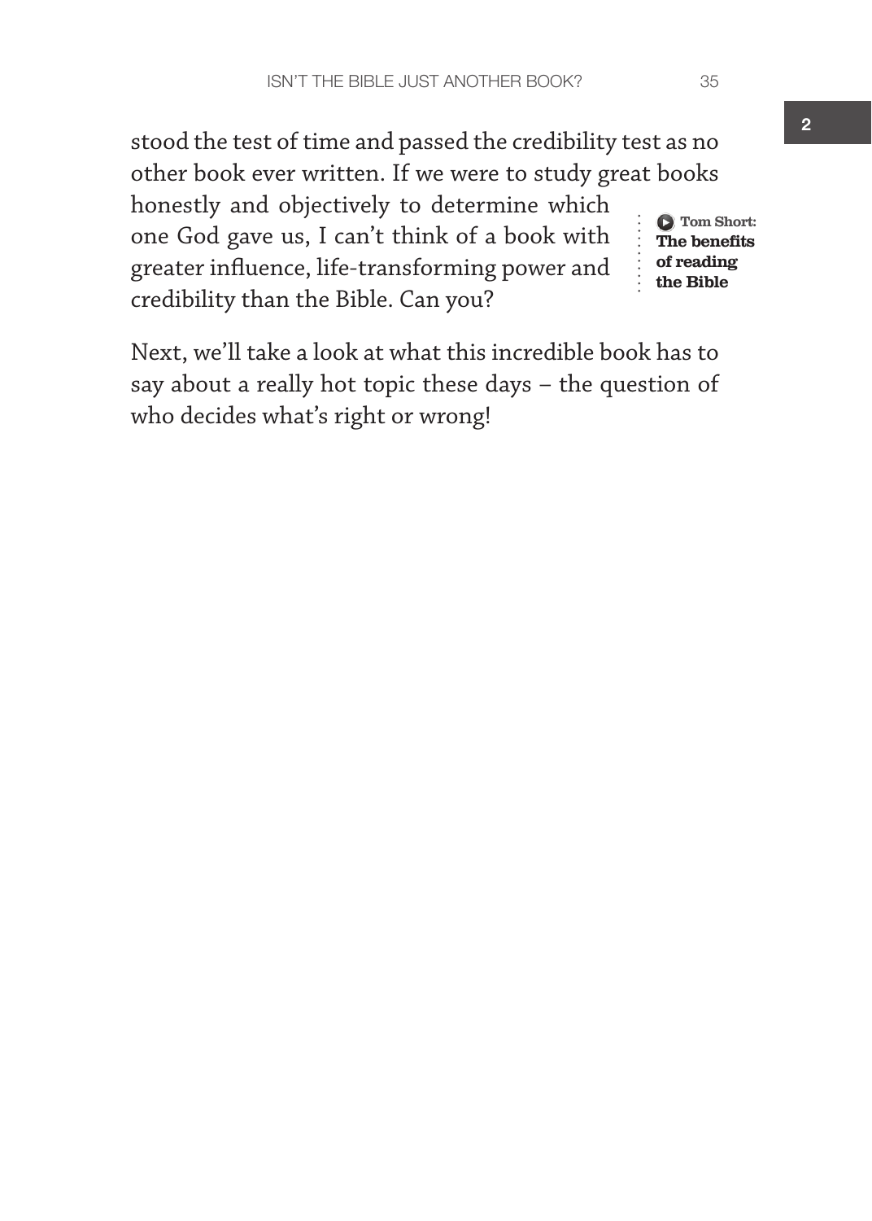stood the test of time and passed the credibility test as no other book ever written. If we were to study great books honestly and objectively to determine which one God gave us, I can't think of a book with greater influence, life-transforming power and credibility than the Bible. Can you?

**Tom Short: The benefits of reading the Bible**

Next, we'll take a look at what this incredible book has to say about a really hot topic these days – the question of who decides what's right or wrong!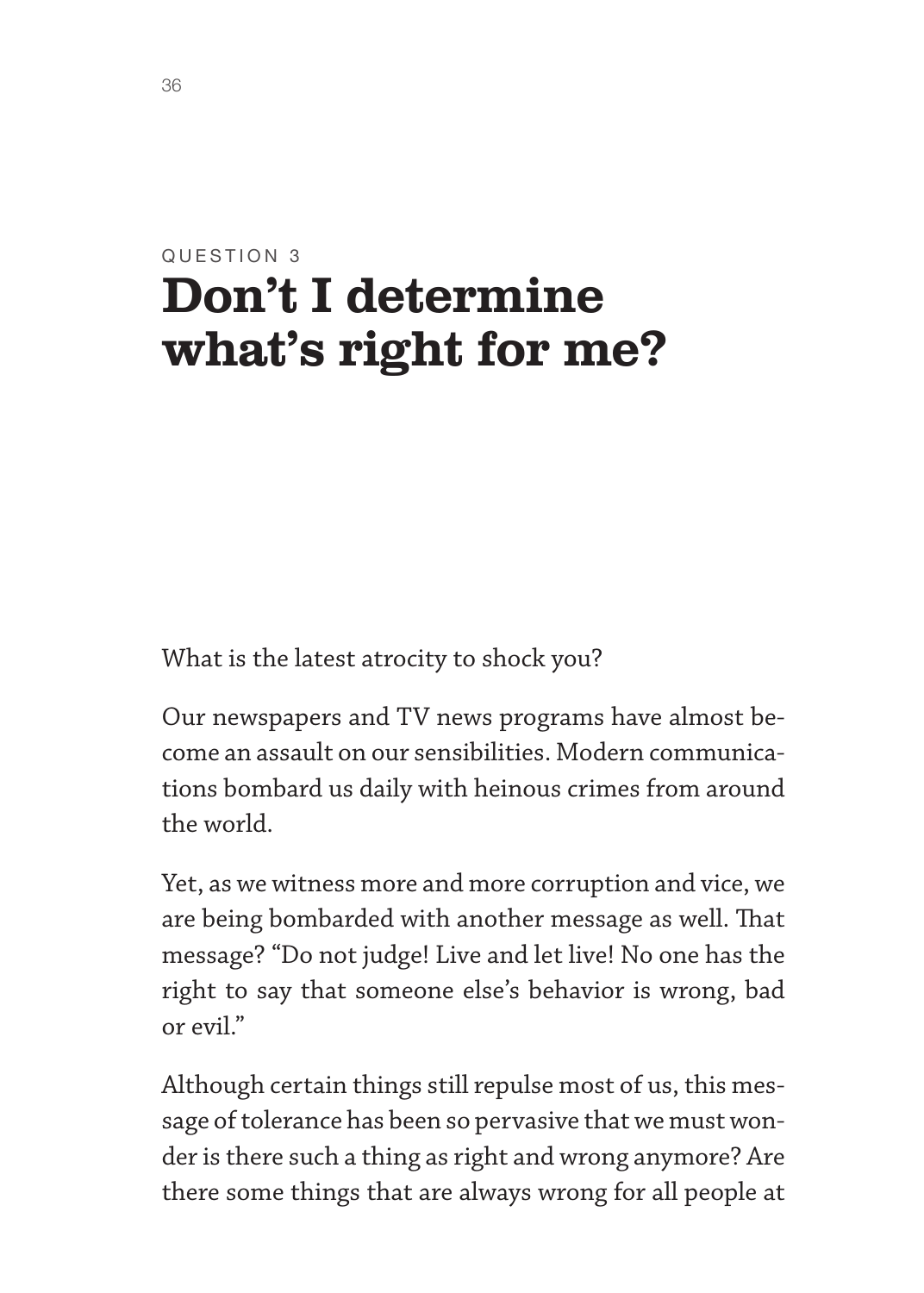QUESTION 3

# Don't I determine what's right for me?

What is the latest atrocity to shock you?

Our newspapers and TV news programs have almost become an assault on our sensibilities. Modern communications bombard us daily with heinous crimes from around the world.

Yet, as we witness more and more corruption and vice, we are being bombarded with another message as well. That message? "Do not judge! Live and let live! No one has the right to say that someone else's behavior is wrong, bad or evil."

Although certain things still repulse most of us, this message of tolerance has been so pervasive that we must wonder is there such a thing as right and wrong anymore? Are there some things that are always wrong for all people at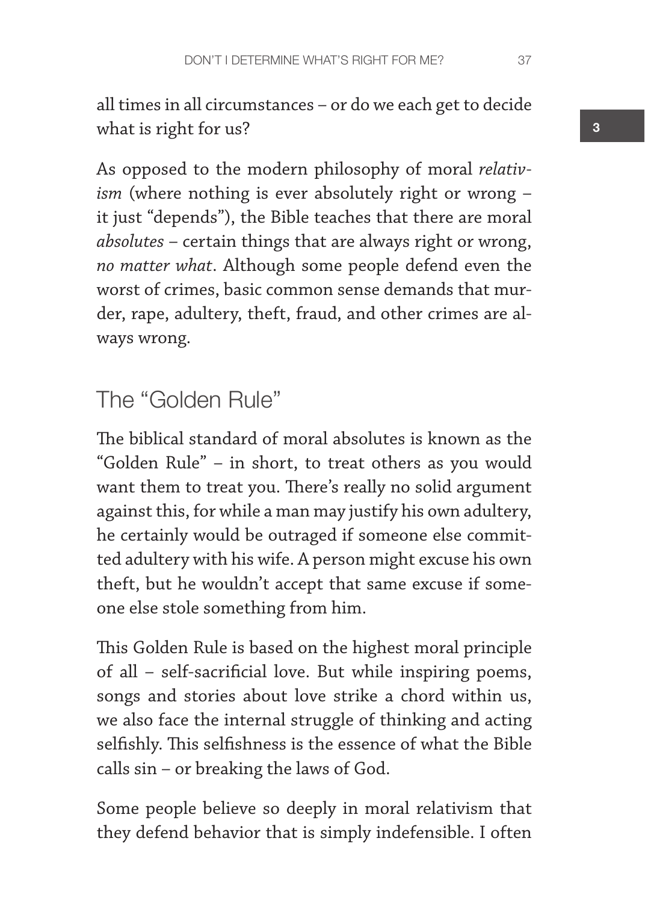all times in all circumstances – or do we each get to decide what is right for us?

As opposed to the modern philosophy of moral *relativism* (where nothing is ever absolutely right or wrong – it just "depends"), the Bible teaches that there are moral *absolutes* – certain things that are always right or wrong, *no matter what*. Although some people defend even the worst of crimes, basic common sense demands that murder, rape, adultery, theft, fraud, and other crimes are always wrong.

## The "Golden Rule"

The biblical standard of moral absolutes is known as the "Golden Rule" – in short, to treat others as you would want them to treat you. There's really no solid argument against this, for while a man may justify his own adultery, he certainly would be outraged if someone else committed adultery with his wife. A person might excuse his own theft, but he wouldn't accept that same excuse if someone else stole something from him.

This Golden Rule is based on the highest moral principle of all – self-sacrificial love. But while inspiring poems, songs and stories about love strike a chord within us, we also face the internal struggle of thinking and acting selfishly. This selfishness is the essence of what the Bible calls sin – or breaking the laws of God.

Some people believe so deeply in moral relativism that they defend behavior that is simply indefensible. I often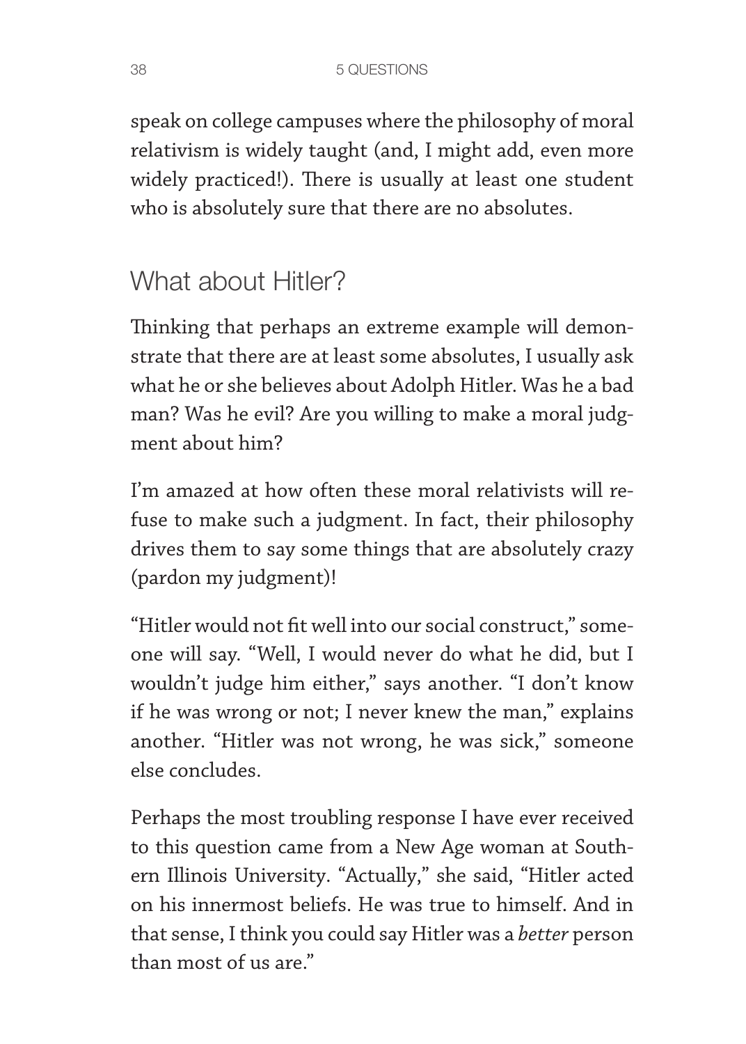speak on college campuses where the philosophy of moral relativism is widely taught (and, I might add, even more widely practiced!). There is usually at least one student who is absolutely sure that there are no absolutes.

## What about Hitler?

Thinking that perhaps an extreme example will demonstrate that there are at least some absolutes, I usually ask what he or she believes about Adolph Hitler. Was he a bad man? Was he evil? Are you willing to make a moral judgment about him?

I'm amazed at how often these moral relativists will refuse to make such a judgment. In fact, their philosophy drives them to say some things that are absolutely crazy (pardon my judgment)!

"Hitler would not fit well into our social construct," someone will say. "Well, I would never do what he did, but I wouldn't judge him either," says another. "I don't know if he was wrong or not; I never knew the man," explains another. "Hitler was not wrong, he was sick," someone else concludes.

Perhaps the most troubling response I have ever received to this question came from a New Age woman at Southern Illinois University. "Actually," she said, "Hitler acted on his innermost beliefs. He was true to himself. And in that sense, I think you could say Hitler was a *better* person than most of us are."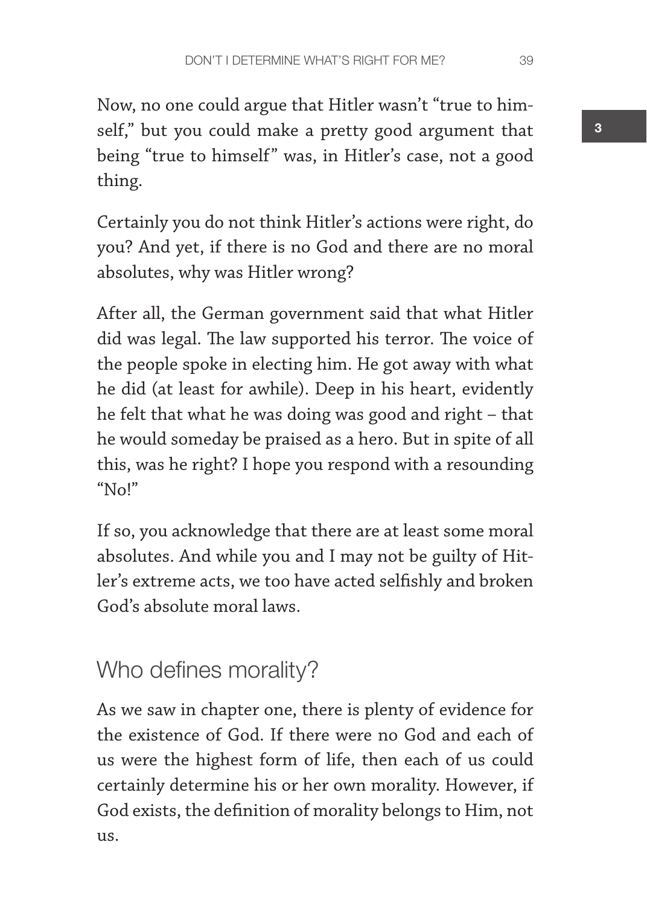Now, no one could argue that Hitler wasn't "true to himself," but you could make a pretty good argument that being "true to himself" was, in Hitler's case, not a good thing.

Certainly you do not think Hitler's actions were right, do you? And yet, if there is no God and there are no moral absolutes, why was Hitler wrong?

After all, the German government said that what Hitler did was legal. The law supported his terror. The voice of the people spoke in electing him. He got away with what he did (at least for awhile). Deep in his heart, evidently he felt that what he was doing was good and right – that he would someday be praised as a hero. But in spite of all this, was he right? I hope you respond with a resounding "No!"

If so, you acknowledge that there are at least some moral absolutes. And while you and I may not be guilty of Hitler's extreme acts, we too have acted selfishly and broken God's absolute moral laws.

## Who defines morality?

As we saw in chapter one, there is plenty of evidence for the existence of God. If there were no God and each of us were the highest form of life, then each of us could certainly determine his or her own morality. However, if God exists, the definition of morality belongs to Him, not us.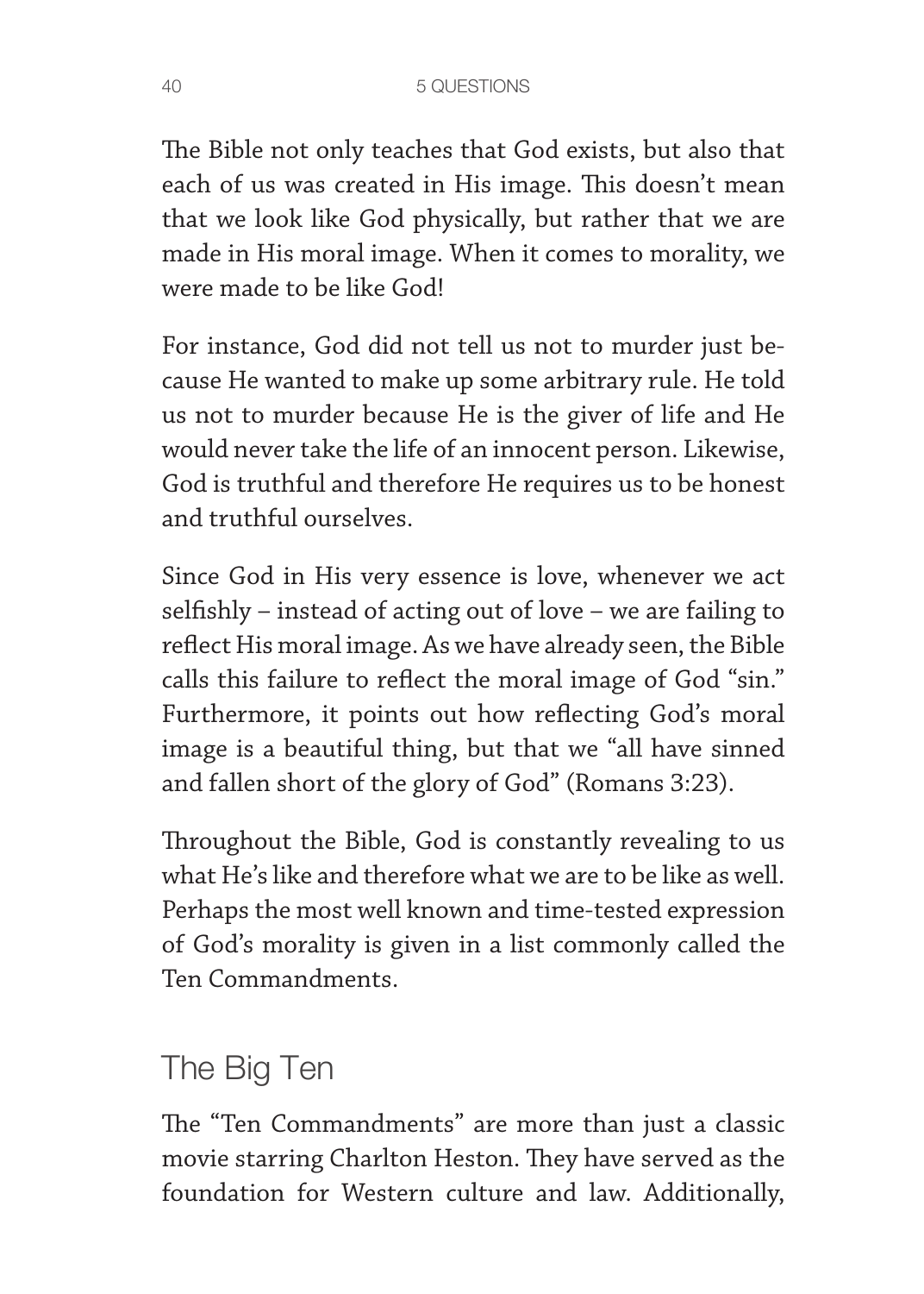The Bible not only teaches that God exists, but also that each of us was created in His image. This doesn't mean that we look like God physically, but rather that we are made in His moral image. When it comes to morality, we were made to be like God!

For instance, God did not tell us not to murder just because He wanted to make up some arbitrary rule. He told us not to murder because He is the giver of life and He would never take the life of an innocent person. Likewise, God is truthful and therefore He requires us to be honest and truthful ourselves.

Since God in His very essence is love, whenever we act selfishly – instead of acting out of love – we are failing to reflect His moral image. As we have already seen, the Bible calls this failure to reflect the moral image of God "sin." Furthermore, it points out how reflecting God's moral image is a beautiful thing, but that we "all have sinned and fallen short of the glory of God" (Romans 3:23).

Throughout the Bible, God is constantly revealing to us what He's like and therefore what we are to be like as well. Perhaps the most well known and time-tested expression of God's morality is given in a list commonly called the Ten Commandments.

## The Big Ten

The "Ten Commandments" are more than just a classic movie starring Charlton Heston. They have served as the foundation for Western culture and law. Additionally,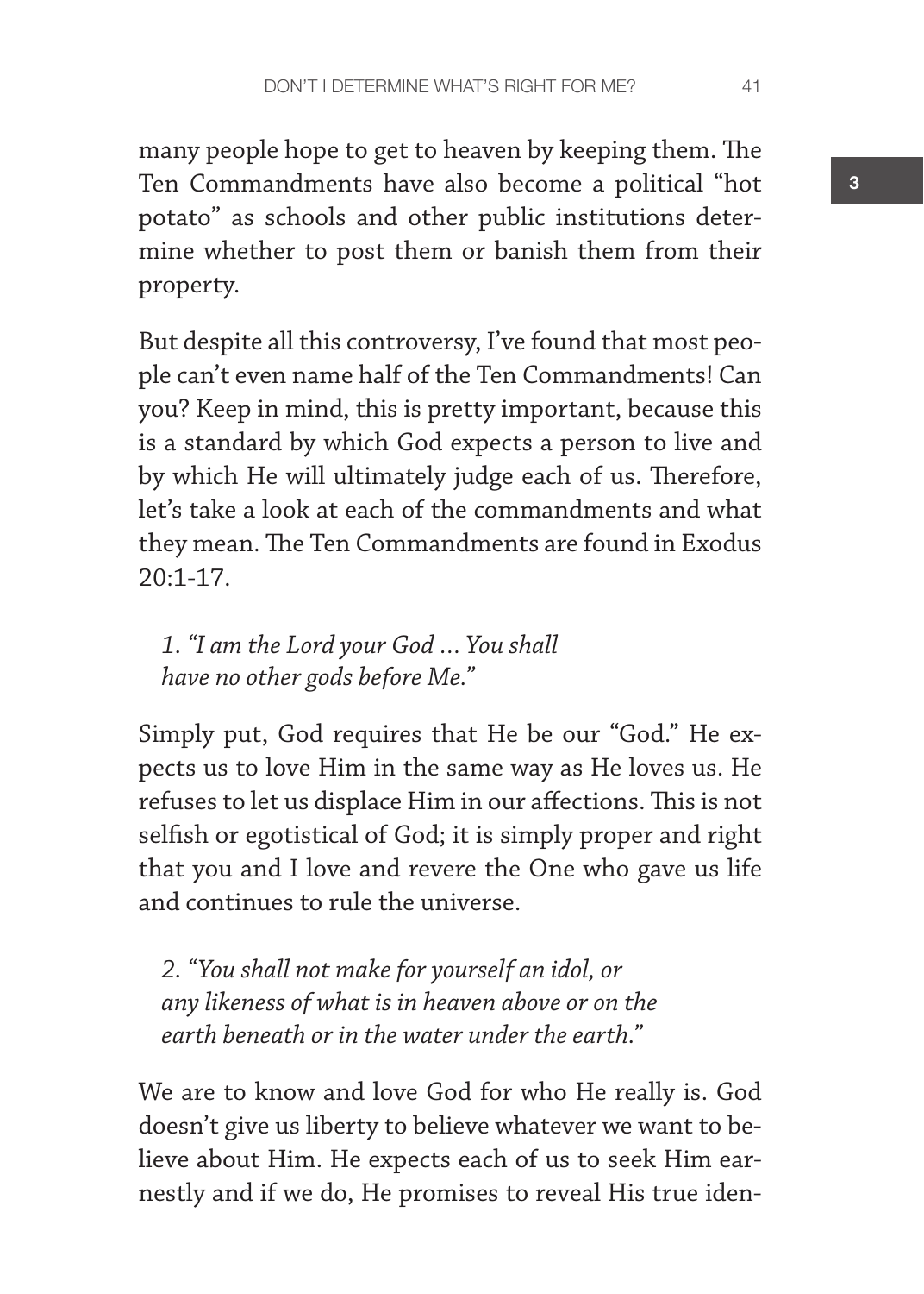many people hope to get to heaven by keeping them. The Ten Commandments have also become a political "hot potato" as schools and other public institutions determine whether to post them or banish them from their property.

But despite all this controversy, I've found that most people can't even name half of the Ten Commandments! Can you? Keep in mind, this is pretty important, because this is a standard by which God expects a person to live and by which He will ultimately judge each of us. Therefore, let's take a look at each of the commandments and what they mean. The Ten Commandments are found in Exodus 20:1-17.

> *1. "I am the Lord your God ... You shall have no other gods before Me."*

Simply put, God requires that He be our "God." He expects us to love Him in the same way as He loves us. He refuses to let us displace Him in our affections. This is not selfish or egotistical of God; it is simply proper and right that you and I love and revere the One who gave us life and continues to rule the universe.

> *2. "You shall not make for yourself an idol, or any likeness of what is in heaven above or on the earth beneath or in the water under the earth."*

We are to know and love God for who He really is. God doesn't give us liberty to believe whatever we want to believe about Him. He expects each of us to seek Him earnestly and if we do, He promises to reveal His true iden-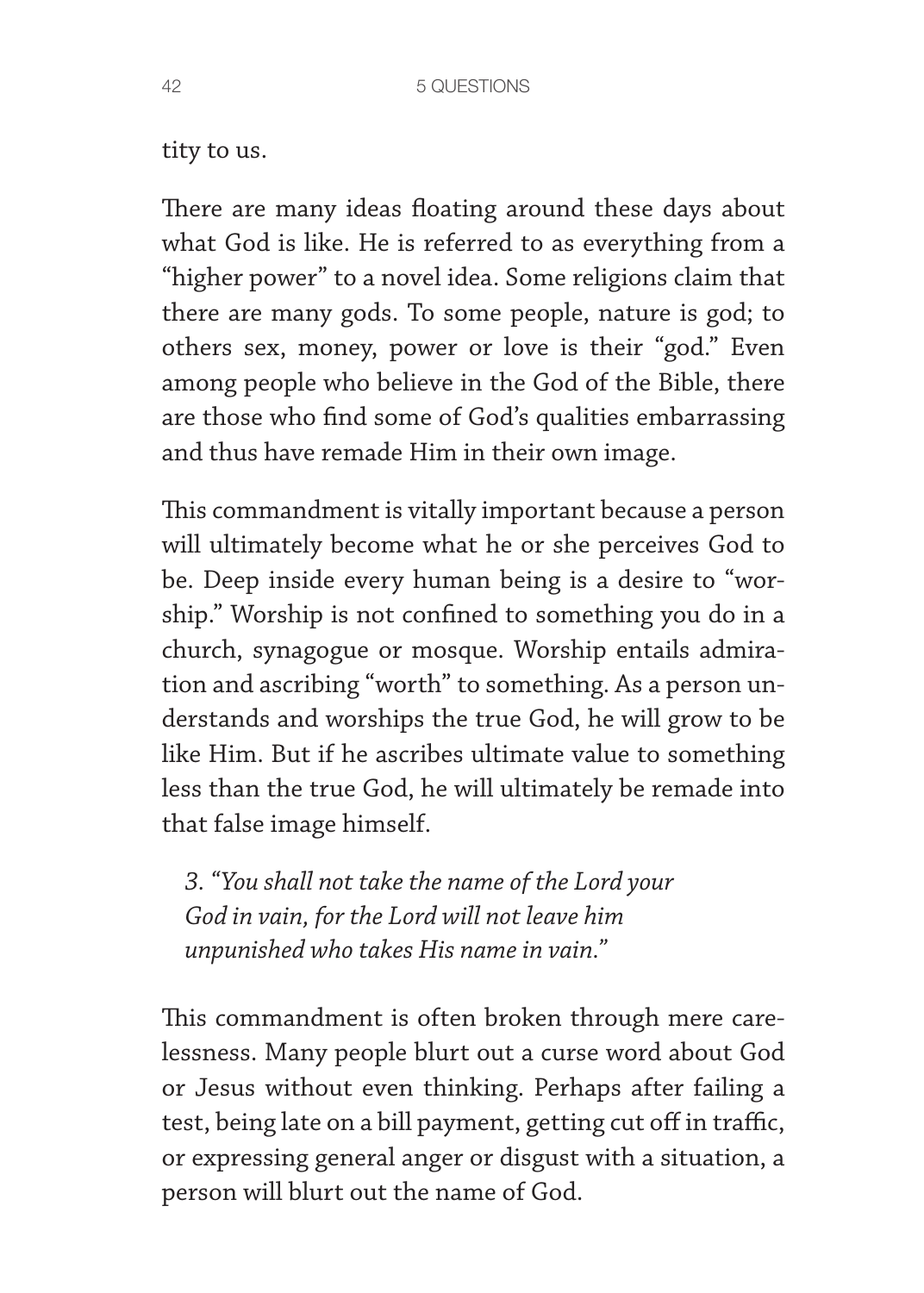tity to us.

There are many ideas floating around these days about what God is like. He is referred to as everything from a "higher power" to a novel idea. Some religions claim that there are many gods. To some people, nature is god; to others sex, money, power or love is their "god." Even among people who believe in the God of the Bible, there are those who find some of God's qualities embarrassing and thus have remade Him in their own image.

This commandment is vitally important because a person will ultimately become what he or she perceives God to be. Deep inside every human being is a desire to "worship." Worship is not confined to something you do in a church, synagogue or mosque. Worship entails admiration and ascribing "worth" to something. As a person understands and worships the true God, he will grow to be like Him. But if he ascribes ultimate value to something less than the true God, he will ultimately be remade into that false image himself.

> *3. "You shall not take the name of the Lord your God in vain, for the Lord will not leave him unpunished who takes His name in vain."*

This commandment is often broken through mere carelessness. Many people blurt out a curse word about God or Jesus without even thinking. Perhaps after failing a test, being late on a bill payment, getting cut off in traffic, or expressing general anger or disgust with a situation, a person will blurt out the name of God.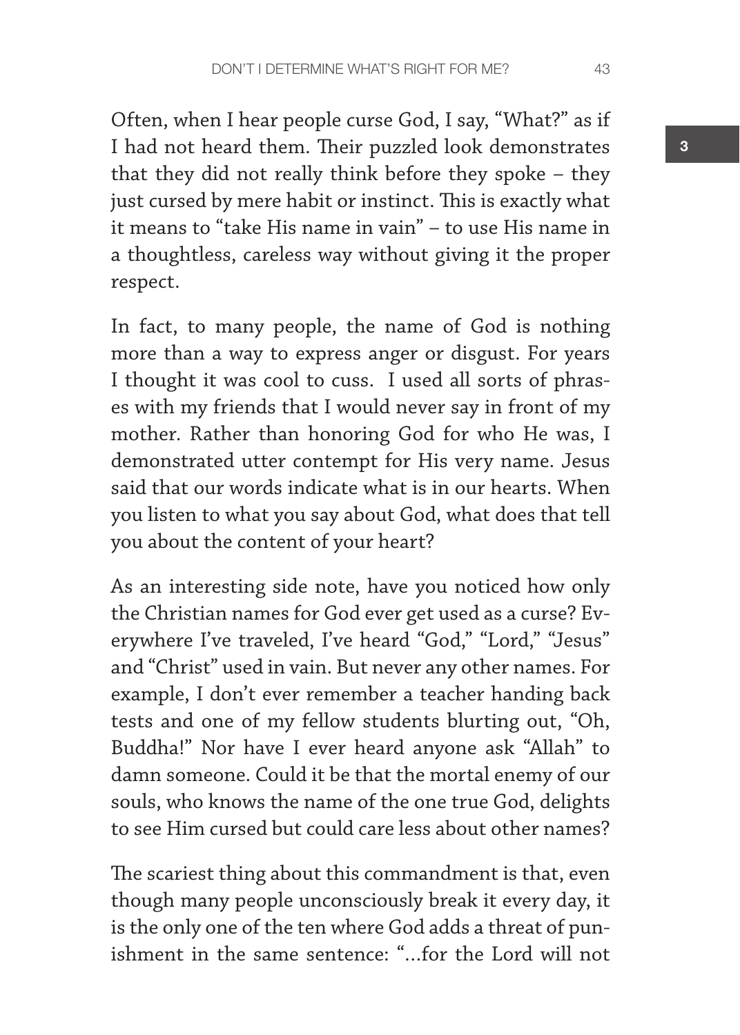Often, when I hear people curse God, I say, "What?" as if I had not heard them. Their puzzled look demonstrates that they did not really think before they spoke – they just cursed by mere habit or instinct. This is exactly what it means to "take His name in vain" – to use His name in a thoughtless, careless way without giving it the proper respect.

In fact, to many people, the name of God is nothing more than a way to express anger or disgust. For years I thought it was cool to cuss. I used all sorts of phrases with my friends that I would never say in front of my mother. Rather than honoring God for who He was, I demonstrated utter contempt for His very name. Jesus said that our words indicate what is in our hearts. When you listen to what you say about God, what does that tell you about the content of your heart?

As an interesting side note, have you noticed how only the Christian names for God ever get used as a curse? Everywhere I've traveled, I've heard "God," "Lord," "Jesus" and "Christ" used in vain. But never any other names. For example, I don't ever remember a teacher handing back tests and one of my fellow students blurting out, "Oh, Buddha!" Nor have I ever heard anyone ask "Allah" to damn someone. Could it be that the mortal enemy of our souls, who knows the name of the one true God, delights to see Him cursed but could care less about other names?

The scariest thing about this commandment is that, even though many people unconsciously break it every day, it is the only one of the ten where God adds a threat of punishment in the same sentence: "…for the Lord will not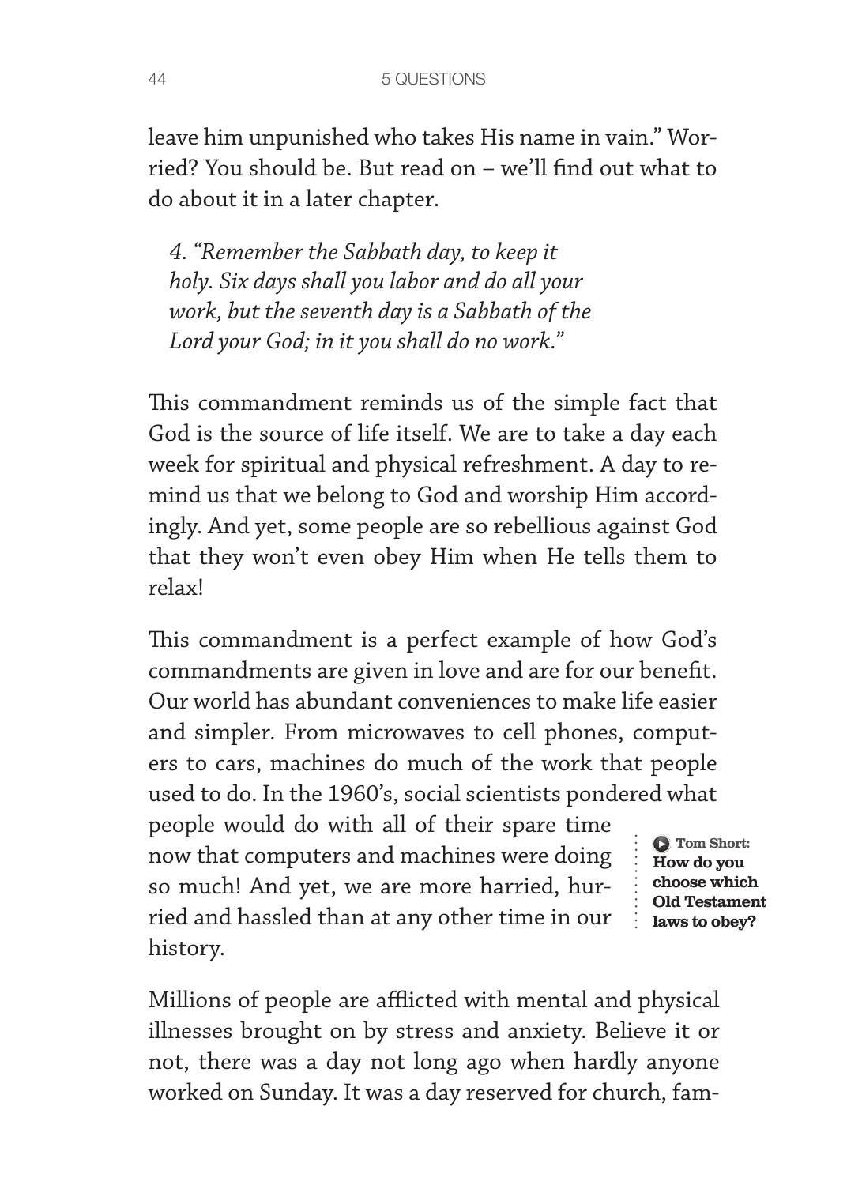leave him unpunished who takes His name in vain." Worried? You should be. But read on – we'll find out what to do about it in a later chapter.

> *4. "Remember the Sabbath day, to keep it holy. Six days shall you labor and do all your work, but the seventh day is a Sabbath of the Lord your God; in it you shall do no work."*

This commandment reminds us of the simple fact that God is the source of life itself. We are to take a day each week for spiritual and physical refreshment. A day to remind us that we belong to God and worship Him accordingly. And yet, some people are so rebellious against God that they won't even obey Him when He tells them to relax!

This commandment is a perfect example of how God's commandments are given in love and are for our benefit. Our world has abundant conveniences to make life easier and simpler. From microwaves to cell phones, computers to cars, machines do much of the work that people used to do. In the 1960's, social scientists pondered what people would do with all of their spare time now that computers and machines were doing so much! And yet, we are more harried, hurried and hassled than at any other time in our history.

**Tom Short: How do you choose which Old Testament laws to obey?**

Millions of people are afflicted with mental and physical illnesses brought on by stress and anxiety. Believe it or not, there was a day not long ago when hardly anyone worked on Sunday. It was a day reserved for church, fam-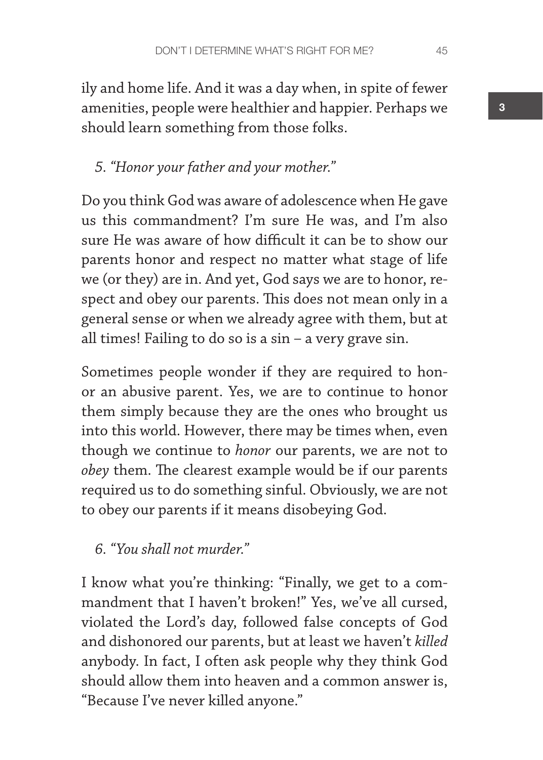ily and home life. And it was a day when, in spite of fewer amenities, people were healthier and happier. Perhaps we should learn something from those folks.

*5. "Honor your father and your mother."*

Do you think God was aware of adolescence when He gave us this commandment? I'm sure He was, and I'm also sure He was aware of how difficult it can be to show our parents honor and respect no matter what stage of life we (or they) are in. And yet, God says we are to honor, respect and obey our parents. This does not mean only in a general sense or when we already agree with them, but at all times! Failing to do so is a sin – a very grave sin.

Sometimes people wonder if they are required to honor an abusive parent. Yes, we are to continue to honor them simply because they are the ones who brought us into this world. However, there may be times when, even though we continue to *honor* our parents, we are not to *obey* them. The clearest example would be if our parents required us to do something sinful. Obviously, we are not to obey our parents if it means disobeying God.

*6. "You shall not murder."*

I know what you're thinking: "Finally, we get to a commandment that I haven't broken!" Yes, we've all cursed, violated the Lord's day, followed false concepts of God and dishonored our parents, but at least we haven't *killed* anybody. In fact, I often ask people why they think God should allow them into heaven and a common answer is, "Because I've never killed anyone."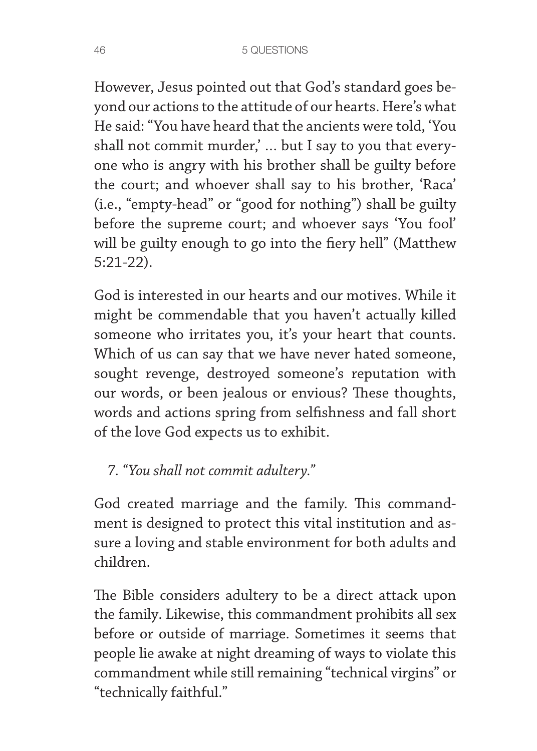However, Jesus pointed out that God's standard goes beyond our actions to the attitude of our hearts. Here's what He said: "You have heard that the ancients were told, 'You shall not commit murder,' ... but I say to you that everyone who is angry with his brother shall be guilty before the court; and whoever shall say to his brother, 'Raca' (i.e., "empty-head" or "good for nothing") shall be guilty before the supreme court; and whoever says 'You fool' will be guilty enough to go into the fiery hell" (Matthew 5:21-22).

God is interested in our hearts and our motives. While it might be commendable that you haven't actually killed someone who irritates you, it's your heart that counts. Which of us can say that we have never hated someone, sought revenge, destroyed someone's reputation with our words, or been jealous or envious? These thoughts, words and actions spring from selfishness and fall short of the love God expects us to exhibit.

7. *"You shall not commit adultery."*

God created marriage and the family. This commandment is designed to protect this vital institution and assure a loving and stable environment for both adults and children.

The Bible considers adultery to be a direct attack upon the family. Likewise, this commandment prohibits all sex before or outside of marriage. Sometimes it seems that people lie awake at night dreaming of ways to violate this commandment while still remaining "technical virgins" or "technically faithful."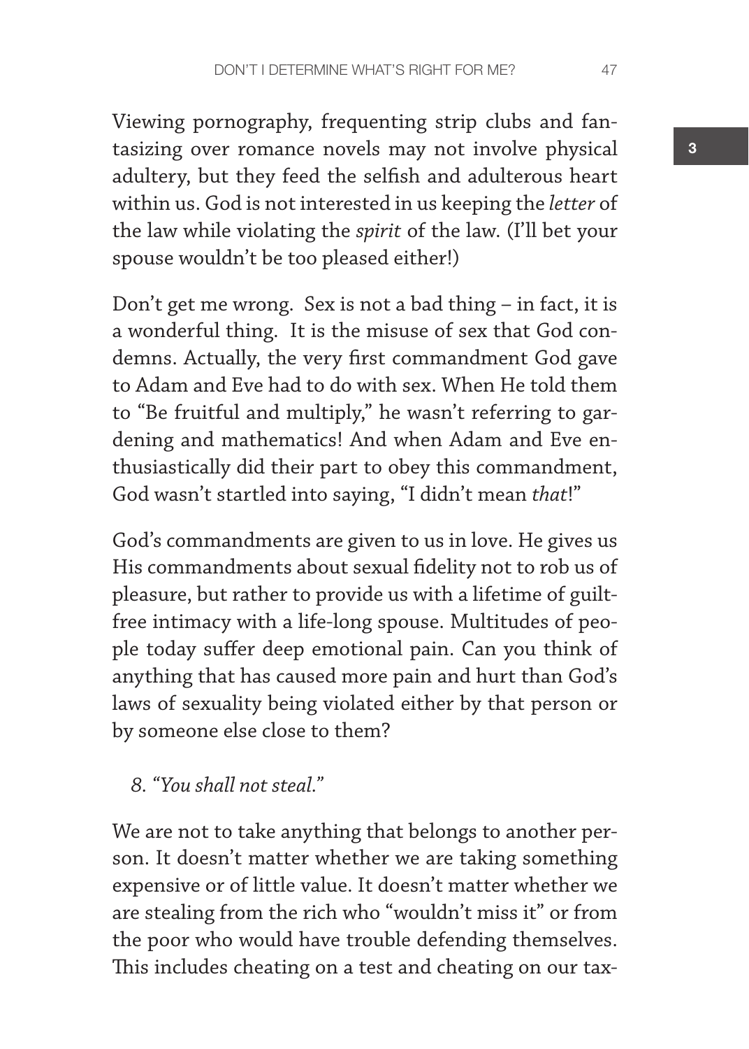Viewing pornography, frequenting strip clubs and fantasizing over romance novels may not involve physical adultery, but they feed the selfish and adulterous heart within us. God is not interested in us keeping the *letter* of the law while violating the *spirit* of the law. (I'll bet your spouse wouldn't be too pleased either!)

Don't get me wrong. Sex is not a bad thing – in fact, it is a wonderful thing. It is the misuse of sex that God condemns. Actually, the very first commandment God gave to Adam and Eve had to do with sex. When He told them to "Be fruitful and multiply," he wasn't referring to gardening and mathematics! And when Adam and Eve enthusiastically did their part to obey this commandment, God wasn't startled into saying, "I didn't mean *that*!"

God's commandments are given to us in love. He gives us His commandments about sexual fidelity not to rob us of pleasure, but rather to provide us with a lifetime of guilt-free intimacy with a life-long spouse. Multitudes of people today suffer deep emotional pain. Can you think of anything that has caused more pain and hurt than God's laws of sexuality being violated either by that person or by someone else close to them?

*8. "You shall not steal."*

We are not to take anything that belongs to another person. It doesn't matter whether we are taking something expensive or of little value. It doesn't matter whether we are stealing from the rich who "wouldn't miss it" or from the poor who would have trouble defending themselves. This includes cheating on a test and cheating on our tax-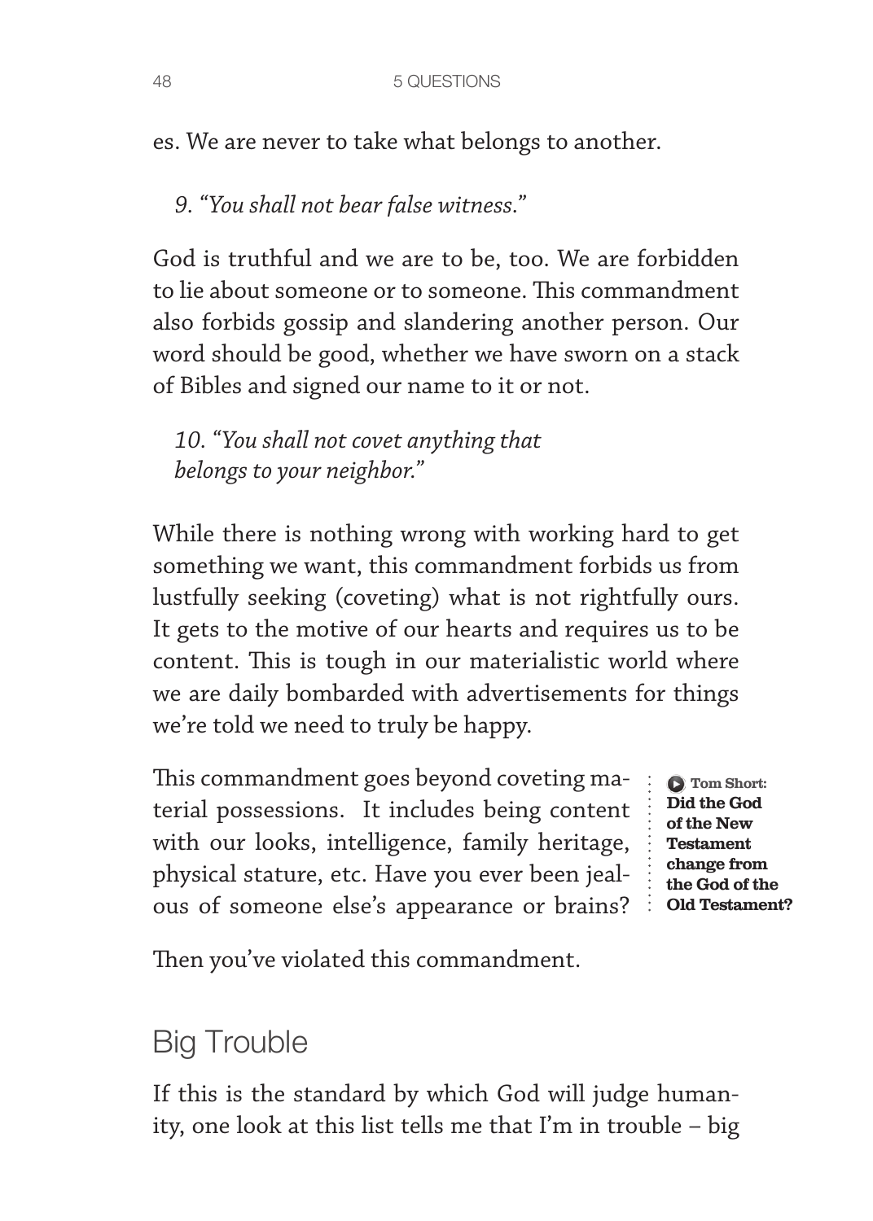es. We are never to take what belongs to another.

*9. "You shall not bear false witness."*

God is truthful and we are to be, too. We are forbidden to lie about someone or to someone. This commandment also forbids gossip and slandering another person. Our word should be good, whether we have sworn on a stack of Bibles and signed our name to it or not.

*10. "You shall not covet anything that belongs to your neighbor."*

While there is nothing wrong with working hard to get something we want, this commandment forbids us from lustfully seeking (coveting) what is not rightfully ours. It gets to the motive of our hearts and requires us to be content. This is tough in our materialistic world where we are daily bombarded with advertisements for things we're told we need to truly be happy.

This commandment goes beyond coveting material possessions. It includes being content with our looks, intelligence, family heritage, physical stature, etc. Have you ever been jealous of someone else's appearance or brains? Then you've violated this commandment.

**Tom Short: Did the God of the New Testament change from the God of the Old Testament?**

## Big Trouble

If this is the standard by which God will judge humanity, one look at this list tells me that I'm in trouble – big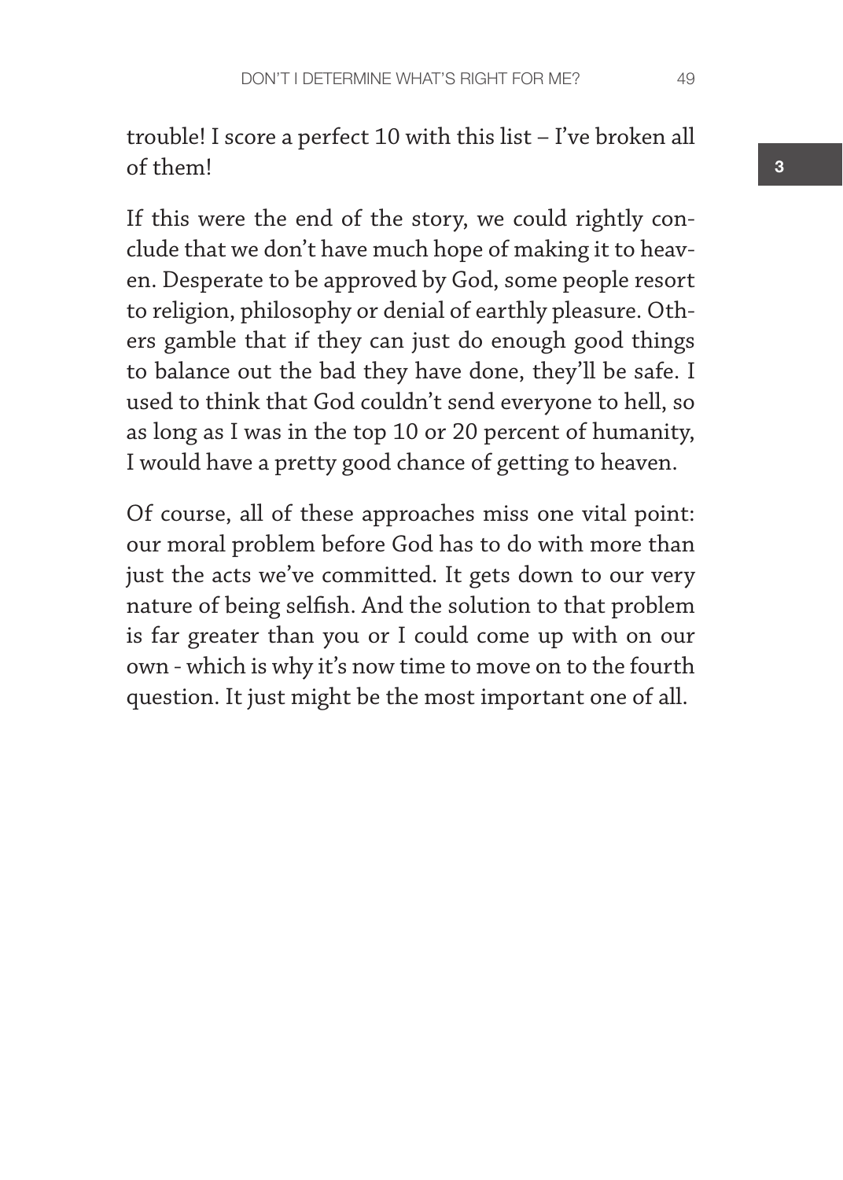trouble! I score a perfect 10 with this list – I've broken all of them!

If this were the end of the story, we could rightly conclude that we don't have much hope of making it to heaven. Desperate to be approved by God, some people resort to religion, philosophy or denial of earthly pleasure. Others gamble that if they can just do enough good things to balance out the bad they have done, they'll be safe. I used to think that God couldn't send everyone to hell, so as long as I was in the top 10 or 20 percent of humanity, I would have a pretty good chance of getting to heaven.

Of course, all of these approaches miss one vital point: our moral problem before God has to do with more than just the acts we've committed. It gets down to our very nature of being selfish. And the solution to that problem is far greater than you or I could come up with on our own - which is why it's now time to move on to the fourth question. It just might be the most important one of all.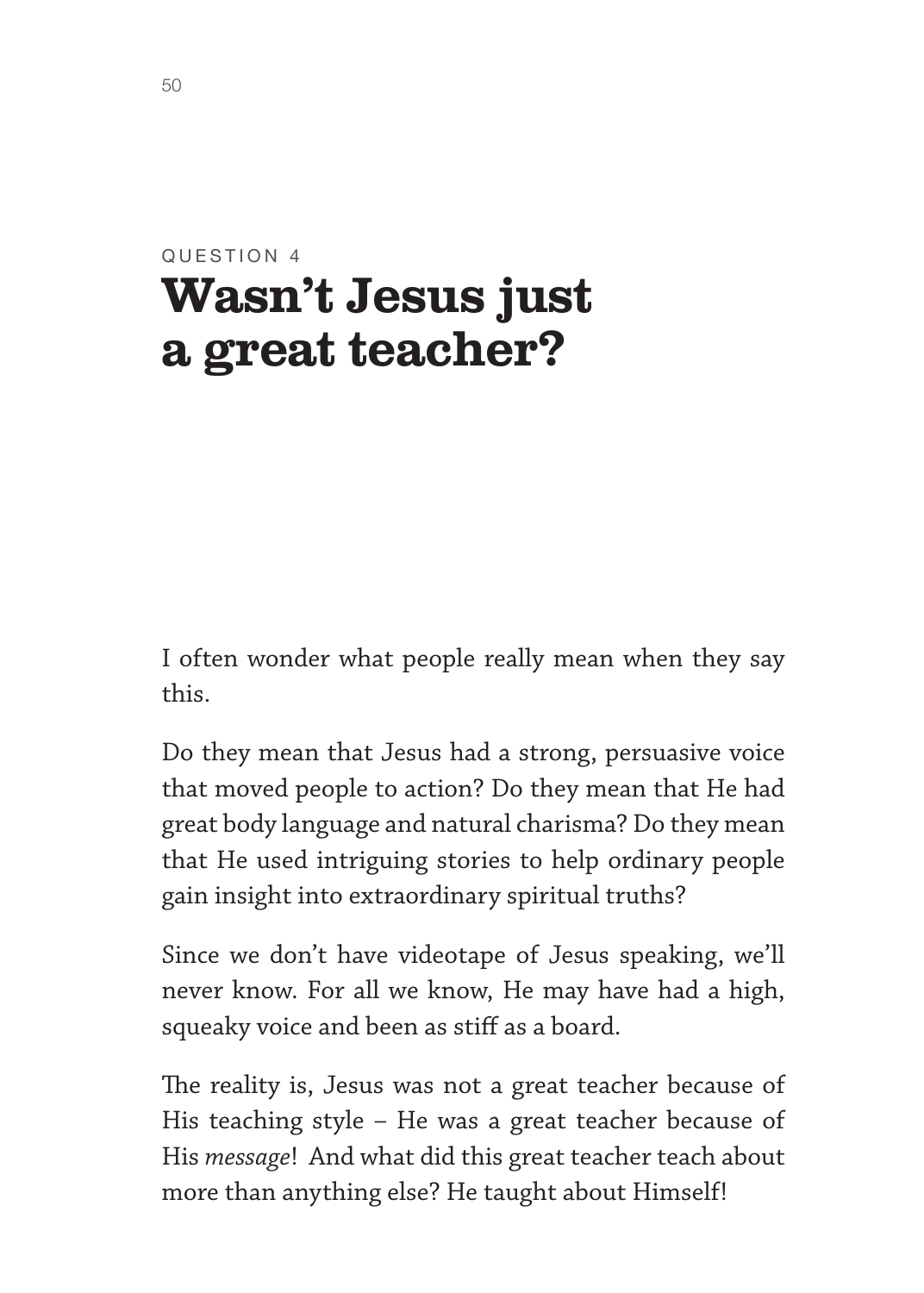QUESTION 4

# Wasn't Jesus just a great teacher?

I often wonder what people really mean when they say this.

Do they mean that Jesus had a strong, persuasive voice that moved people to action? Do they mean that He had great body language and natural charisma? Do they mean that He used intriguing stories to help ordinary people gain insight into extraordinary spiritual truths?

Since we don't have videotape of Jesus speaking, we'll never know. For all we know, He may have had a high, squeaky voice and been as stiff as a board.

The reality is, Jesus was not a great teacher because of His teaching style – He was a great teacher because of His *message*! And what did this great teacher teach about more than anything else? He taught about Himself!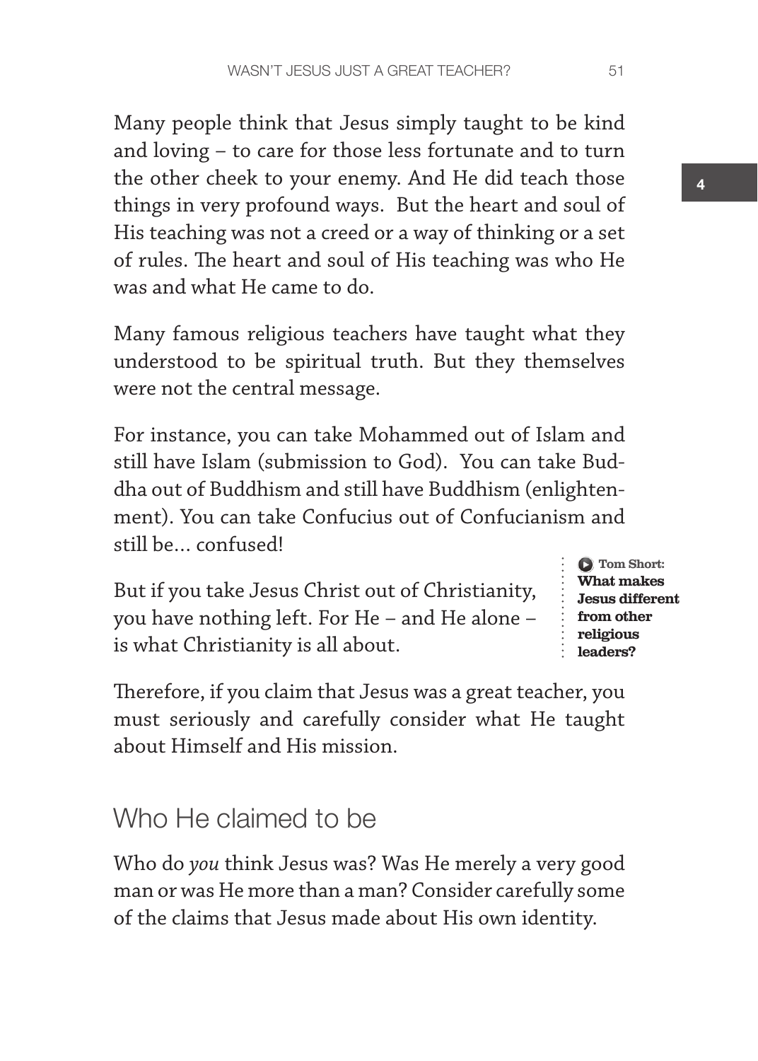Many people think that Jesus simply taught to be kind and loving – to care for those less fortunate and to turn the other cheek to your enemy. And He did teach those things in very profound ways. But the heart and soul of His teaching was not a creed or a way of thinking or a set of rules. The heart and soul of His teaching was who He was and what He came to do.

Many famous religious teachers have taught what they understood to be spiritual truth. But they themselves were not the central message.

For instance, you can take Mohammed out of Islam and still have Islam (submission to God). You can take Buddha out of Buddhism and still have Buddhism (enlightenment). You can take Confucius out of Confucianism and still be… confused!

But if you take Jesus Christ out of Christianity, you have nothing left. For He – and He alone – is what Christianity is all about.

Tom Short: **What makes Jesus different from other religious leaders?**

Therefore, if you claim that Jesus was a great teacher, you must seriously and carefully consider what He taught about Himself and His mission.

## Who He claimed to be

Who do *you* think Jesus was? Was He merely a very good man or was He more than a man? Consider carefully some of the claims that Jesus made about His own identity.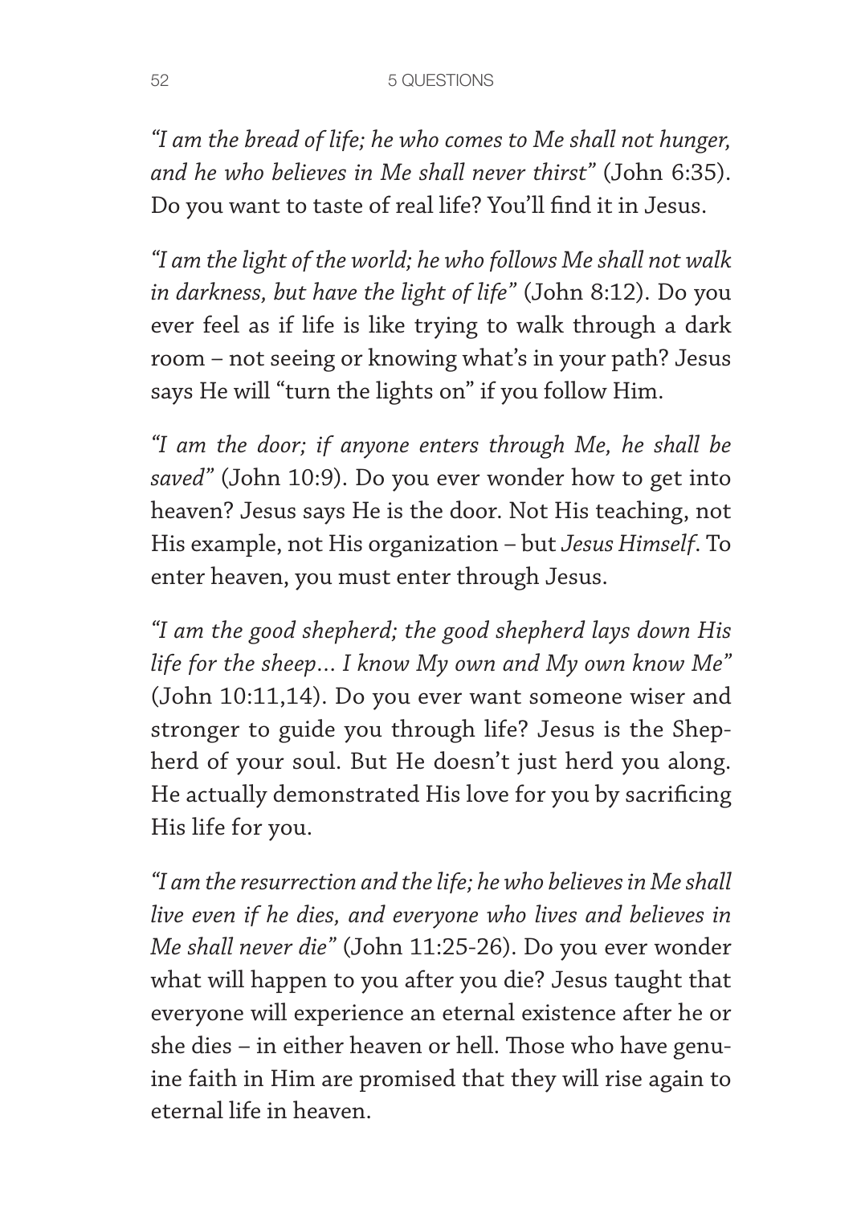*"I am the bread of life; he who comes to Me shall not hunger, and he who believes in Me shall never thirst"* (John 6:35). Do you want to taste of real life? You'll find it in Jesus.

*"I am the light of the world; he who follows Me shall not walk in darkness, but have the light of life"* (John 8:12). Do you ever feel as if life is like trying to walk through a dark room – not seeing or knowing what's in your path? Jesus says He will "turn the lights on" if you follow Him.

*"I am the door; if anyone enters through Me, he shall be saved"* (John 10:9). Do you ever wonder how to get into heaven? Jesus says He is the door. Not His teaching, not His example, not His organization – but *Jesus Himself*. To enter heaven, you must enter through Jesus.

*"I am the good shepherd; the good shepherd lays down His life for the sheep… I know My own and My own know Me"* (John 10:11,14). Do you ever want someone wiser and stronger to guide you through life? Jesus is the Shepherd of your soul. But He doesn't just herd you along. He actually demonstrated His love for you by sacrificing His life for you.

*"I am the resurrection and the life; he who believes in Me shall live even if he dies, and everyone who lives and believes in Me shall never die"* (John 11:25-26). Do you ever wonder what will happen to you after you die? Jesus taught that everyone will experience an eternal existence after he or she dies – in either heaven or hell. Those who have genuine faith in Him are promised that they will rise again to eternal life in heaven.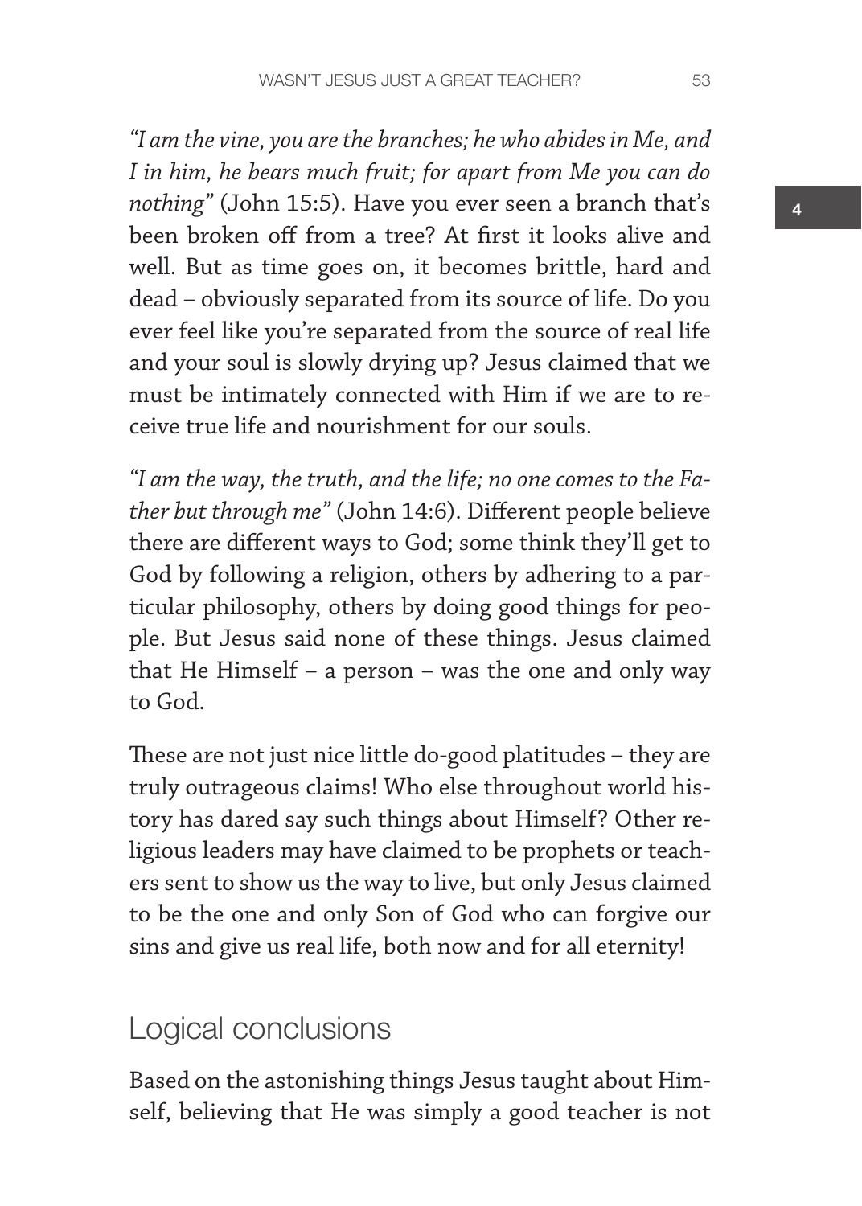*"I am the vine, you are the branches; he who abides in Me, and I in him, he bears much fruit; for apart from Me you can do nothing"* (John 15:5). Have you ever seen a branch that's been broken off from a tree? At first it looks alive and well. But as time goes on, it becomes brittle, hard and dead – obviously separated from its source of life. Do you ever feel like you're separated from the source of real life and your soul is slowly drying up? Jesus claimed that we must be intimately connected with Him if we are to receive true life and nourishment for our souls.

*"I am the way, the truth, and the life; no one comes to the Father but through me"* (John 14:6). Different people believe there are different ways to God; some think they'll get to God by following a religion, others by adhering to a particular philosophy, others by doing good things for people. But Jesus said none of these things. Jesus claimed that He Himself – a person – was the one and only way to God.

These are not just nice little do-good platitudes – they are truly outrageous claims! Who else throughout world history has dared say such things about Himself? Other religious leaders may have claimed to be prophets or teachers sent to show us the way to live, but only Jesus claimed to be the one and only Son of God who can forgive our sins and give us real life, both now and for all eternity!

## Logical conclusions

Based on the astonishing things Jesus taught about Himself, believing that He was simply a good teacher is not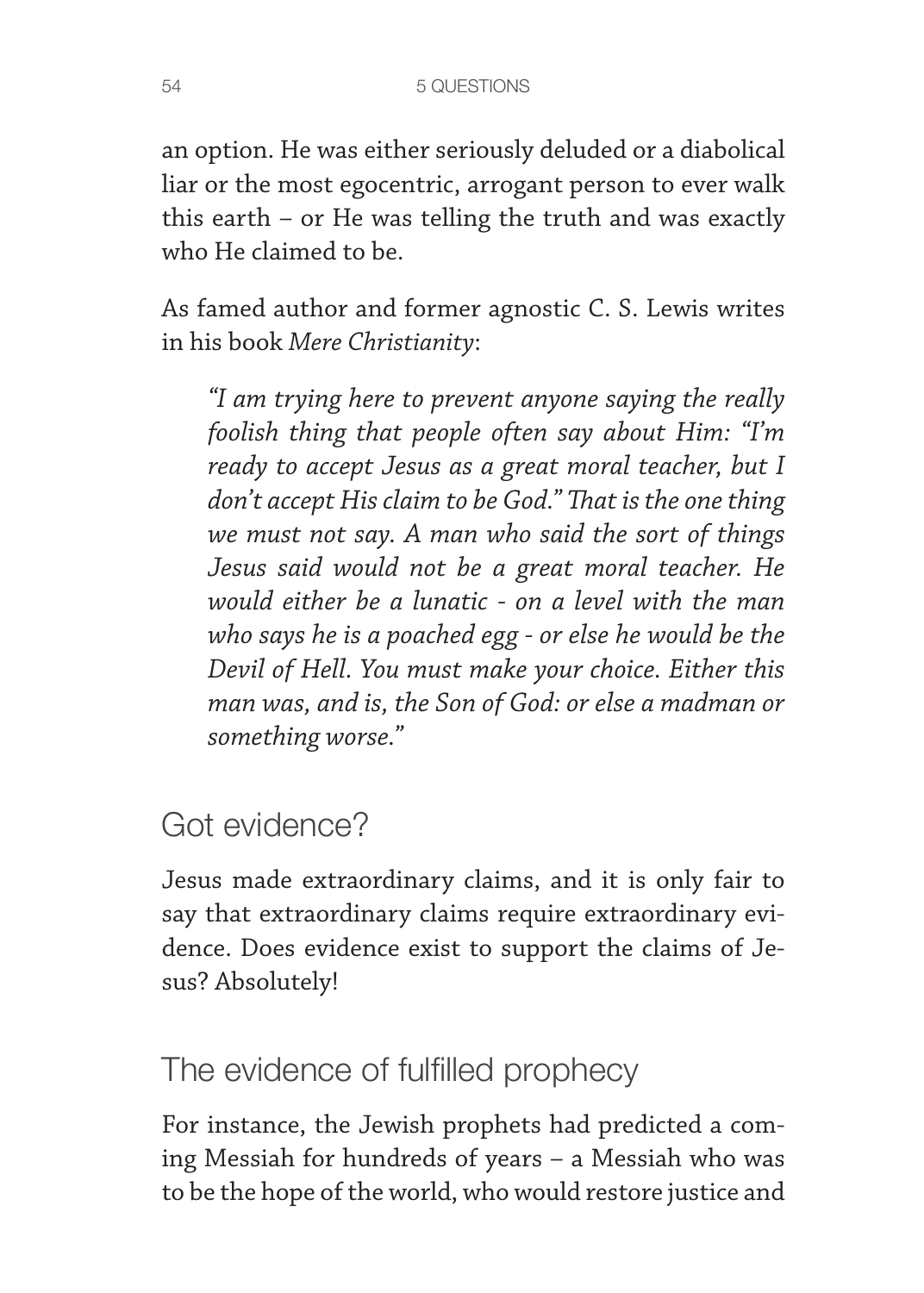an option. He was either seriously deluded or a diabolical liar or the most egocentric, arrogant person to ever walk this earth – or He was telling the truth and was exactly who He claimed to be.

As famed author and former agnostic C. S. Lewis writes in his book *Mere Christianity*:

> *"I am trying here to prevent anyone saying the really foolish thing that people often say about Him: "I'm ready to accept Jesus as a great moral teacher, but I don't accept His claim to be God." That is the one thing we must not say. A man who said the sort of things Jesus said would not be a great moral teacher. He would either be a lunatic - on a level with the man who says he is a poached egg - or else he would be the Devil of Hell. You must make your choice. Either this man was, and is, the Son of God: or else a madman or something worse."*

## Got evidence?

Jesus made extraordinary claims, and it is only fair to say that extraordinary claims require extraordinary evidence. Does evidence exist to support the claims of Jesus? Absolutely!

## The evidence of fulfilled prophecy

For instance, the Jewish prophets had predicted a coming Messiah for hundreds of years – a Messiah who was to be the hope of the world, who would restore justice and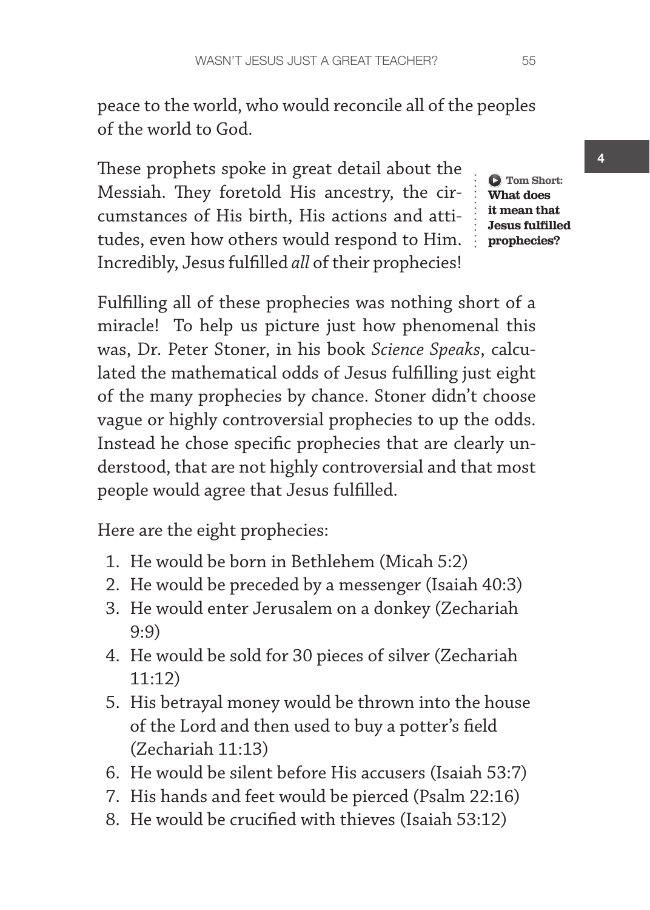peace to the world, who would reconcile all of the peoples of the world to God.

These prophets spoke in great detail about the Messiah. They foretold His ancestry, the circumstances of His birth, His actions and attitudes, even how others would respond to Him. Incredibly, Jesus fulfilled *all* of their prophecies!

**Tom Short: What does it mean that Jesus fulfilled prophecies?**

Fulfilling all of these prophecies was nothing short of a miracle! To help us picture just how phenomenal this was, Dr. Peter Stoner, in his book *Science Speaks*, calculated the mathematical odds of Jesus fulfilling just eight of the many prophecies by chance. Stoner didn't choose vague or highly controversial prophecies to up the odds. Instead he chose specific prophecies that are clearly understood, that are not highly controversial and that most people would agree that Jesus fulfilled.

Here are the eight prophecies:

1. He would be born in Bethlehem (Micah 5:2)
2. He would be preceded by a messenger (Isaiah 40:3)
3. He would enter Jerusalem on a donkey (Zechariah 9:9)
4. He would be sold for 30 pieces of silver (Zechariah 11:12)
5. His betrayal money would be thrown into the house of the Lord and then used to buy a potter's field (Zechariah 11:13)
6. He would be silent before His accusers (Isaiah 53:7)
7. His hands and feet would be pierced (Psalm 22:16)
8. He would be crucified with thieves (Isaiah 53:12)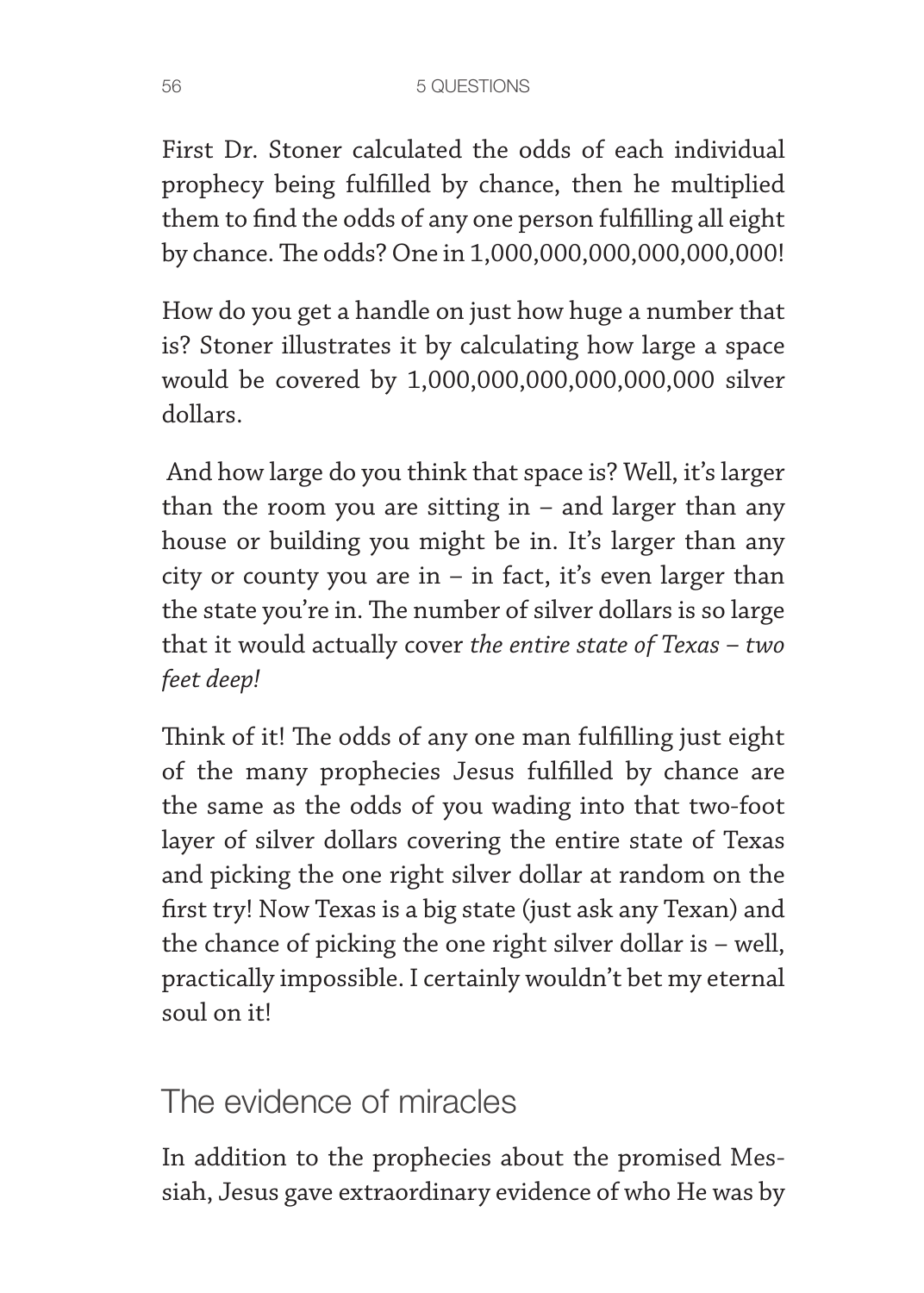First Dr. Stoner calculated the odds of each individual prophecy being fulfilled by chance, then he multiplied them to find the odds of any one person fulfilling all eight by chance. The odds? One in 1,000,000,000,000,000,000!

How do you get a handle on just how huge a number that is? Stoner illustrates it by calculating how large a space would be covered by 1,000,000,000,000,000,000 silver dollars.

And how large do you think that space is? Well, it's larger than the room you are sitting in – and larger than any house or building you might be in. It's larger than any city or county you are in – in fact, it's even larger than the state you're in. The number of silver dollars is so large that it would actually cover *the entire state of Texas – two feet deep!*

Think of it! The odds of any one man fulfilling just eight of the many prophecies Jesus fulfilled by chance are the same as the odds of you wading into that two-foot layer of silver dollars covering the entire state of Texas and picking the one right silver dollar at random on the first try! Now Texas is a big state (just ask any Texan) and the chance of picking the one right silver dollar is – well, practically impossible. I certainly wouldn't bet my eternal soul on it!

## The evidence of miracles

In addition to the prophecies about the promised Messiah, Jesus gave extraordinary evidence of who He was by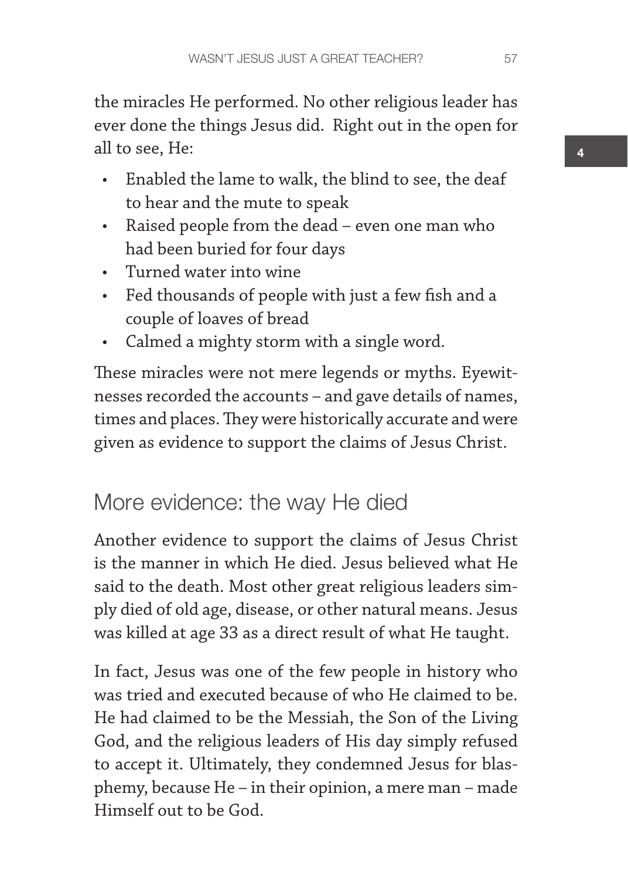the miracles He performed. No other religious leader has ever done the things Jesus did. Right out in the open for all to see, He:

- Enabled the lame to walk, the blind to see, the deaf to hear and the mute to speak
- Raised people from the dead – even one man who had been buried for four days
- Turned water into wine
- Fed thousands of people with just a few fish and a couple of loaves of bread
- Calmed a mighty storm with a single word.

These miracles were not mere legends or myths. Eyewitnesses recorded the accounts – and gave details of names, times and places. They were historically accurate and were given as evidence to support the claims of Jesus Christ.

## More evidence: the way He died

Another evidence to support the claims of Jesus Christ is the manner in which He died. Jesus believed what He said to the death. Most other great religious leaders simply died of old age, disease, or other natural means. Jesus was killed at age 33 as a direct result of what He taught.

In fact, Jesus was one of the few people in history who was tried and executed because of who He claimed to be. He had claimed to be the Messiah, the Son of the Living God, and the religious leaders of His day simply refused to accept it. Ultimately, they condemned Jesus for blasphemy, because He – in their opinion, a mere man – made Himself out to be God.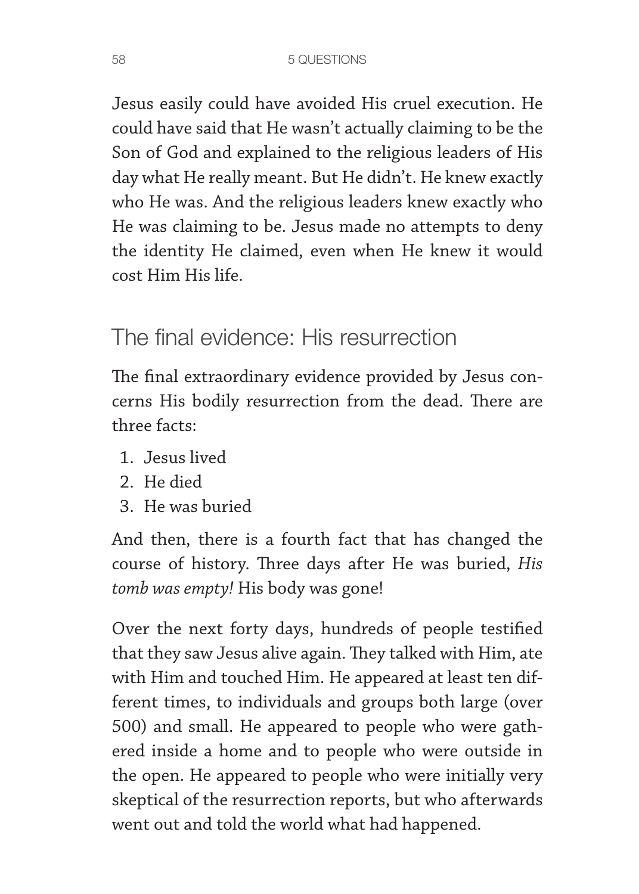Jesus easily could have avoided His cruel execution. He could have said that He wasn't actually claiming to be the Son of God and explained to the religious leaders of His day what He really meant. But He didn't. He knew exactly who He was. And the religious leaders knew exactly who He was claiming to be. Jesus made no attempts to deny the identity He claimed, even when He knew it would cost Him His life.

## The final evidence: His resurrection

The final extraordinary evidence provided by Jesus concerns His bodily resurrection from the dead. There are three facts:

1. Jesus lived
2. He died
3. He was buried

And then, there is a fourth fact that has changed the course of history. Three days after He was buried, *His tomb was empty!* His body was gone!

Over the next forty days, hundreds of people testified that they saw Jesus alive again. They talked with Him, ate with Him and touched Him. He appeared at least ten different times, to individuals and groups both large (over 500) and small. He appeared to people who were gathered inside a home and to people who were outside in the open. He appeared to people who were initially very skeptical of the resurrection reports, but who afterwards went out and told the world what had happened.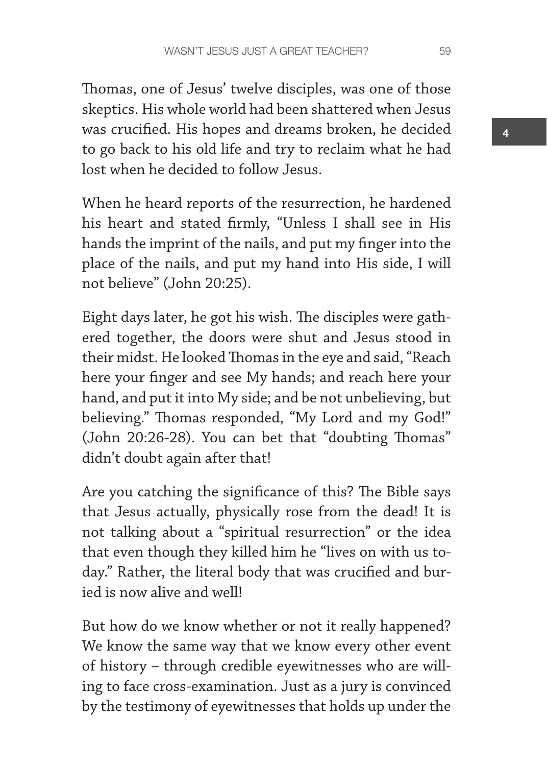Thomas, one of Jesus' twelve disciples, was one of those skeptics. His whole world had been shattered when Jesus was crucified. His hopes and dreams broken, he decided to go back to his old life and try to reclaim what he had lost when he decided to follow Jesus.

When he heard reports of the resurrection, he hardened his heart and stated firmly, "Unless I shall see in His hands the imprint of the nails, and put my finger into the place of the nails, and put my hand into His side, I will not believe" (John 20:25).

Eight days later, he got his wish. The disciples were gathered together, the doors were shut and Jesus stood in their midst. He looked Thomas in the eye and said, "Reach here your finger and see My hands; and reach here your hand, and put it into My side; and be not unbelieving, but believing." Thomas responded, "My Lord and my God!" (John 20:26-28). You can bet that "doubting Thomas" didn't doubt again after that!

Are you catching the significance of this? The Bible says that Jesus actually, physically rose from the dead! It is not talking about a "spiritual resurrection" or the idea that even though they killed him he "lives on with us today." Rather, the literal body that was crucified and buried is now alive and well!

But how do we know whether or not it really happened? We know the same way that we know every other event of history – through credible eyewitnesses who are willing to face cross-examination. Just as a jury is convinced by the testimony of eyewitnesses that holds up under the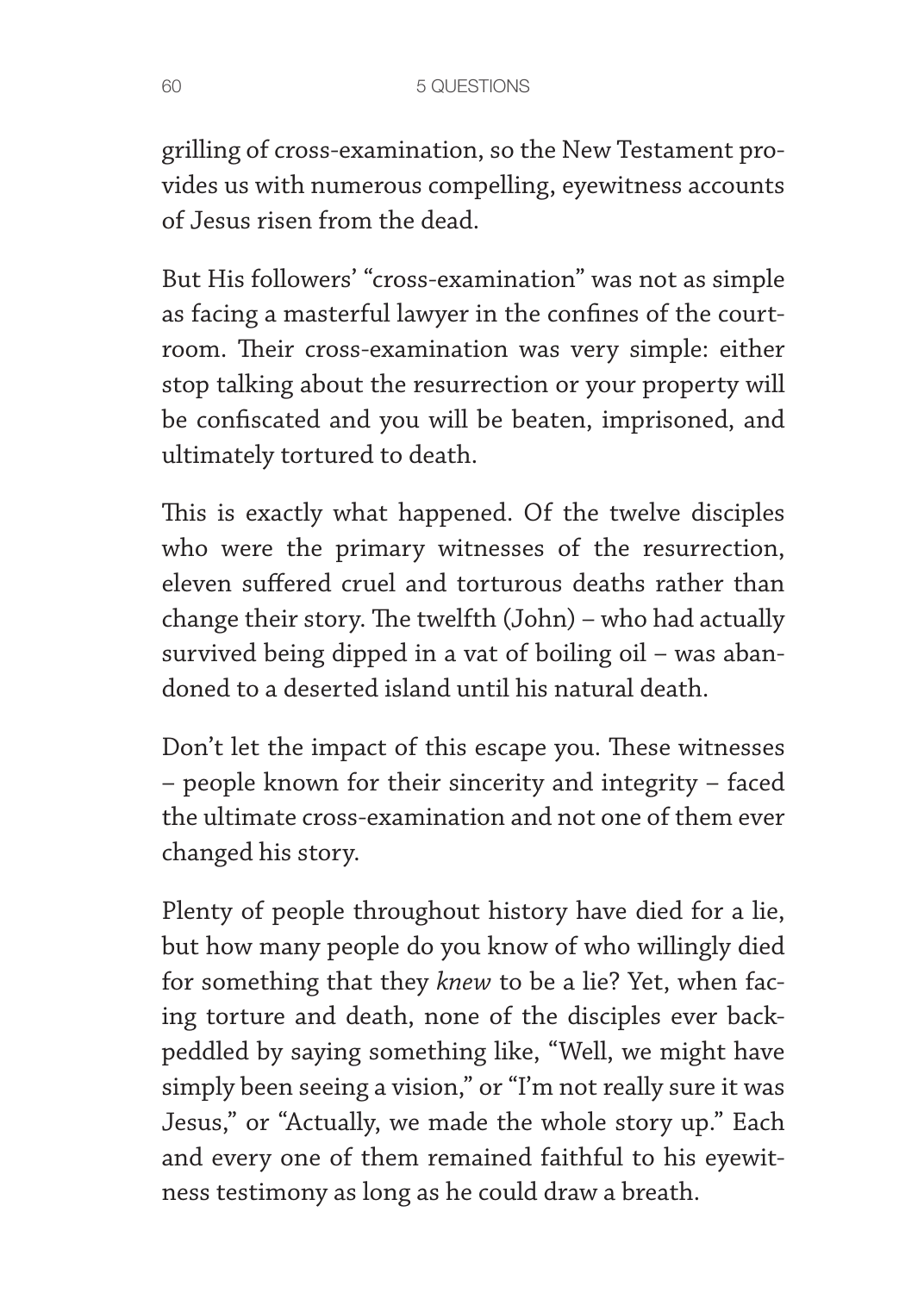grilling of cross-examination, so the New Testament provides us with numerous compelling, eyewitness accounts of Jesus risen from the dead.

But His followers' "cross-examination" was not as simple as facing a masterful lawyer in the confines of the courtroom. Their cross-examination was very simple: either stop talking about the resurrection or your property will be confiscated and you will be beaten, imprisoned, and ultimately tortured to death.

This is exactly what happened. Of the twelve disciples who were the primary witnesses of the resurrection, eleven suffered cruel and torturous deaths rather than change their story. The twelfth (John) – who had actually survived being dipped in a vat of boiling oil – was abandoned to a deserted island until his natural death.

Don't let the impact of this escape you. These witnesses – people known for their sincerity and integrity – faced the ultimate cross-examination and not one of them ever changed his story.

Plenty of people throughout history have died for a lie, but how many people do you know of who willingly died for something that they *knew* to be a lie? Yet, when facing torture and death, none of the disciples ever backpeddled by saying something like, "Well, we might have simply been seeing a vision," or "I'm not really sure it was Jesus," or "Actually, we made the whole story up." Each and every one of them remained faithful to his eyewitness testimony as long as he could draw a breath.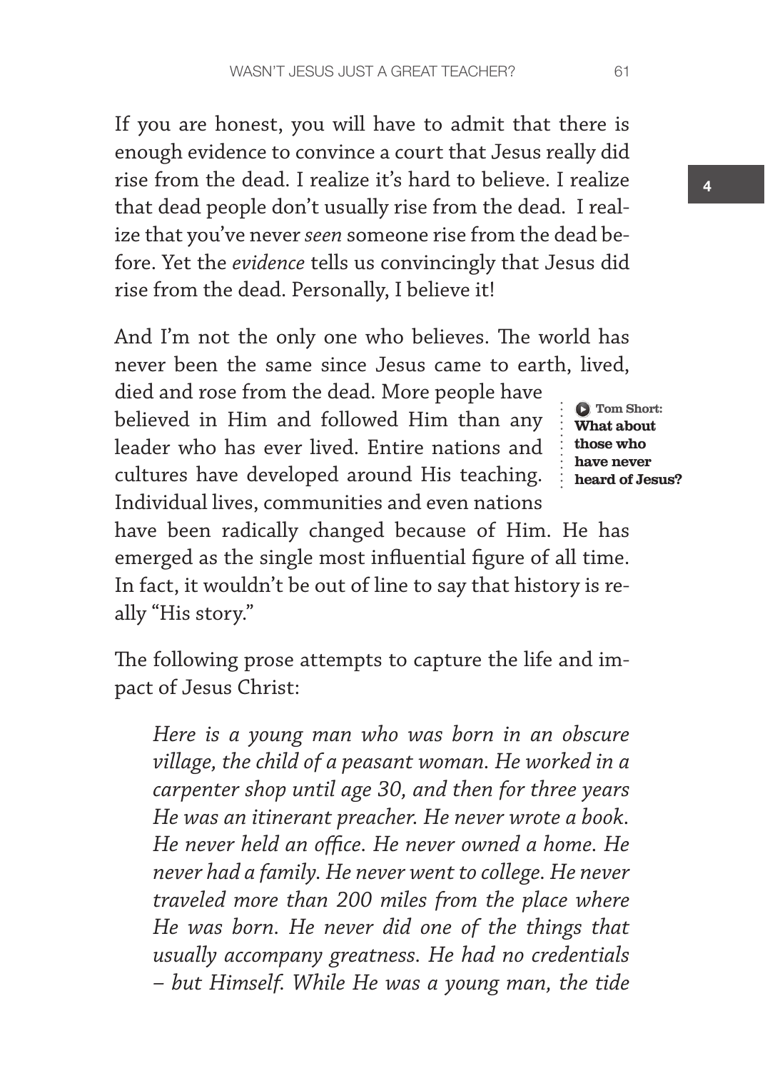If you are honest, you will have to admit that there is enough evidence to convince a court that Jesus really did rise from the dead. I realize it's hard to believe. I realize that dead people don't usually rise from the dead. I realize that you've never *seen* someone rise from the dead before. Yet the *evidence* tells us convincingly that Jesus did rise from the dead. Personally, I believe it!

And I'm not the only one who believes. The world has never been the same since Jesus came to earth, lived, died and rose from the dead. More people have believed in Him and followed Him than any leader who has ever lived. Entire nations and cultures have developed around His teaching. Individual lives, communities and even nations have been radically changed because of Him. He has emerged as the single most influential figure of all time. In fact, it wouldn't be out of line to say that history is really "His story."

**Tom Short: What about those who have never heard of Jesus?**

The following prose attempts to capture the life and impact of Jesus Christ:

> *Here is a young man who was born in an obscure village, the child of a peasant woman. He worked in a carpenter shop until age 30, and then for three years He was an itinerant preacher. He never wrote a book. He never held an office. He never owned a home. He never had a family. He never went to college. He never traveled more than 200 miles from the place where He was born. He never did one of the things that usually accompany greatness. He had no credentials – but Himself. While He was a young man, the tide*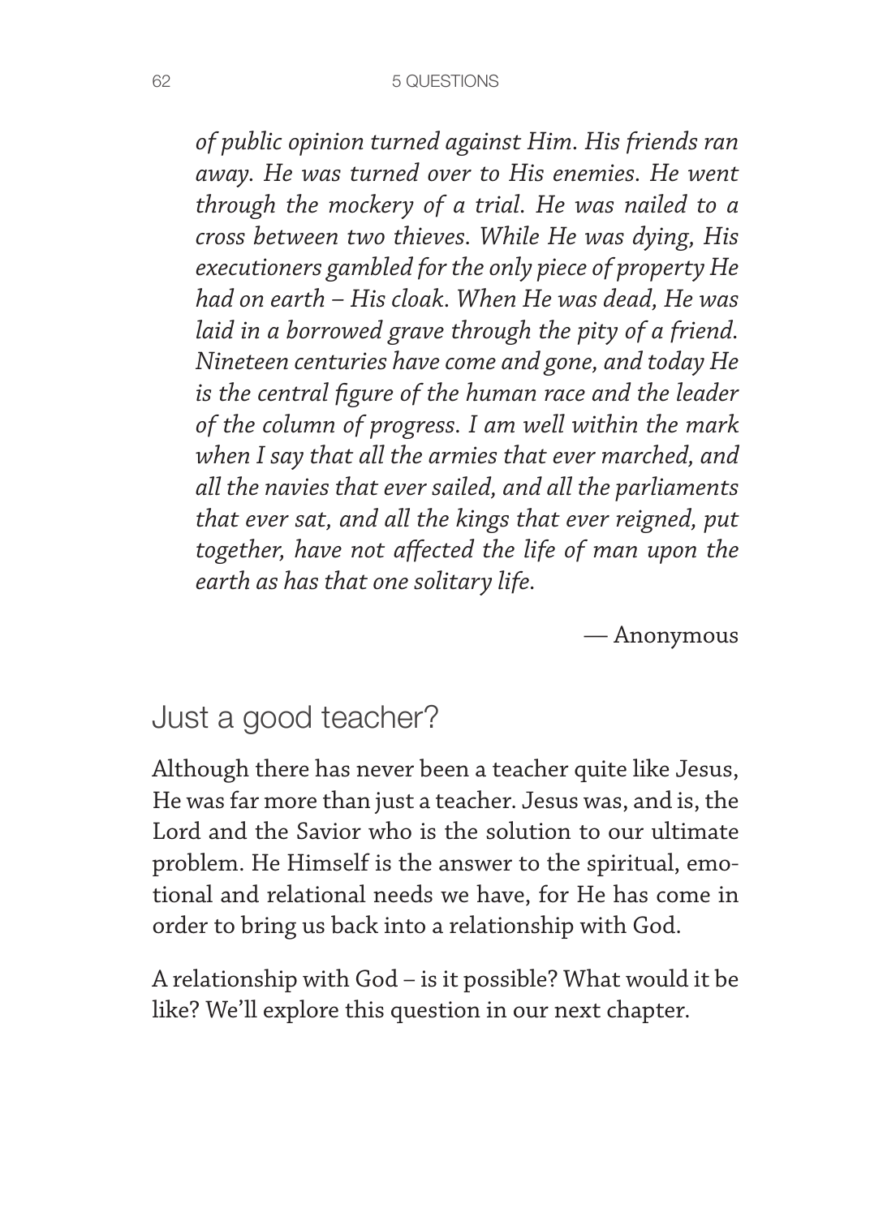*of public opinion turned against Him. His friends ran away. He was turned over to His enemies. He went through the mockery of a trial. He was nailed to a cross between two thieves. While He was dying, His executioners gambled for the only piece of property He had on earth – His cloak. When He was dead, He was laid in a borrowed grave through the pity of a friend. Nineteen centuries have come and gone, and today He is the central figure of the human race and the leader of the column of progress. I am well within the mark when I say that all the armies that ever marched, and all the navies that ever sailed, and all the parliaments that ever sat, and all the kings that ever reigned, put together, have not affected the life of man upon the earth as has that one solitary life.*

— Anonymous

## Just a good teacher?

Although there has never been a teacher quite like Jesus, He was far more than just a teacher. Jesus was, and is, the Lord and the Savior who is the solution to our ultimate problem. He Himself is the answer to the spiritual, emotional and relational needs we have, for He has come in order to bring us back into a relationship with God.

A relationship with God – is it possible? What would it be like? We'll explore this question in our next chapter.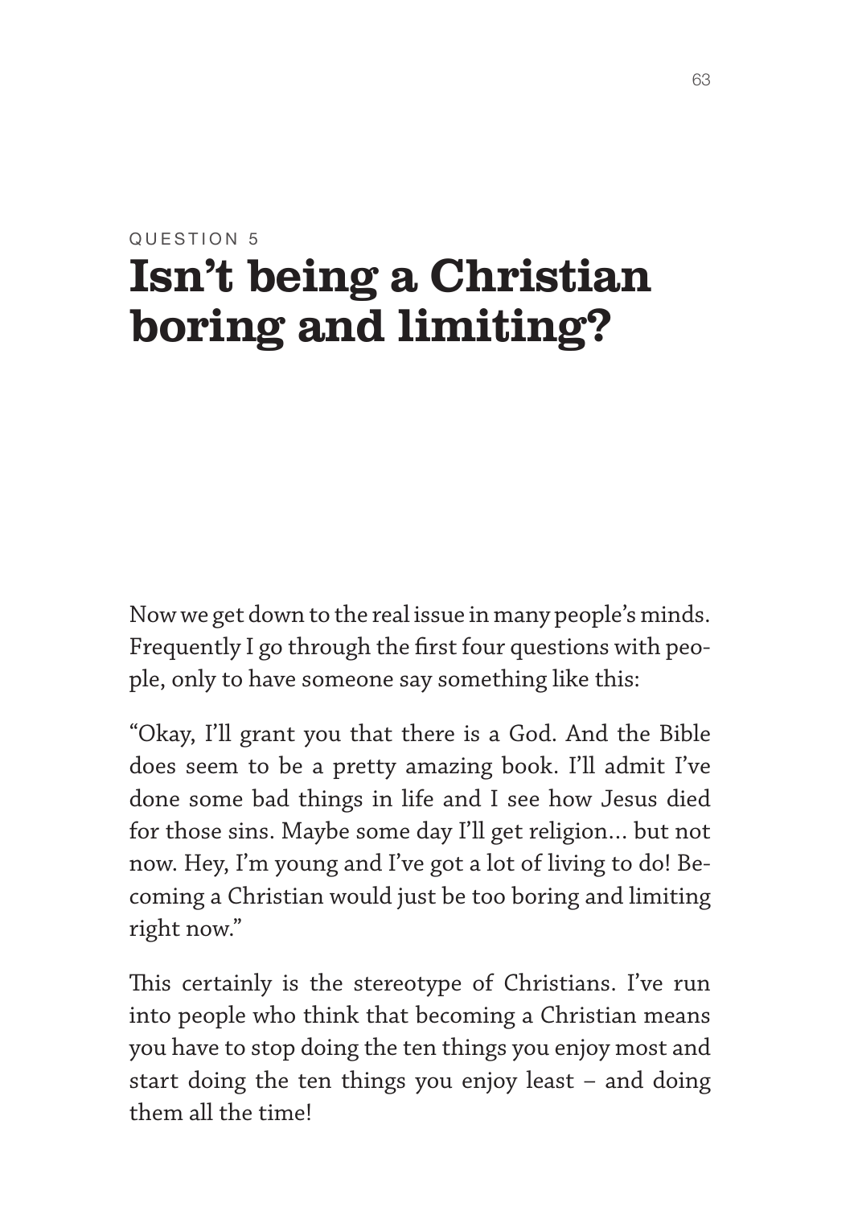QUESTION 5

# Isn't being a Christian boring and limiting?

Now we get down to the real issue in many people's minds. Frequently I go through the first four questions with people, only to have someone say something like this:

"Okay, I'll grant you that there is a God. And the Bible does seem to be a pretty amazing book. I'll admit I've done some bad things in life and I see how Jesus died for those sins. Maybe some day I'll get religion… but not now. Hey, I'm young and I've got a lot of living to do! Becoming a Christian would just be too boring and limiting right now."

This certainly is the stereotype of Christians. I've run into people who think that becoming a Christian means you have to stop doing the ten things you enjoy most and start doing the ten things you enjoy least – and doing them all the time!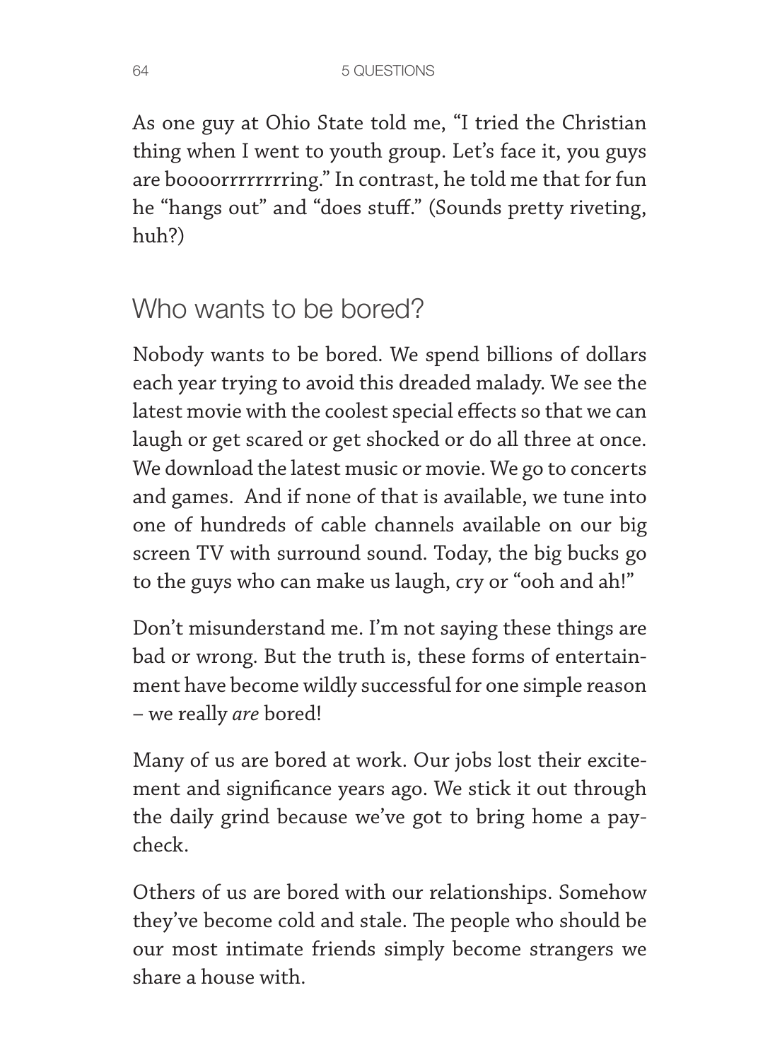As one guy at Ohio State told me, "I tried the Christian thing when I went to youth group. Let's face it, you guys are boooorrrrrrrring." In contrast, he told me that for fun he "hangs out" and "does stuff." (Sounds pretty riveting, huh?)

## Who wants to be bored?

Nobody wants to be bored. We spend billions of dollars each year trying to avoid this dreaded malady. We see the latest movie with the coolest special effects so that we can laugh or get scared or get shocked or do all three at once. We download the latest music or movie. We go to concerts and games. And if none of that is available, we tune into one of hundreds of cable channels available on our big screen TV with surround sound. Today, the big bucks go to the guys who can make us laugh, cry or "ooh and ah!"

Don't misunderstand me. I'm not saying these things are bad or wrong. But the truth is, these forms of entertainment have become wildly successful for one simple reason – we really *are* bored!

Many of us are bored at work. Our jobs lost their excitement and significance years ago. We stick it out through the daily grind because we've got to bring home a paycheck.

Others of us are bored with our relationships. Somehow they've become cold and stale. The people who should be our most intimate friends simply become strangers we share a house with.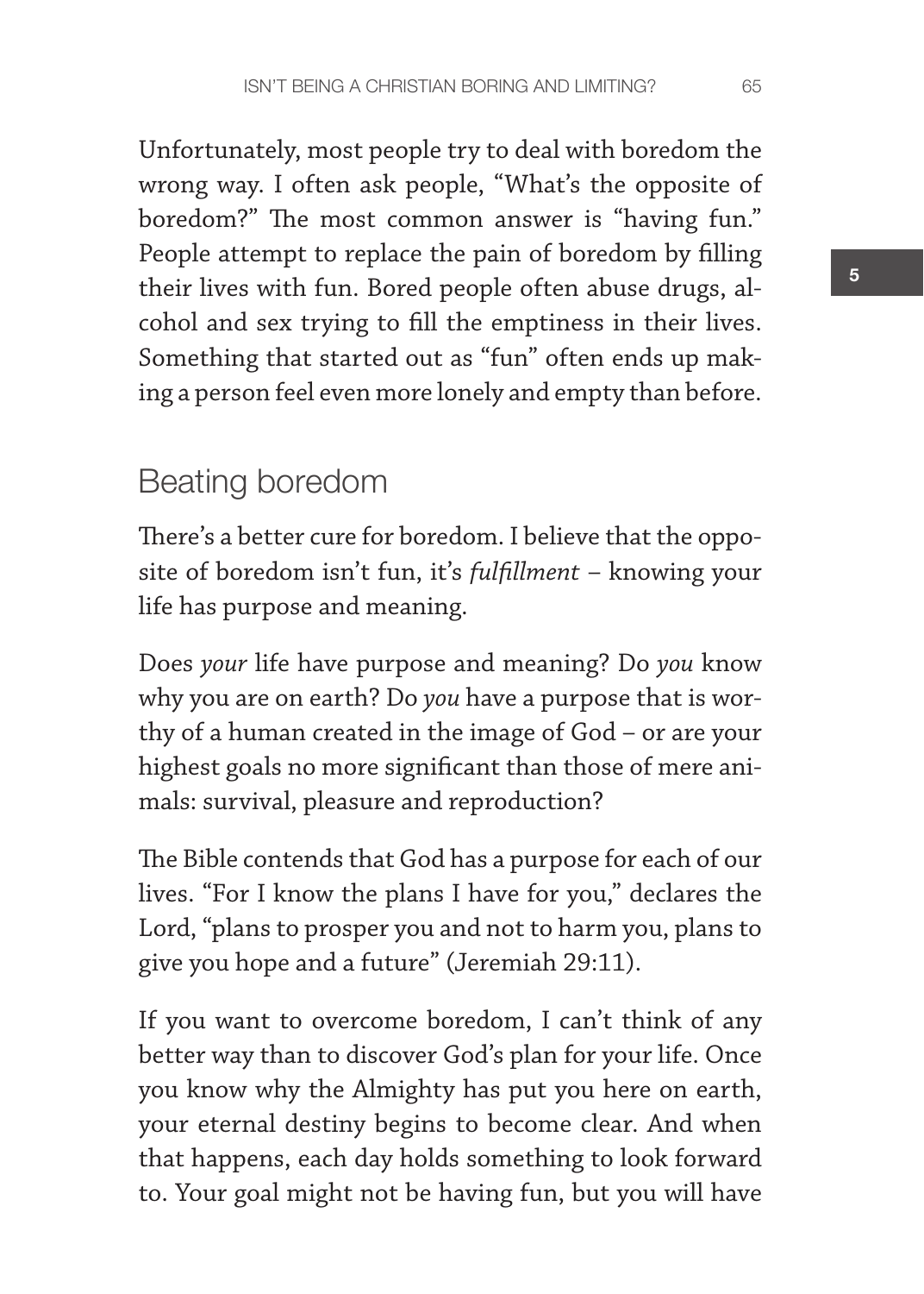Unfortunately, most people try to deal with boredom the wrong way. I often ask people, "What's the opposite of boredom?" The most common answer is "having fun." People attempt to replace the pain of boredom by filling their lives with fun. Bored people often abuse drugs, alcohol and sex trying to fill the emptiness in their lives. Something that started out as "fun" often ends up making a person feel even more lonely and empty than before.

## Beating boredom

There's a better cure for boredom. I believe that the opposite of boredom isn't fun, it's *fulfillment* – knowing your life has purpose and meaning.

Does *your* life have purpose and meaning? Do *you* know why you are on earth? Do *you* have a purpose that is worthy of a human created in the image of God – or are your highest goals no more significant than those of mere animals: survival, pleasure and reproduction?

The Bible contends that God has a purpose for each of our lives. "For I know the plans I have for you," declares the Lord, "plans to prosper you and not to harm you, plans to give you hope and a future" (Jeremiah 29:11).

If you want to overcome boredom, I can't think of any better way than to discover God's plan for your life. Once you know why the Almighty has put you here on earth, your eternal destiny begins to become clear. And when that happens, each day holds something to look forward to. Your goal might not be having fun, but you will have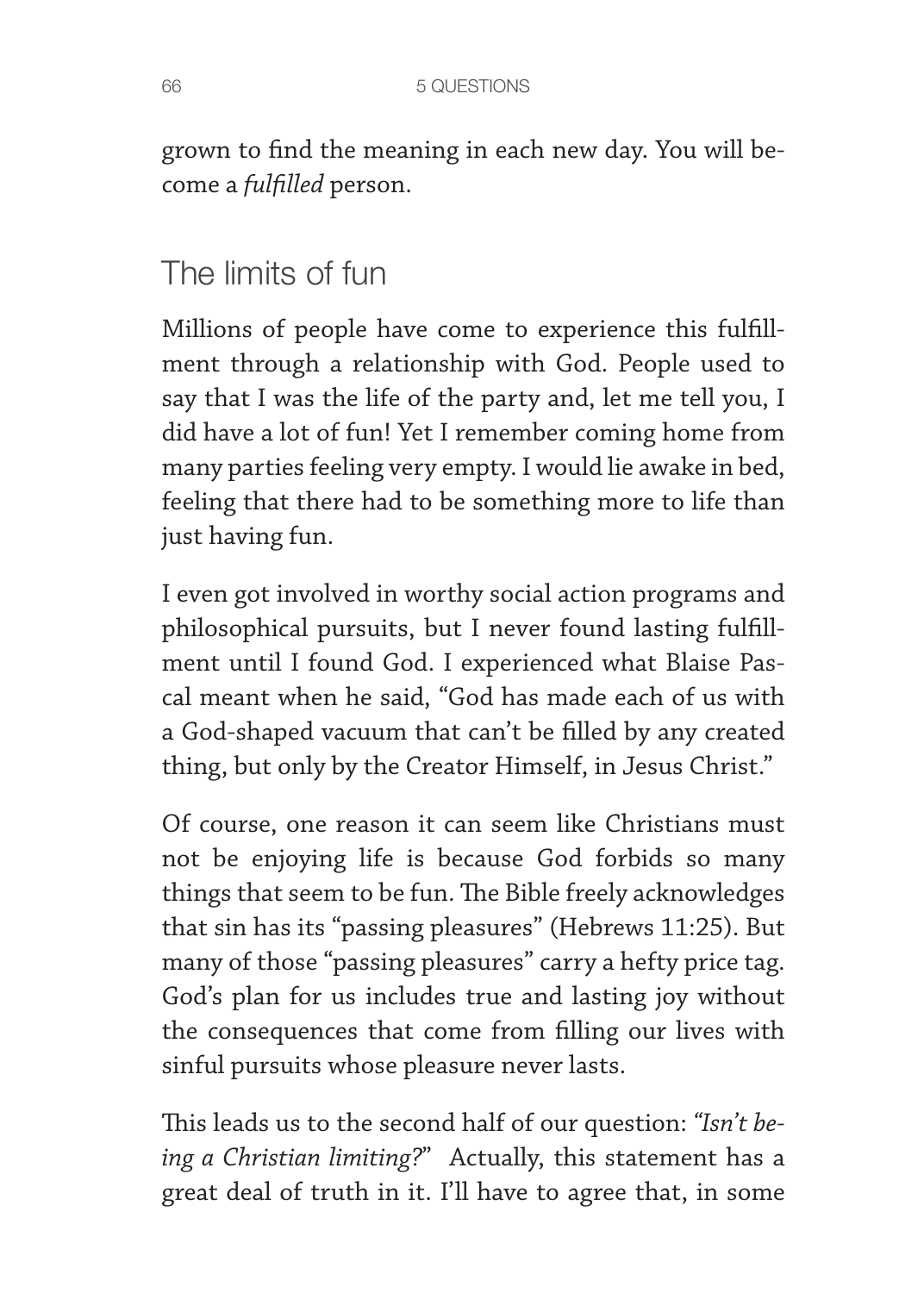grown to find the meaning in each new day. You will become a *fulfilled* person.

## The limits of fun

Millions of people have come to experience this fulfillment through a relationship with God. People used to say that I was the life of the party and, let me tell you, I did have a lot of fun! Yet I remember coming home from many parties feeling very empty. I would lie awake in bed, feeling that there had to be something more to life than just having fun.

I even got involved in worthy social action programs and philosophical pursuits, but I never found lasting fulfillment until I found God. I experienced what Blaise Pascal meant when he said, "God has made each of us with a God-shaped vacuum that can't be filled by any created thing, but only by the Creator Himself, in Jesus Christ."

Of course, one reason it can seem like Christians must not be enjoying life is because God forbids so many things that seem to be fun. The Bible freely acknowledges that sin has its "passing pleasures" (Hebrews 11:25). But many of those "passing pleasures" carry a hefty price tag. God's plan for us includes true and lasting joy without the consequences that come from filling our lives with sinful pursuits whose pleasure never lasts.

This leads us to the second half of our question: *"Isn't being a Christian limiting?"* Actually, this statement has a great deal of truth in it. I'll have to agree that, in some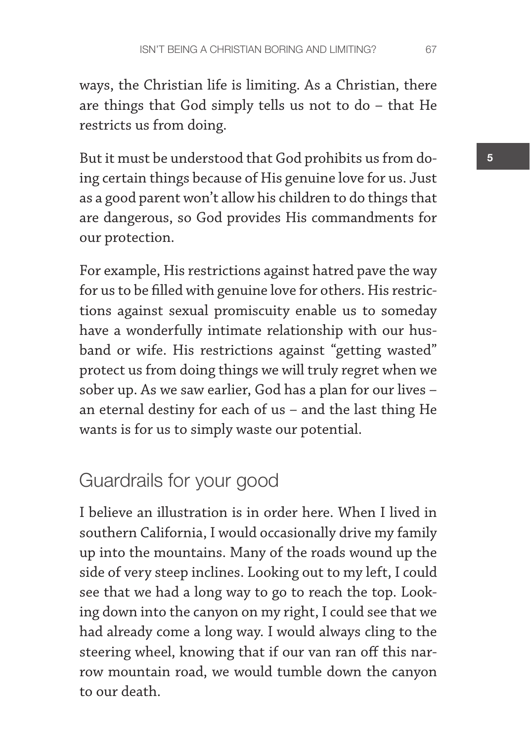ways, the Christian life is limiting. As a Christian, there are things that God simply tells us not to do – that He restricts us from doing.

But it must be understood that God prohibits us from doing certain things because of His genuine love for us. Just as a good parent won't allow his children to do things that are dangerous, so God provides His commandments for our protection.

For example, His restrictions against hatred pave the way for us to be filled with genuine love for others. His restrictions against sexual promiscuity enable us to someday have a wonderfully intimate relationship with our husband or wife. His restrictions against "getting wasted" protect us from doing things we will truly regret when we sober up. As we saw earlier, God has a plan for our lives – an eternal destiny for each of us – and the last thing He wants is for us to simply waste our potential.

## Guardrails for your good

I believe an illustration is in order here. When I lived in southern California, I would occasionally drive my family up into the mountains. Many of the roads wound up the side of very steep inclines. Looking out to my left, I could see that we had a long way to go to reach the top. Looking down into the canyon on my right, I could see that we had already come a long way. I would always cling to the steering wheel, knowing that if our van ran off this narrow mountain road, we would tumble down the canyon to our death.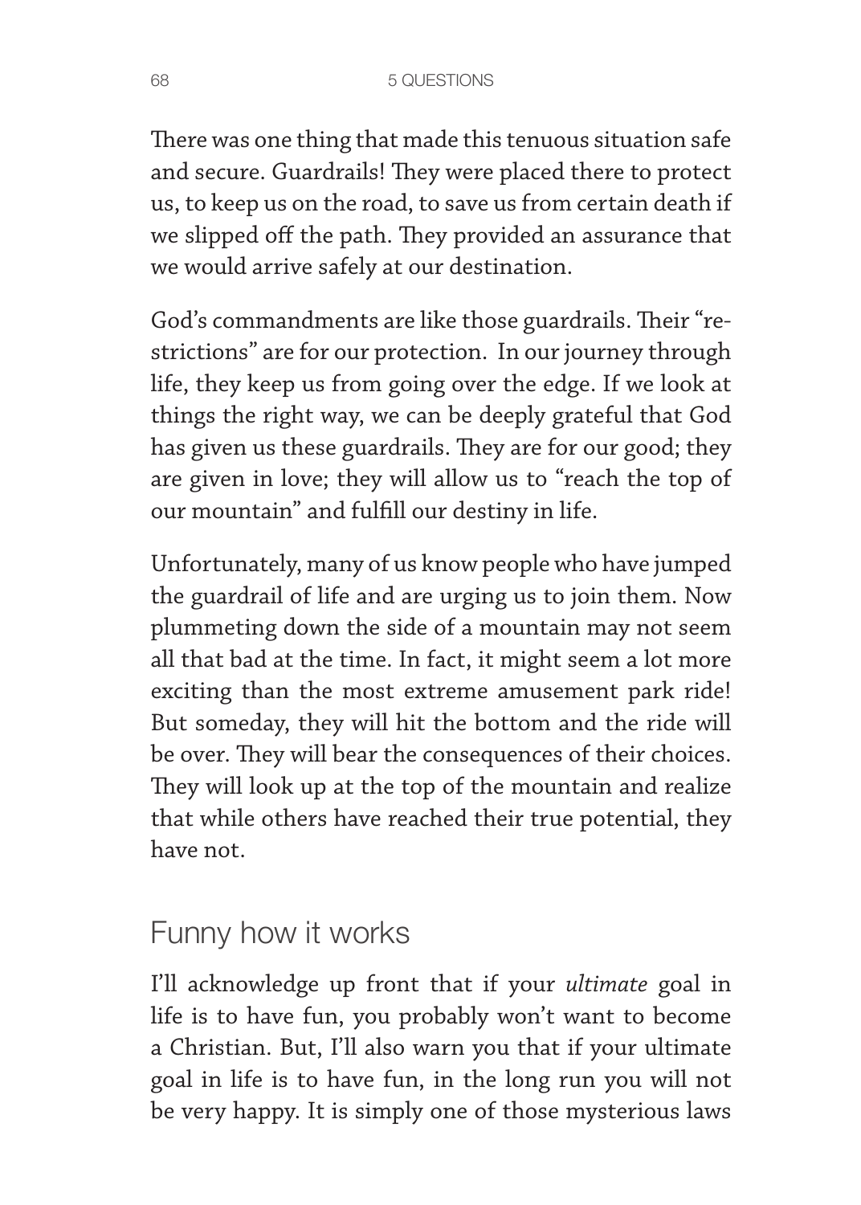There was one thing that made this tenuous situation safe and secure. Guardrails! They were placed there to protect us, to keep us on the road, to save us from certain death if we slipped off the path. They provided an assurance that we would arrive safely at our destination.

God's commandments are like those guardrails. Their "restrictions" are for our protection. In our journey through life, they keep us from going over the edge. If we look at things the right way, we can be deeply grateful that God has given us these guardrails. They are for our good; they are given in love; they will allow us to "reach the top of our mountain" and fulfill our destiny in life.

Unfortunately, many of us know people who have jumped the guardrail of life and are urging us to join them. Now plummeting down the side of a mountain may not seem all that bad at the time. In fact, it might seem a lot more exciting than the most extreme amusement park ride! But someday, they will hit the bottom and the ride will be over. They will bear the consequences of their choices. They will look up at the top of the mountain and realize that while others have reached their true potential, they have not.

## Funny how it works

I'll acknowledge up front that if your *ultimate* goal in life is to have fun, you probably won't want to become a Christian. But, I'll also warn you that if your ultimate goal in life is to have fun, in the long run you will not be very happy. It is simply one of those mysterious laws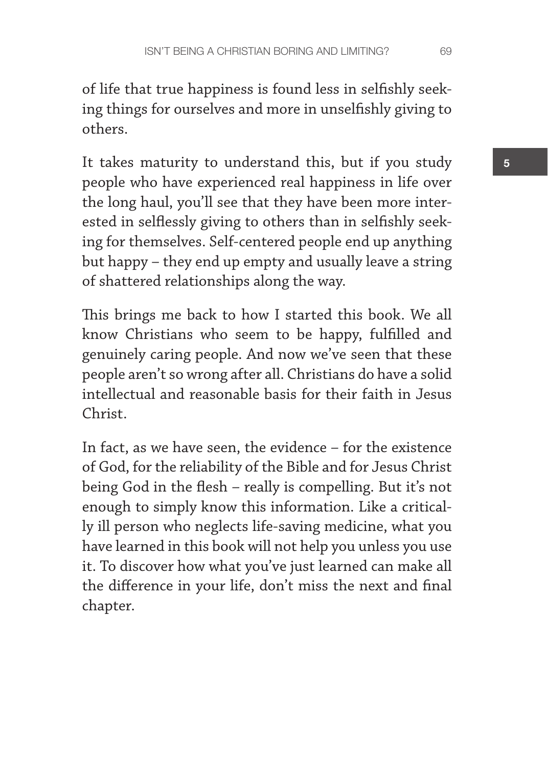of life that true happiness is found less in selfishly seeking things for ourselves and more in unselfishly giving to others.

It takes maturity to understand this, but if you study people who have experienced real happiness in life over the long haul, you'll see that they have been more interested in selflessly giving to others than in selfishly seeking for themselves. Self-centered people end up anything but happy – they end up empty and usually leave a string of shattered relationships along the way.

This brings me back to how I started this book. We all know Christians who seem to be happy, fulfilled and genuinely caring people. And now we've seen that these people aren't so wrong after all. Christians do have a solid intellectual and reasonable basis for their faith in Jesus Christ.

In fact, as we have seen, the evidence – for the existence of God, for the reliability of the Bible and for Jesus Christ being God in the flesh – really is compelling. But it's not enough to simply know this information. Like a critically ill person who neglects life-saving medicine, what you have learned in this book will not help you unless you use it. To discover how what you've just learned can make all the difference in your life, don't miss the next and final chapter.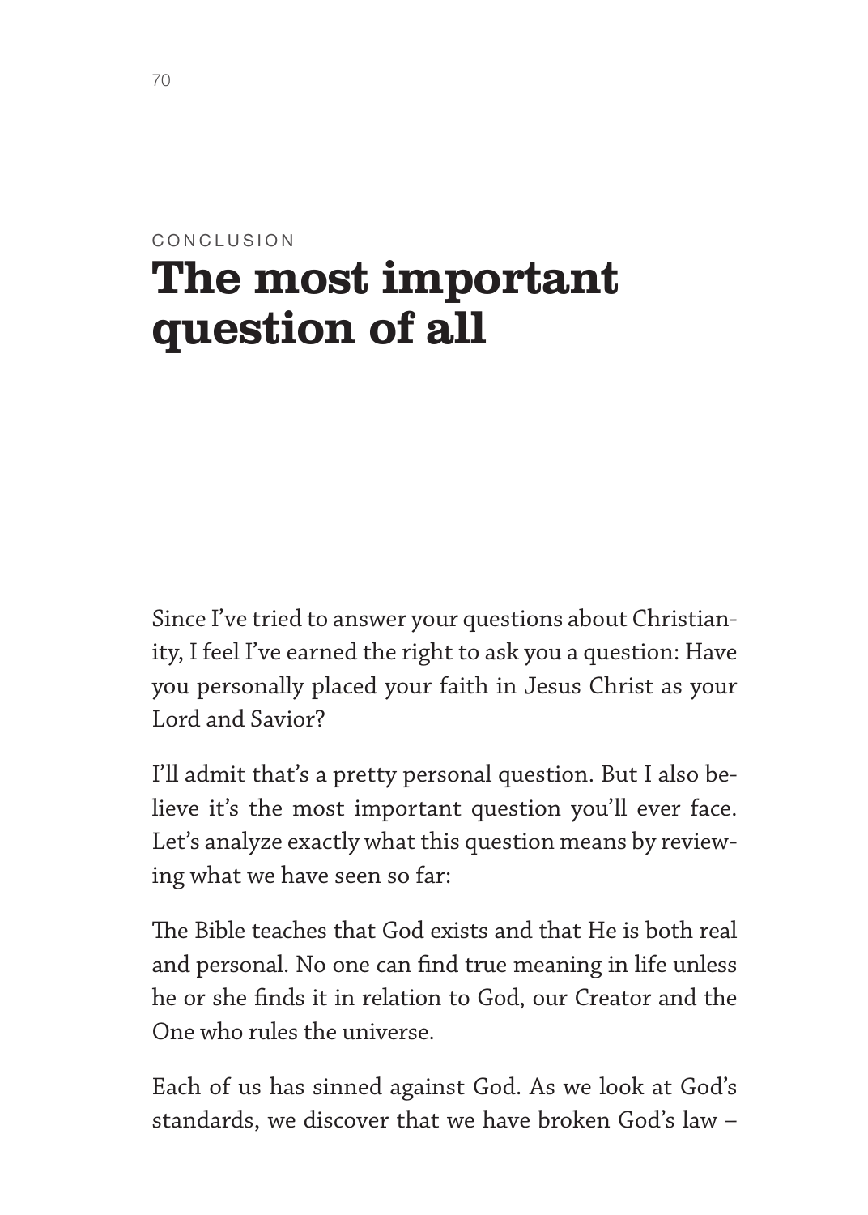CONCLUSION

# The most important question of all

Since I've tried to answer your questions about Christianity, I feel I've earned the right to ask you a question: Have you personally placed your faith in Jesus Christ as your Lord and Savior?

I'll admit that's a pretty personal question. But I also believe it's the most important question you'll ever face. Let's analyze exactly what this question means by reviewing what we have seen so far:

The Bible teaches that God exists and that He is both real and personal. No one can find true meaning in life unless he or she finds it in relation to God, our Creator and the One who rules the universe.

Each of us has sinned against God. As we look at God's standards, we discover that we have broken God's law –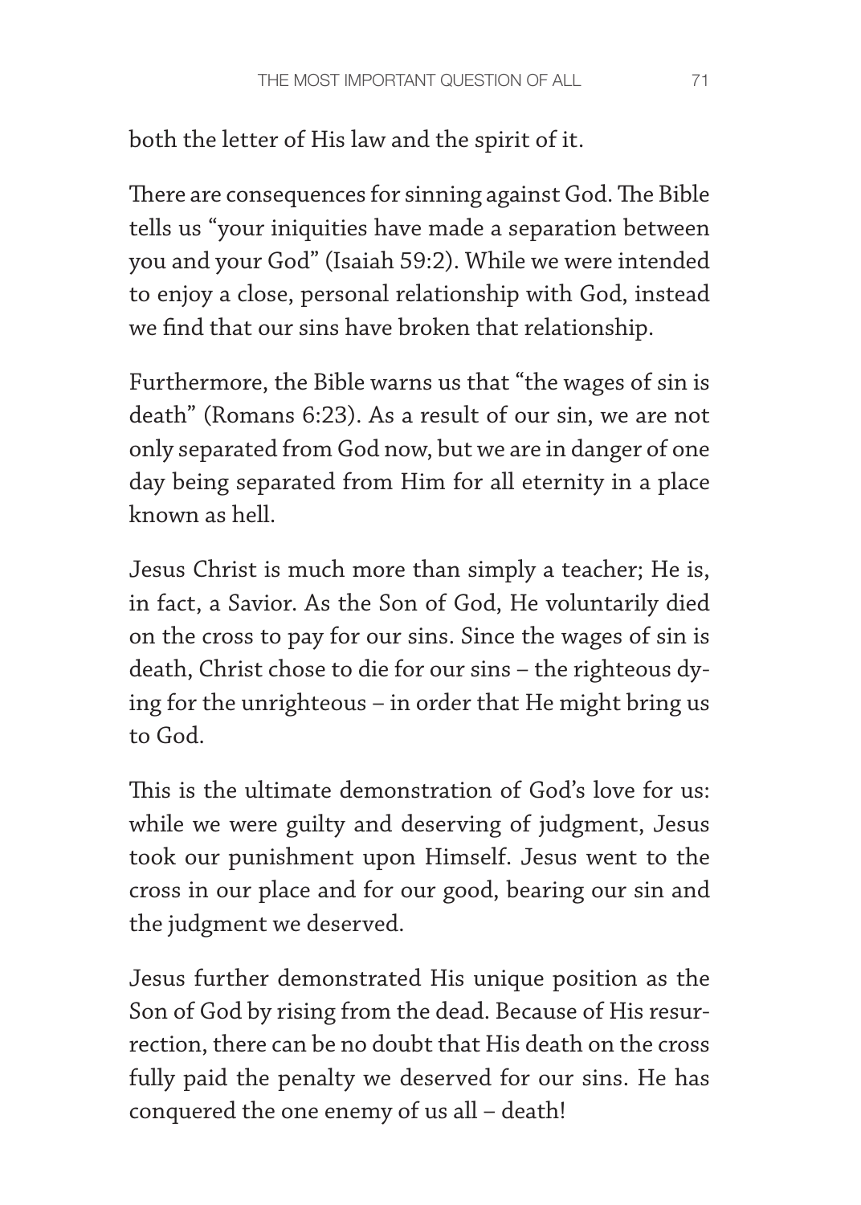both the letter of His law and the spirit of it.

There are consequences for sinning against God. The Bible tells us "your iniquities have made a separation between you and your God" (Isaiah 59:2). While we were intended to enjoy a close, personal relationship with God, instead we find that our sins have broken that relationship.

Furthermore, the Bible warns us that "the wages of sin is death" (Romans 6:23). As a result of our sin, we are not only separated from God now, but we are in danger of one day being separated from Him for all eternity in a place known as hell.

Jesus Christ is much more than simply a teacher; He is, in fact, a Savior. As the Son of God, He voluntarily died on the cross to pay for our sins. Since the wages of sin is death, Christ chose to die for our sins – the righteous dying for the unrighteous – in order that He might bring us to God.

This is the ultimate demonstration of God's love for us: while we were guilty and deserving of judgment, Jesus took our punishment upon Himself. Jesus went to the cross in our place and for our good, bearing our sin and the judgment we deserved.

Jesus further demonstrated His unique position as the Son of God by rising from the dead. Because of His resurrection, there can be no doubt that His death on the cross fully paid the penalty we deserved for our sins. He has conquered the one enemy of us all – death!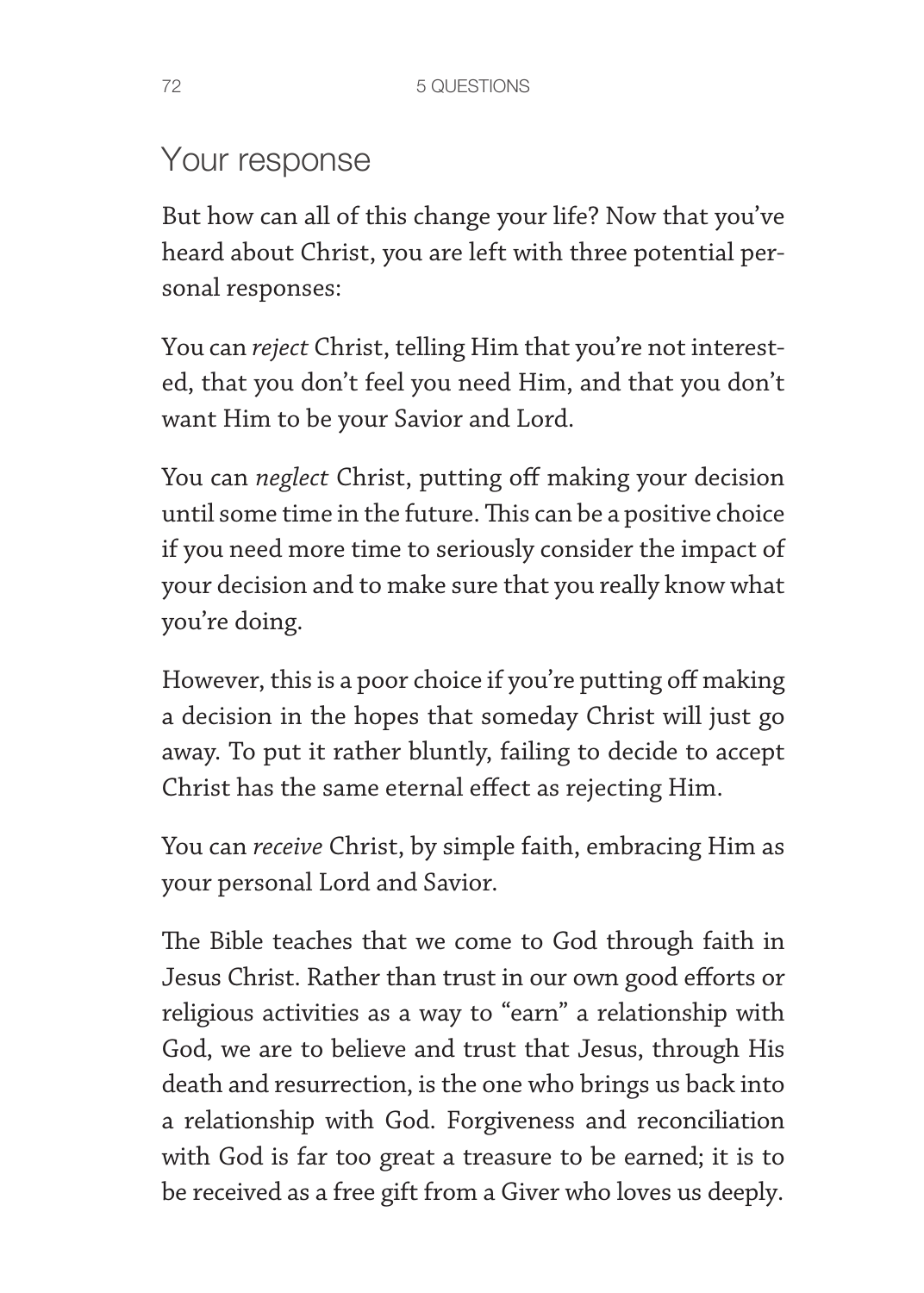## Your response

But how can all of this change your life? Now that you've heard about Christ, you are left with three potential personal responses:

You can *reject* Christ, telling Him that you're not interested, that you don't feel you need Him, and that you don't want Him to be your Savior and Lord.

You can *neglect* Christ, putting off making your decision until some time in the future. This can be a positive choice if you need more time to seriously consider the impact of your decision and to make sure that you really know what you're doing.

However, this is a poor choice if you're putting off making a decision in the hopes that someday Christ will just go away. To put it rather bluntly, failing to decide to accept Christ has the same eternal effect as rejecting Him.

You can *receive* Christ, by simple faith, embracing Him as your personal Lord and Savior.

The Bible teaches that we come to God through faith in Jesus Christ. Rather than trust in our own good efforts or religious activities as a way to "earn" a relationship with God, we are to believe and trust that Jesus, through His death and resurrection, is the one who brings us back into a relationship with God. Forgiveness and reconciliation with God is far too great a treasure to be earned; it is to be received as a free gift from a Giver who loves us deeply.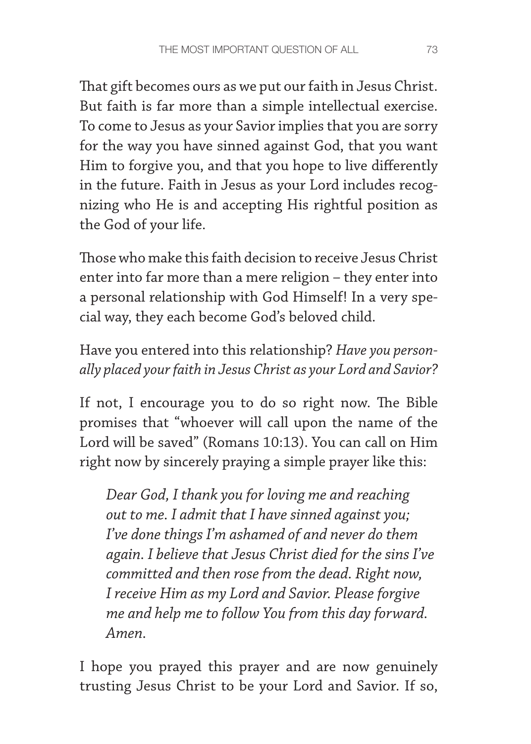That gift becomes ours as we put our faith in Jesus Christ. But faith is far more than a simple intellectual exercise. To come to Jesus as your Savior implies that you are sorry for the way you have sinned against God, that you want Him to forgive you, and that you hope to live differently in the future. Faith in Jesus as your Lord includes recognizing who He is and accepting His rightful position as the God of your life.

Those who make this faith decision to receive Jesus Christ enter into far more than a mere religion – they enter into a personal relationship with God Himself! In a very special way, they each become God's beloved child.

Have you entered into this relationship? *Have you personally placed your faith in Jesus Christ as your Lord and Savior?*

If not, I encourage you to do so right now. The Bible promises that "whoever will call upon the name of the Lord will be saved" (Romans 10:13). You can call on Him right now by sincerely praying a simple prayer like this:

> *Dear God, I thank you for loving me and reaching out to me. I admit that I have sinned against you; I've done things I'm ashamed of and never do them again. I believe that Jesus Christ died for the sins I've committed and then rose from the dead. Right now, I receive Him as my Lord and Savior. Please forgive me and help me to follow You from this day forward. Amen.*

I hope you prayed this prayer and are now genuinely trusting Jesus Christ to be your Lord and Savior. If so,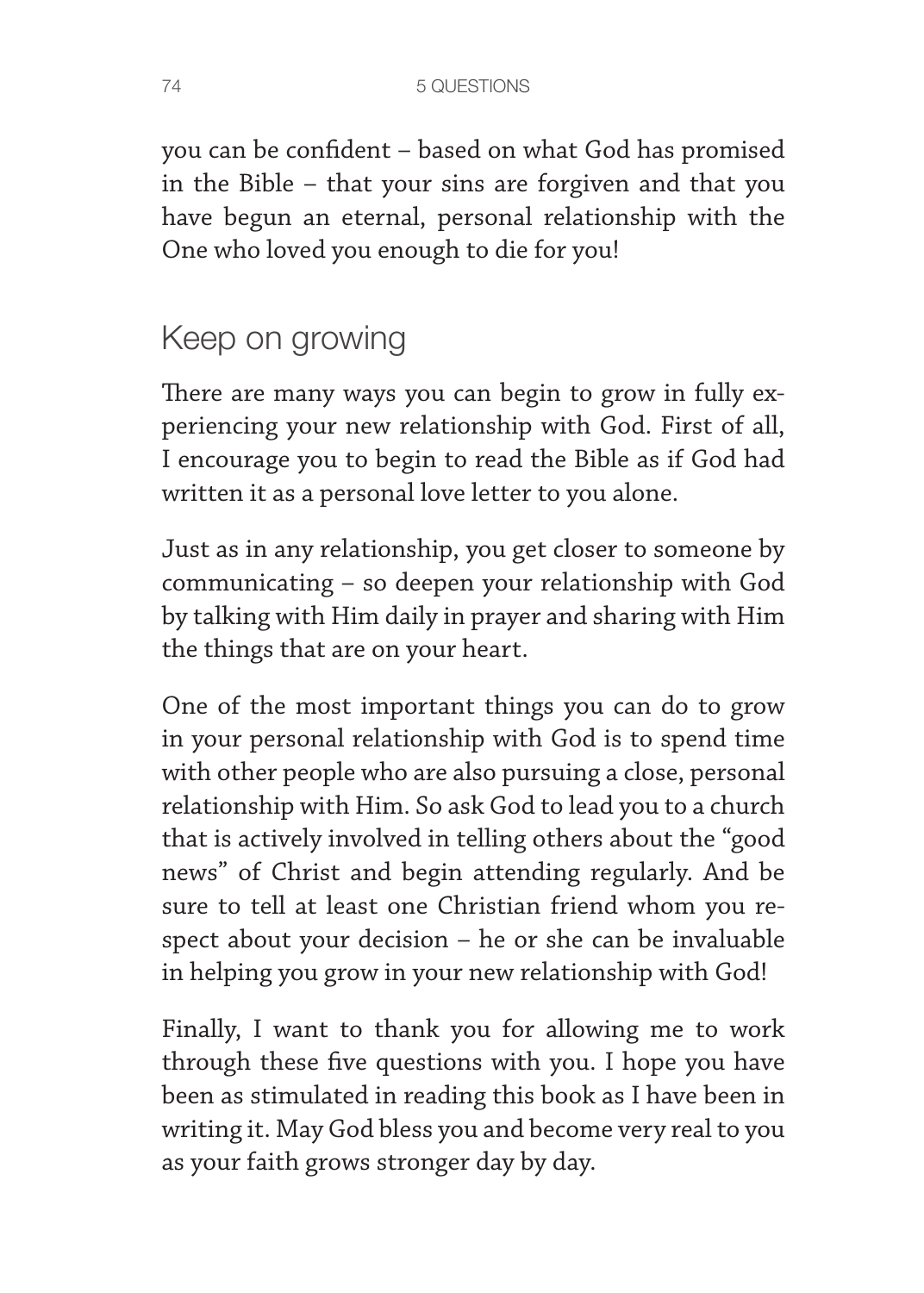you can be confident – based on what God has promised in the Bible – that your sins are forgiven and that you have begun an eternal, personal relationship with the One who loved you enough to die for you!

## Keep on growing

There are many ways you can begin to grow in fully experiencing your new relationship with God. First of all, I encourage you to begin to read the Bible as if God had written it as a personal love letter to you alone.

Just as in any relationship, you get closer to someone by communicating – so deepen your relationship with God by talking with Him daily in prayer and sharing with Him the things that are on your heart.

One of the most important things you can do to grow in your personal relationship with God is to spend time with other people who are also pursuing a close, personal relationship with Him. So ask God to lead you to a church that is actively involved in telling others about the "good news" of Christ and begin attending regularly. And be sure to tell at least one Christian friend whom you respect about your decision – he or she can be invaluable in helping you grow in your new relationship with God!

Finally, I want to thank you for allowing me to work through these five questions with you. I hope you have been as stimulated in reading this book as I have been in writing it. May God bless you and become very real to you as your faith grows stronger day by day.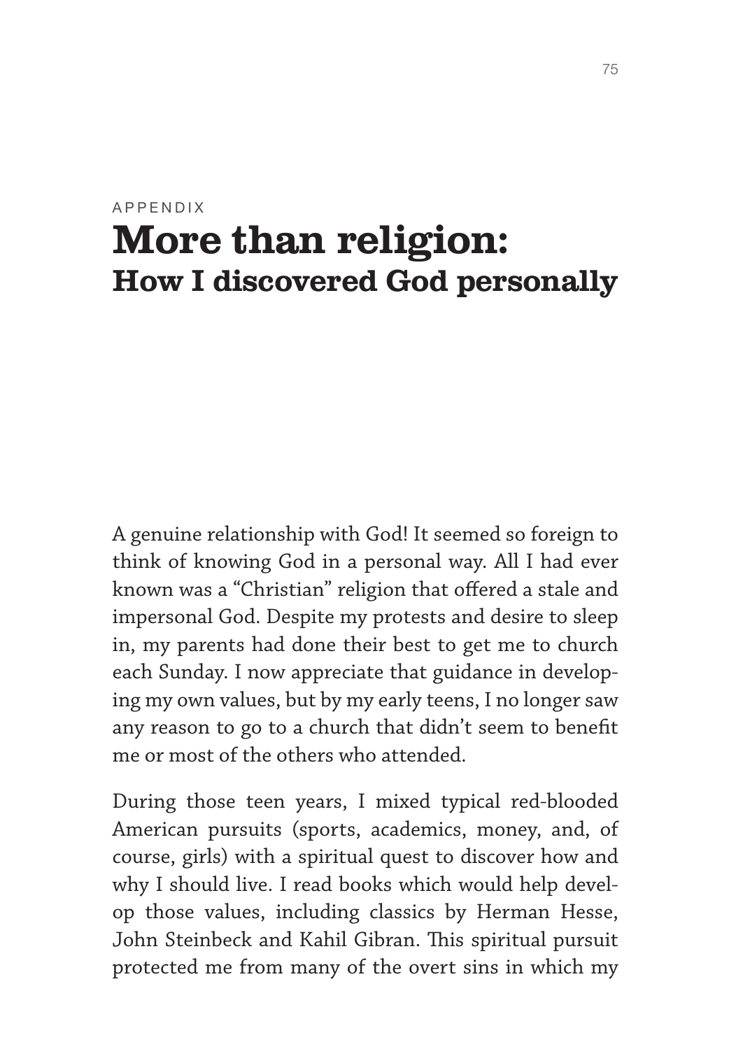APPENDIX

# More than religion:
## How I discovered God personally

A genuine relationship with God! It seemed so foreign to think of knowing God in a personal way. All I had ever known was a "Christian" religion that offered a stale and impersonal God. Despite my protests and desire to sleep in, my parents had done their best to get me to church each Sunday. I now appreciate that guidance in developing my own values, but by my early teens, I no longer saw any reason to go to a church that didn't seem to benefit me or most of the others who attended.

During those teen years, I mixed typical red-blooded American pursuits (sports, academics, money, and, of course, girls) with a spiritual quest to discover how and why I should live. I read books which would help develop those values, including classics by Herman Hesse, John Steinbeck and Kahil Gibran. This spiritual pursuit protected me from many of the overt sins in which my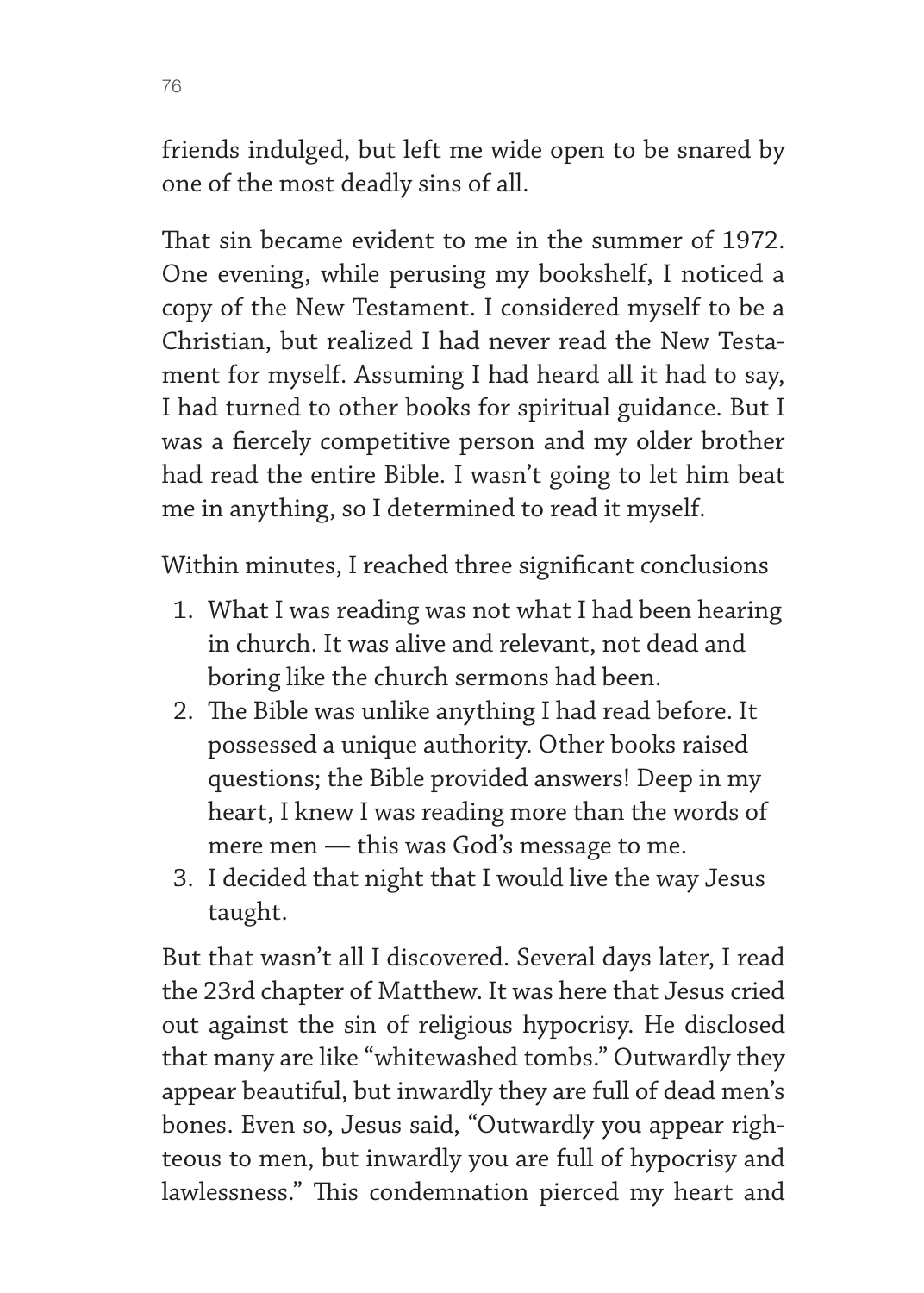friends indulged, but left me wide open to be snared by one of the most deadly sins of all.

That sin became evident to me in the summer of 1972. One evening, while perusing my bookshelf, I noticed a copy of the New Testament. I considered myself to be a Christian, but realized I had never read the New Testament for myself. Assuming I had heard all it had to say, I had turned to other books for spiritual guidance. But I was a fiercely competitive person and my older brother had read the entire Bible. I wasn't going to let him beat me in anything, so I determined to read it myself.

Within minutes, I reached three significant conclusions

1. What I was reading was not what I had been hearing in church. It was alive and relevant, not dead and boring like the church sermons had been.
2. The Bible was unlike anything I had read before. It possessed a unique authority. Other books raised questions; the Bible provided answers! Deep in my heart, I knew I was reading more than the words of mere men — this was God's message to me.
3. I decided that night that I would live the way Jesus taught.

But that wasn't all I discovered. Several days later, I read the 23rd chapter of Matthew. It was here that Jesus cried out against the sin of religious hypocrisy. He disclosed that many are like "whitewashed tombs." Outwardly they appear beautiful, but inwardly they are full of dead men's bones. Even so, Jesus said, "Outwardly you appear righteous to men, but inwardly you are full of hypocrisy and lawlessness." This condemnation pierced my heart and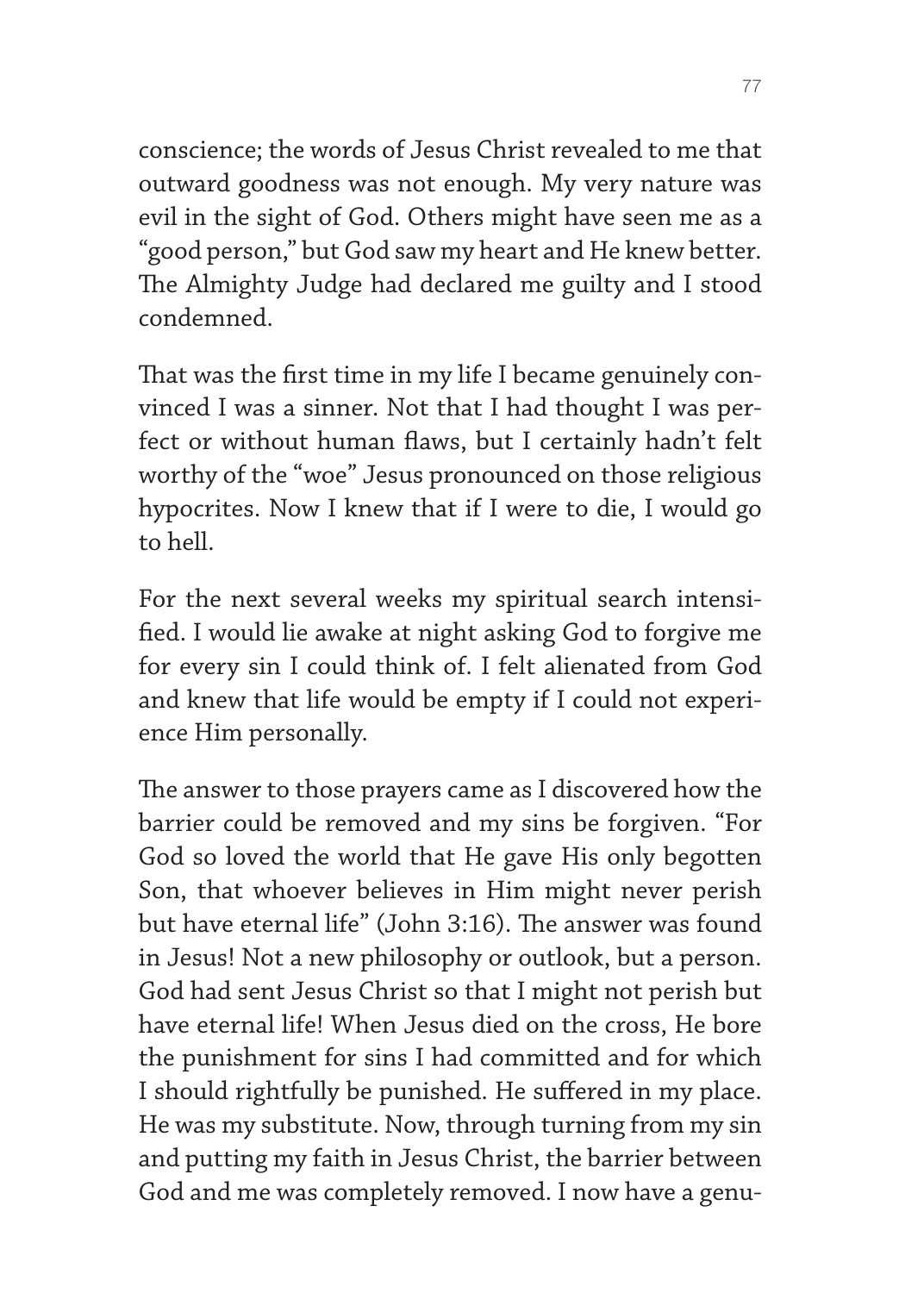conscience; the words of Jesus Christ revealed to me that outward goodness was not enough. My very nature was evil in the sight of God. Others might have seen me as a "good person," but God saw my heart and He knew better. The Almighty Judge had declared me guilty and I stood condemned.

That was the first time in my life I became genuinely convinced I was a sinner. Not that I had thought I was perfect or without human flaws, but I certainly hadn't felt worthy of the "woe" Jesus pronounced on those religious hypocrites. Now I knew that if I were to die, I would go to hell.

For the next several weeks my spiritual search intensified. I would lie awake at night asking God to forgive me for every sin I could think of. I felt alienated from God and knew that life would be empty if I could not experience Him personally.

The answer to those prayers came as I discovered how the barrier could be removed and my sins be forgiven. "For God so loved the world that He gave His only begotten Son, that whoever believes in Him might never perish but have eternal life" (John 3:16). The answer was found in Jesus! Not a new philosophy or outlook, but a person. God had sent Jesus Christ so that I might not perish but have eternal life! When Jesus died on the cross, He bore the punishment for sins I had committed and for which I should rightfully be punished. He suffered in my place. He was my substitute. Now, through turning from my sin and putting my faith in Jesus Christ, the barrier between God and me was completely removed. I now have a genu-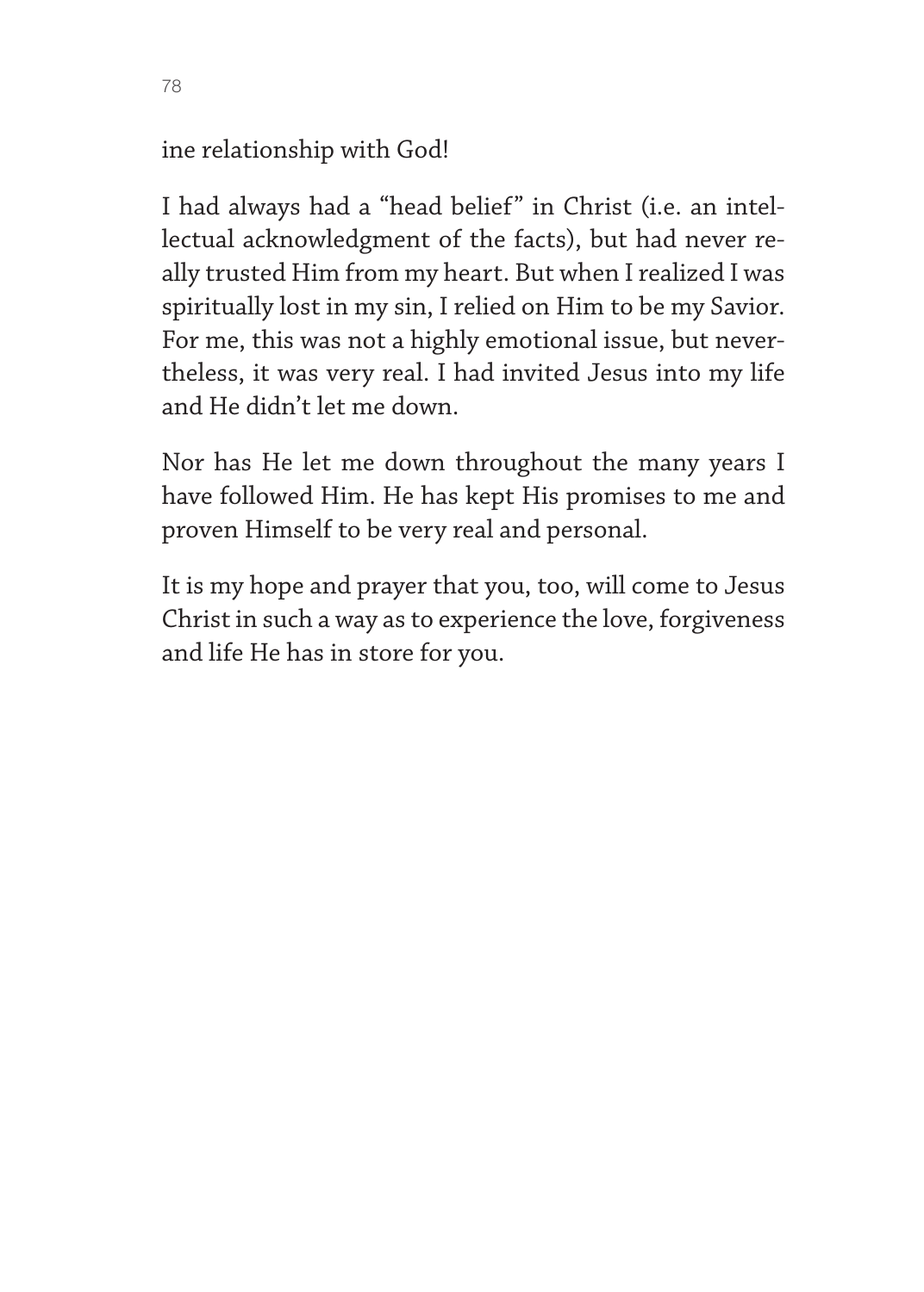ine relationship with God!

I had always had a "head belief" in Christ (i.e. an intellectual acknowledgment of the facts), but had never really trusted Him from my heart. But when I realized I was spiritually lost in my sin, I relied on Him to be my Savior. For me, this was not a highly emotional issue, but nevertheless, it was very real. I had invited Jesus into my life and He didn't let me down.

Nor has He let me down throughout the many years I have followed Him. He has kept His promises to me and proven Himself to be very real and personal.

It is my hope and prayer that you, too, will come to Jesus Christ in such a way as to experience the love, forgiveness and life He has in store for you.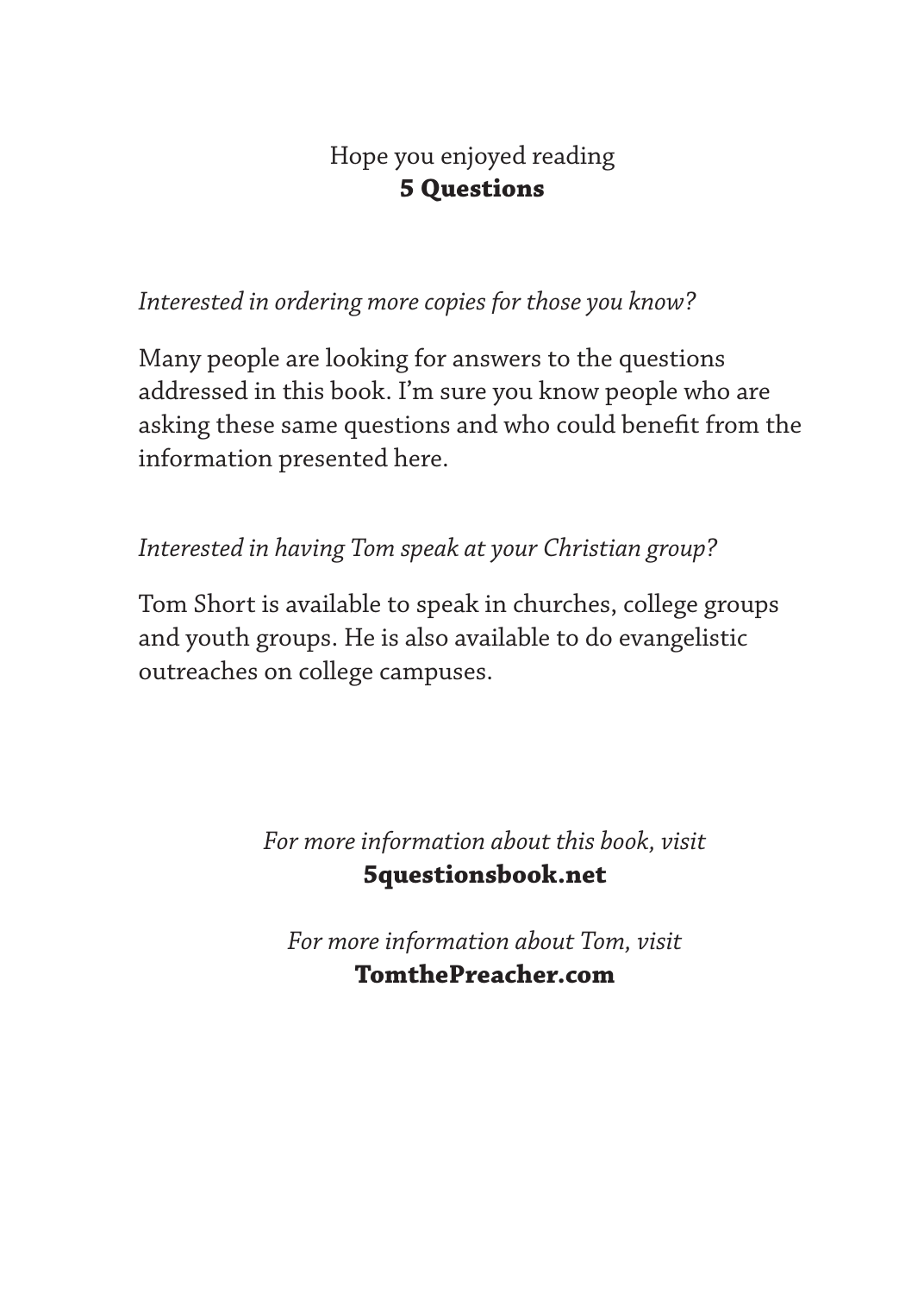Hope you enjoyed reading
**5 Questions**

*Interested in ordering more copies for those you know?*

Many people are looking for answers to the questions addressed in this book. I'm sure you know people who are asking these same questions and who could benefit from the information presented here.

*Interested in having Tom speak at your Christian group?*

Tom Short is available to speak in churches, college groups and youth groups. He is also available to do evangelistic outreaches on college campuses.

*For more information about this book, visit*
**5questionsbook.net**

*For more information about Tom, visit*
**TomthePreacher.com**